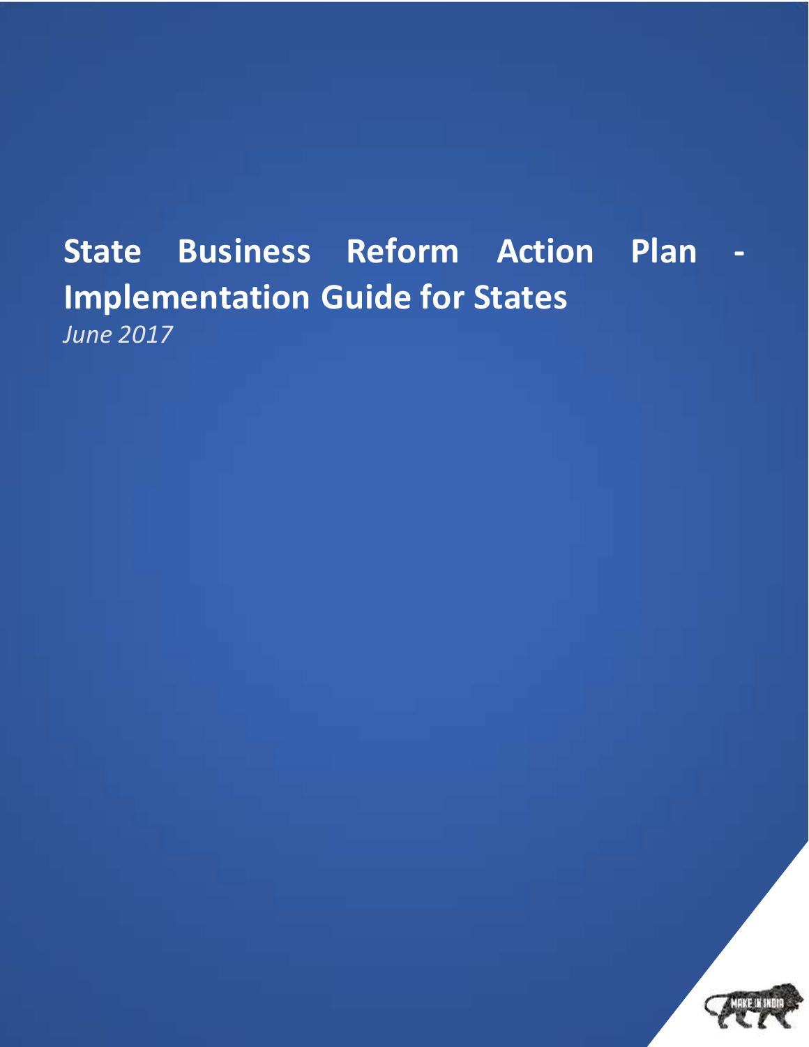# State Business Reform Action Plan - Implementation Guide for States

*June 2017*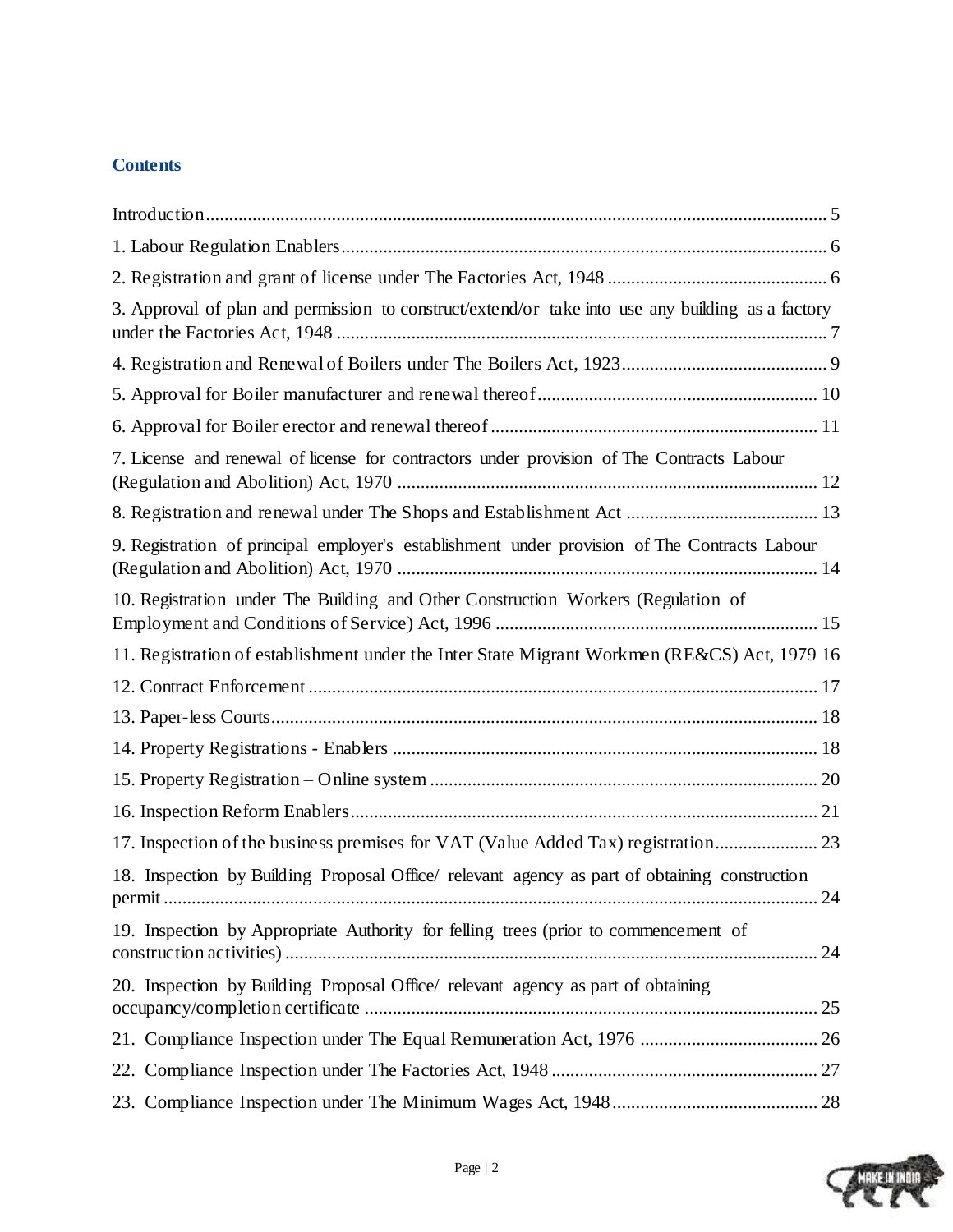## Contents

Introduction .................................................................................................................................. 5

1. Labour Regulation Enablers ....................................................................................................... 6

2. Registration and grant of license under The Factories Act, 1948 ............................................... 6

3. Approval of plan and permission to construct/extend/or take into use any building as a factory under the Factories Act, 1948 ........................................................................................................ 7

4. Registration and Renewal of Boilers under The Boilers Act, 1923 ............................................ 9

5. Approval for Boiler manufacturer and renewal thereof ............................................................ 10

6. Approval for Boiler erector and renewal thereof ...................................................................... 11

7. License and renewal of license for contractors under provision of The Contracts Labour (Regulation and Abolition) Act, 1970 .......................................................................................... 12

8. Registration and renewal under The Shops and Establishment Act .......................................... 13

9. Registration of principal employer's establishment under provision of The Contracts Labour (Regulation and Abolition) Act, 1970 .......................................................................................... 14

10. Registration under The Building and Other Construction Workers (Regulation of Employment and Conditions of Service) Act, 1996 ..................................................................... 15

11. Registration of establishment under the Inter State Migrant Workmen (RE&CS) Act, 1979 16

12. Contract Enforcement ............................................................................................................ 17

13. Paper-less Courts .................................................................................................................... 18

14. Property Registrations - Enablers .......................................................................................... 18

15. Property Registration – Online system .................................................................................. 20

16. Inspection Reform Enablers .................................................................................................... 21

17. Inspection of the business premises for VAT (Value Added Tax) registration ...................... 23

18. Inspection by Building Proposal Office/ relevant agency as part of obtaining construction permit ........................................................................................................................................... 24

19. Inspection by Appropriate Authority for felling trees (prior to commencement of construction activities) .................................................................................................................. 24

20. Inspection by Building Proposal Office/ relevant agency as part of obtaining occupancy/completion certificate ................................................................................................. 25

21. Compliance Inspection under The Equal Remuneration Act, 1976 ...................................... 26

22. Compliance Inspection under The Factories Act, 1948 ......................................................... 27

23. Compliance Inspection under The Minimum Wages Act, 1948 ............................................ 28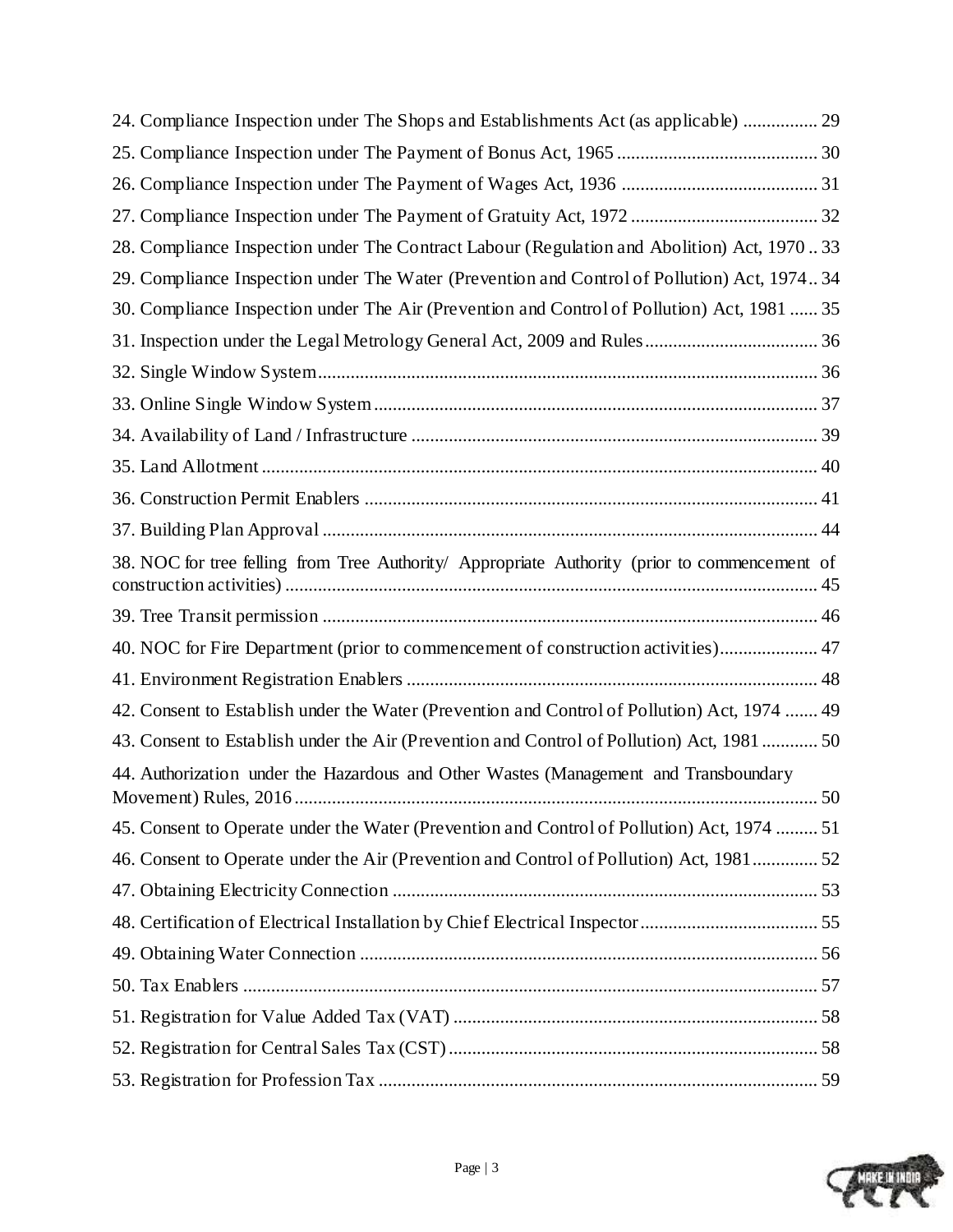24. Compliance Inspection under The Shops and Establishments Act (as applicable) ................ 29

25. Compliance Inspection under The Payment of Bonus Act, 1965 ........................................... 30

26. Compliance Inspection under The Payment of Wages Act, 1936 .......................................... 31

27. Compliance Inspection under The Payment of Gratuity Act, 1972 ........................................ 32

28. Compliance Inspection under The Contract Labour (Regulation and Abolition) Act, 1970 .. 33

29. Compliance Inspection under The Water (Prevention and Control of Pollution) Act, 1974.. 34

30. Compliance Inspection under The Air (Prevention and Control of Pollution) Act, 1981 ...... 35

31. Inspection under the Legal Metrology General Act, 2009 and Rules..................................... 36

32. Single Window System........................................................................................................... 36

33. Online Single Window System............................................................................................... 37

34. Availability of Land / Infrastructure ....................................................................................... 39

35. Land Allotment ....................................................................................................................... 40

36. Construction Permit Enablers ................................................................................................. 41

37. Building Plan Approval .......................................................................................................... 44

38. NOC for tree felling from Tree Authority/ Appropriate Authority (prior to commencement of construction activities) .................................................................................................................. 45

39. Tree Transit permission .......................................................................................................... 46

40. NOC for Fire Department (prior to commencement of construction activities)..................... 47

41. Environment Registration Enablers ....................................................................................... 48

42. Consent to Establish under the Water (Prevention and Control of Pollution) Act, 1974 ....... 49

43. Consent to Establish under the Air (Prevention and Control of Pollution) Act, 1981 ............ 50

44. Authorization under the Hazardous and Other Wastes (Management and Transboundary Movement) Rules, 2016 ................................................................................................................ 50

45. Consent to Operate under the Water (Prevention and Control of Pollution) Act, 1974 ......... 51

46. Consent to Operate under the Air (Prevention and Control of Pollution) Act, 1981.............. 52

47. Obtaining Electricity Connection ........................................................................................... 53

48. Certification of Electrical Installation by Chief Electrical Inspector...................................... 55

49. Obtaining Water Connection .................................................................................................. 56

50. Tax Enablers ........................................................................................................................... 57

51. Registration for Value Added Tax (VAT) .............................................................................. 58

52. Registration for Central Sales Tax (CST) ............................................................................... 58

53. Registration for Profession Tax .............................................................................................. 59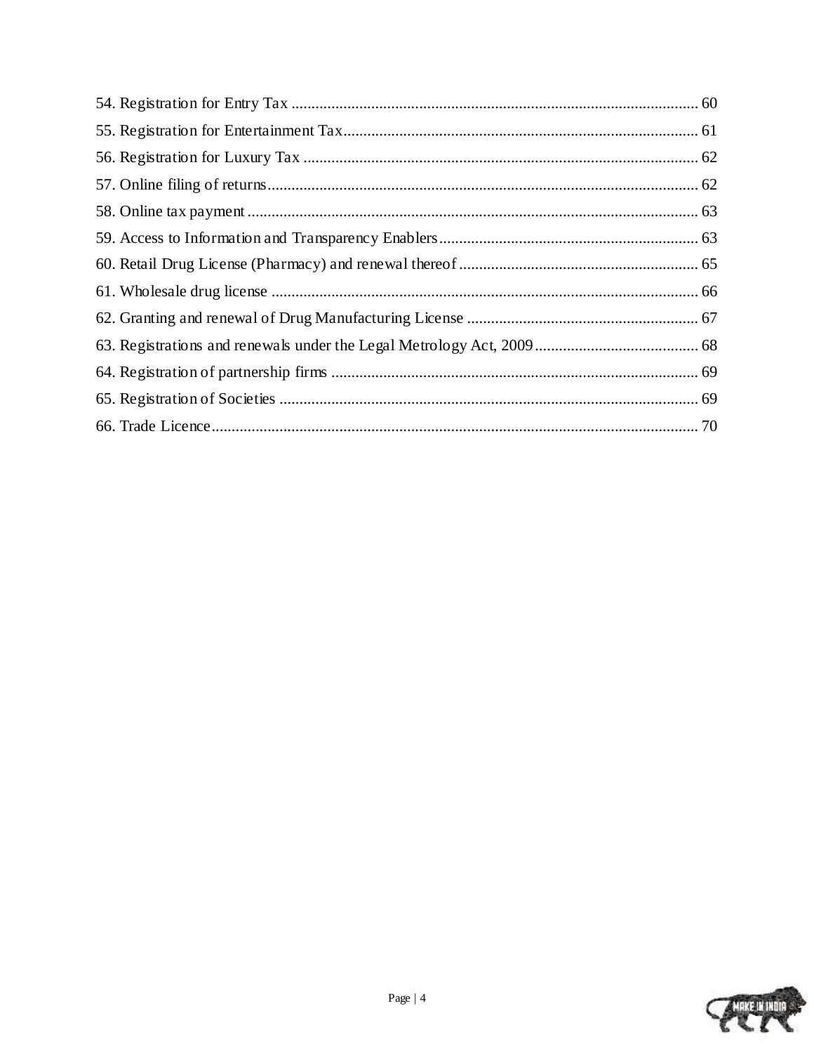54. Registration for Entry Tax ..................................................................................................... 60
55. Registration for Entertainment Tax........................................................................................ 61
56. Registration for Luxury Tax .................................................................................................. 62
57. Online filing of returns........................................................................................................... 62
58. Online tax payment ................................................................................................................ 63
59. Access to Information and Transparency Enablers................................................................ 63
60. Retail Drug License (Pharmacy) and renewal thereof ............................................................ 65
61. Wholesale drug license .......................................................................................................... 66
62. Granting and renewal of Drug Manufacturing License .......................................................... 67
63. Registrations and renewals under the Legal Metrology Act, 2009......................................... 68
64. Registration of partnership firms ........................................................................................... 69
65. Registration of Societies ......................................................................................................... 69
66. Trade Licence.......................................................................................................................... 70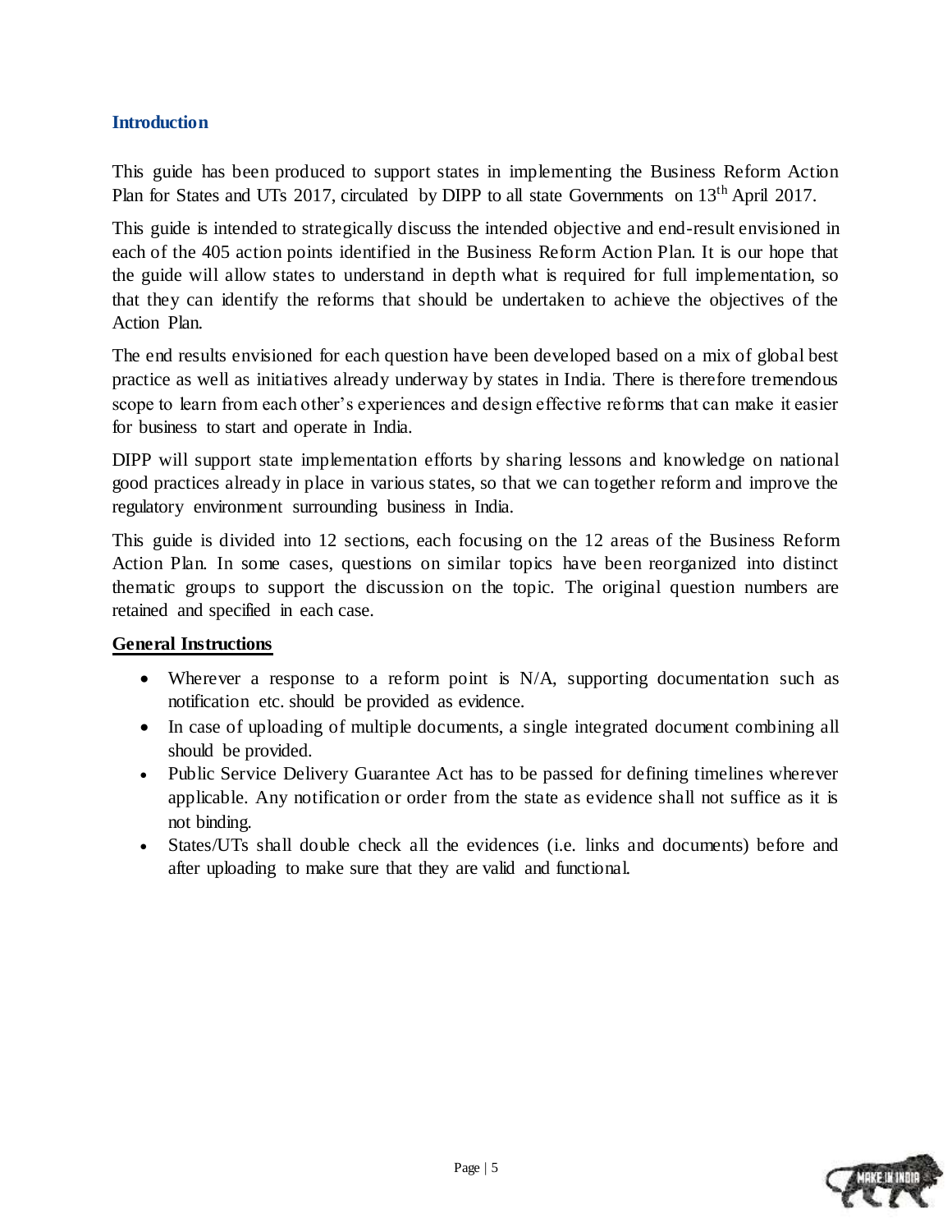## Introduction

This guide has been produced to support states in implementing the Business Reform Action Plan for States and UTs 2017, circulated by DIPP to all state Governments on 13th April 2017.

This guide is intended to strategically discuss the intended objective and end-result envisioned in each of the 405 action points identified in the Business Reform Action Plan. It is our hope that the guide will allow states to understand in depth what is required for full implementation, so that they can identify the reforms that should be undertaken to achieve the objectives of the Action Plan.

The end results envisioned for each question have been developed based on a mix of global best practice as well as initiatives already underway by states in India. There is therefore tremendous scope to learn from each other's experiences and design effective reforms that can make it easier for business to start and operate in India.

DIPP will support state implementation efforts by sharing lessons and knowledge on national good practices already in place in various states, so that we can together reform and improve the regulatory environment surrounding business in India.

This guide is divided into 12 sections, each focusing on the 12 areas of the Business Reform Action Plan. In some cases, questions on similar topics have been reorganized into distinct thematic groups to support the discussion on the topic. The original question numbers are retained and specified in each case.

**General Instructions**

- Wherever a response to a reform point is N/A, supporting documentation such as notification etc. should be provided as evidence.
- In case of uploading of multiple documents, a single integrated document combining all should be provided.
- Public Service Delivery Guarantee Act has to be passed for defining timelines wherever applicable. Any notification or order from the state as evidence shall not suffice as it is not binding.
- States/UTs shall double check all the evidences (i.e. links and documents) before and after uploading to make sure that they are valid and functional.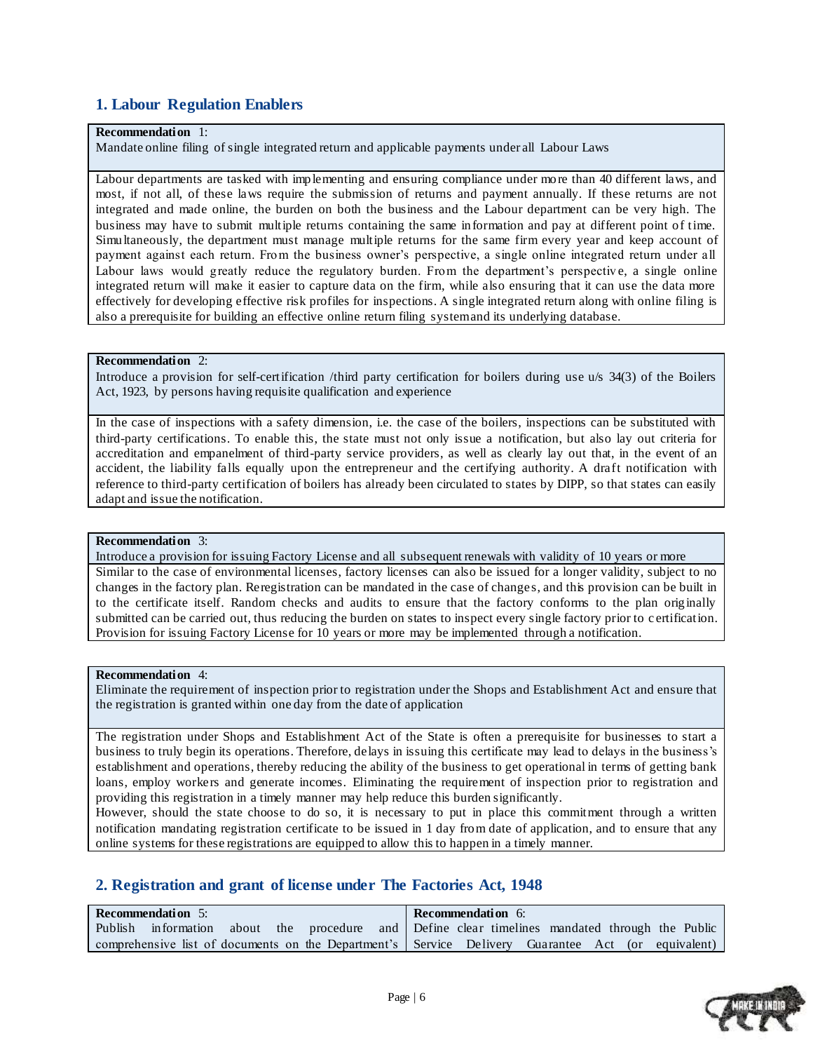## 1. Labour Regulation Enablers

**Recommendation** 1:
Mandate online filing of single integrated return and applicable payments under all Labour Laws

Labour departments are tasked with implementing and ensuring compliance under more than 40 different laws, and most, if not all, of these laws require the submission of returns and payment annually. If these returns are not integrated and made online, the burden on both the business and the Labour department can be very high. The business may have to submit multiple returns containing the same information and pay at different point of time. Simultaneously, the department must manage multiple returns for the same firm every year and keep account of payment against each return. From the business owner's perspective, a single online integrated return under all Labour laws would greatly reduce the regulatory burden. From the department's perspective, a single online integrated return will make it easier to capture data on the firm, while also ensuring that it can use the data more effectively for developing effective risk profiles for inspections. A single integrated return along with online filing is also a prerequisite for building an effective online return filing system and its underlying database.

**Recommendation** 2:
Introduce a provision for self-certification /third party certification for boilers during use u/s 34(3) of the Boilers Act, 1923, by persons having requisite qualification and experience

In the case of inspections with a safety dimension, i.e. the case of the boilers, inspections can be substituted with third-party certifications. To enable this, the state must not only issue a notification, but also lay out criteria for accreditation and empanelment of third-party service providers, as well as clearly lay out that, in the event of an accident, the liability falls equally upon the entrepreneur and the certifying authority. A draft notification with reference to third-party certification of boilers has already been circulated to states by DIPP, so that states can easily adapt and issue the notification.

**Recommendation** 3:
Introduce a provision for issuing Factory License and all subsequent renewals with validity of 10 years or more

Similar to the case of environmental licenses, factory licenses can also be issued for a longer validity, subject to no changes in the factory plan. Reregistration can be mandated in the case of changes, and this provision can be built in to the certificate itself. Random checks and audits to ensure that the factory conforms to the plan originally submitted can be carried out, thus reducing the burden on states to inspect every single factory prior to certification. Provision for issuing Factory License for 10 years or more may be implemented through a notification.

**Recommendation** 4:
Eliminate the requirement of inspection prior to registration under the Shops and Establishment Act and ensure that the registration is granted within one day from the date of application

The registration under Shops and Establishment Act of the State is often a prerequisite for businesses to start a business to truly begin its operations. Therefore, delays in issuing this certificate may lead to delays in the business's establishment and operations, thereby reducing the ability of the business to get operational in terms of getting bank loans, employ workers and generate incomes. Eliminating the requirement of inspection prior to registration and providing this registration in a timely manner may help reduce this burden significantly.
However, should the state choose to do so, it is necessary to put in place this commitment through a written notification mandating registration certificate to be issued in 1 day from date of application, and to ensure that any online systems for these registrations are equipped to allow this to happen in a timely manner.

## 2. Registration and grant of license under The Factories Act, 1948

**Recommendation** 5:
Publish information about the procedure and comprehensive list of documents on the Department's

**Recommendation** 6:
Define clear timelines mandated through the Public Service Delivery Guarantee Act (or equivalent)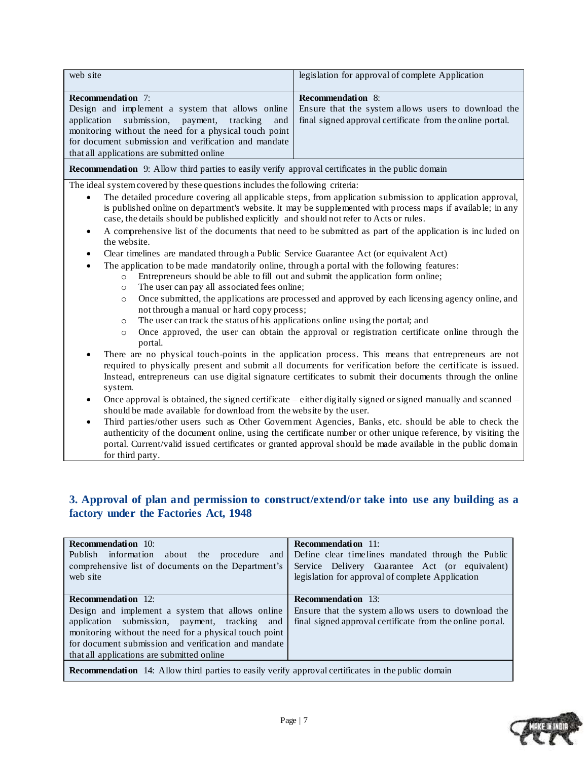| web site | legislation for approval of complete Application |
|---|---|
| **Recommendation** 7: Design and implement a system that allows online application submission, payment, tracking and monitoring without the need for a physical touch point for document submission and verification and mandate that all applications are submitted online | **Recommendation** 8: Ensure that the system allows users to download the final signed approval certificate from the online portal. |
| **Recommendation** 9: Allow third parties to easily verify approval certificates in the public domain | |

The ideal system covered by these questions includes the following criteria:

- The detailed procedure covering all applicable steps, from application submission to application approval, is published online on department's website. It may be supplemented with process maps if available; in any case, the details should be published explicitly and should not refer to Acts or rules.
- A comprehensive list of the documents that need to be submitted as part of the application is included on the website.
- Clear timelines are mandated through a Public Service Guarantee Act (or equivalent Act)
- The application to be made mandatorily online, through a portal with the following features:
  - Entrepreneurs should be able to fill out and submit the application form online;
  - The user can pay all associated fees online;
  - Once submitted, the applications are processed and approved by each licensing agency online, and not through a manual or hard copy process;
  - The user can track the status of his applications online using the portal; and
  - Once approved, the user can obtain the approval or registration certificate online through the portal.
- There are no physical touch-points in the application process. This means that entrepreneurs are not required to physically present and submit all documents for verification before the certificate is issued. Instead, entrepreneurs can use digital signature certificates to submit their documents through the online system.
- Once approval is obtained, the signed certificate – either digitally signed or signed manually and scanned – should be made available for download from the website by the user.
- Third parties/other users such as Other Government Agencies, Banks, etc. should be able to check the authenticity of the document online, using the certificate number or other unique reference, by visiting the portal. Current/valid issued certificates or granted approval should be made available in the public domain for third party.

## 3. Approval of plan and permission to construct/extend/or take into use any building as a factory under the Factories Act, 1948

| **Recommendation** 10: Publish information about the procedure and comprehensive list of documents on the Department's web site | **Recommendation** 11: Define clear timelines mandated through the Public Service Delivery Guarantee Act (or equivalent) legislation for approval of complete Application |
|---|---|
| **Recommendation** 12: Design and implement a system that allows online application submission, payment, tracking and monitoring without the need for a physical touch point for document submission and verification and mandate that all applications are submitted online | **Recommendation** 13: Ensure that the system allows users to download the final signed approval certificate from the online portal. |
| **Recommendation** 14: Allow third parties to easily verify approval certificates in the public domain | |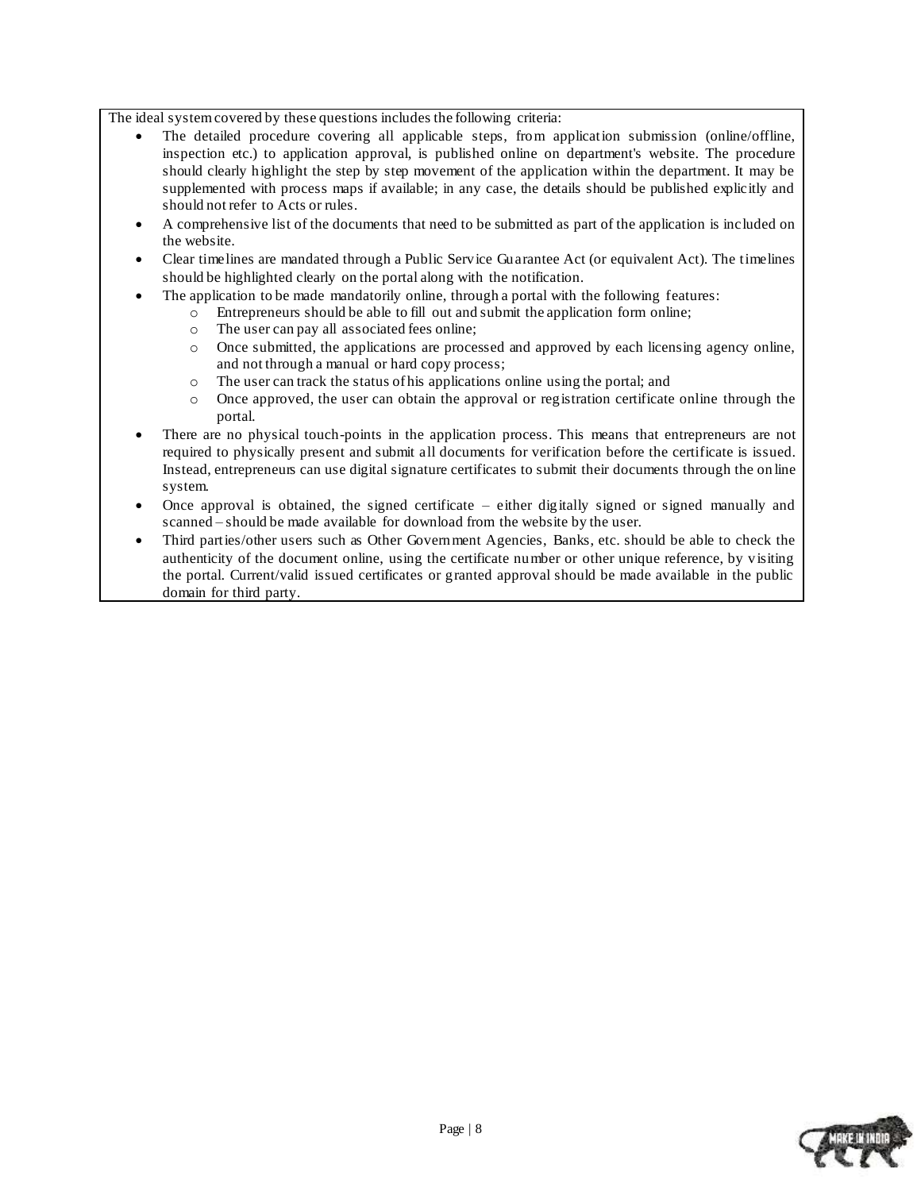The ideal system covered by these questions includes the following criteria:

- The detailed procedure covering all applicable steps, from application submission (online/offline, inspection etc.) to application approval, is published online on department's website. The procedure should clearly highlight the step by step movement of the application within the department. It may be supplemented with process maps if available; in any case, the details should be published explicitly and should not refer to Acts or rules.
- A comprehensive list of the documents that need to be submitted as part of the application is included on the website.
- Clear timelines are mandated through a Public Service Guarantee Act (or equivalent Act). The timelines should be highlighted clearly on the portal along with the notification.
- The application to be made mandatorily online, through a portal with the following features:
    - Entrepreneurs should be able to fill out and submit the application form online;
    - The user can pay all associated fees online;
    - Once submitted, the applications are processed and approved by each licensing agency online, and not through a manual or hard copy process;
    - The user can track the status of his applications online using the portal; and
    - Once approved, the user can obtain the approval or registration certificate online through the portal.
- There are no physical touch-points in the application process. This means that entrepreneurs are not required to physically present and submit all documents for verification before the certificate is issued. Instead, entrepreneurs can use digital signature certificates to submit their documents through the online system.
- Once approval is obtained, the signed certificate – either digitally signed or signed manually and scanned – should be made available for download from the website by the user.
- Third parties/other users such as Other Government Agencies, Banks, etc. should be able to check the authenticity of the document online, using the certificate number or other unique reference, by visiting the portal. Current/valid issued certificates or granted approval should be made available in the public domain for third party.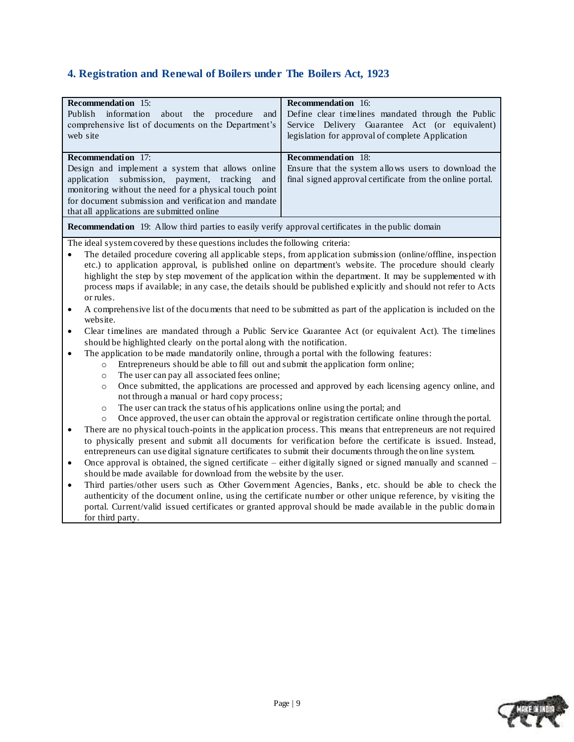## 4. Registration and Renewal of Boilers under The Boilers Act, 1923

| | |
|---|---|
| **Recommendation** 15: Publish information about the procedure and comprehensive list of documents on the Department's web site | **Recommendation** 16: Define clear timelines mandated through the Public Service Delivery Guarantee Act (or equivalent) legislation for approval of complete Application |
| **Recommendation** 17: Design and implement a system that allows online application submission, payment, tracking and monitoring without the need for a physical touch point for document submission and verification and mandate that all applications are submitted online | **Recommendation** 18: Ensure that the system allows users to download the final signed approval certificate from the online portal. |
| **Recommendation** 19: Allow third parties to easily verify approval certificates in the public domain | |

The ideal system covered by these questions includes the following criteria:

- The detailed procedure covering all applicable steps, from application submission (online/offline, inspection etc.) to application approval, is published online on department's website. The procedure should clearly highlight the step by step movement of the application within the department. It may be supplemented with process maps if available; in any case, the details should be published explicitly and should not refer to Acts or rules.
- A comprehensive list of the documents that need to be submitted as part of the application is included on the website.
- Clear timelines are mandated through a Public Service Guarantee Act (or equivalent Act). The timelines should be highlighted clearly on the portal along with the notification.
- The application to be made mandatorily online, through a portal with the following features:
  - Entrepreneurs should be able to fill out and submit the application form online;
  - The userer can pay all associated fees online;
  - Once submitted, the applications are processed and approved by each licensing agency online, and not through a manual or hard copy process;
  - The user can track the status of his applications online using the portal; and
  - Once approved, the user can obtain the approval or registration certificate online through the portal.
- There are no physical touch-points in the application process. This means that entrepreneurs are not required to physically present and submit all documents for verification before the certificate is issued. Instead, entrepreneurs can use digital signature certificates to submit their documents through the online system.
- Once approval is obtained, the signed certificate – either digitally signed or signed manually and scanned – should be made available for download from the website by the user.
- Third parties/other users such as Other Government Agencies, Banks, etc. should be able to check the authenticity of the document online, using the certificate number or other unique reference, by visiting the portal. Current/valid issued certificates or granted approval should be made available in the public domain for third party.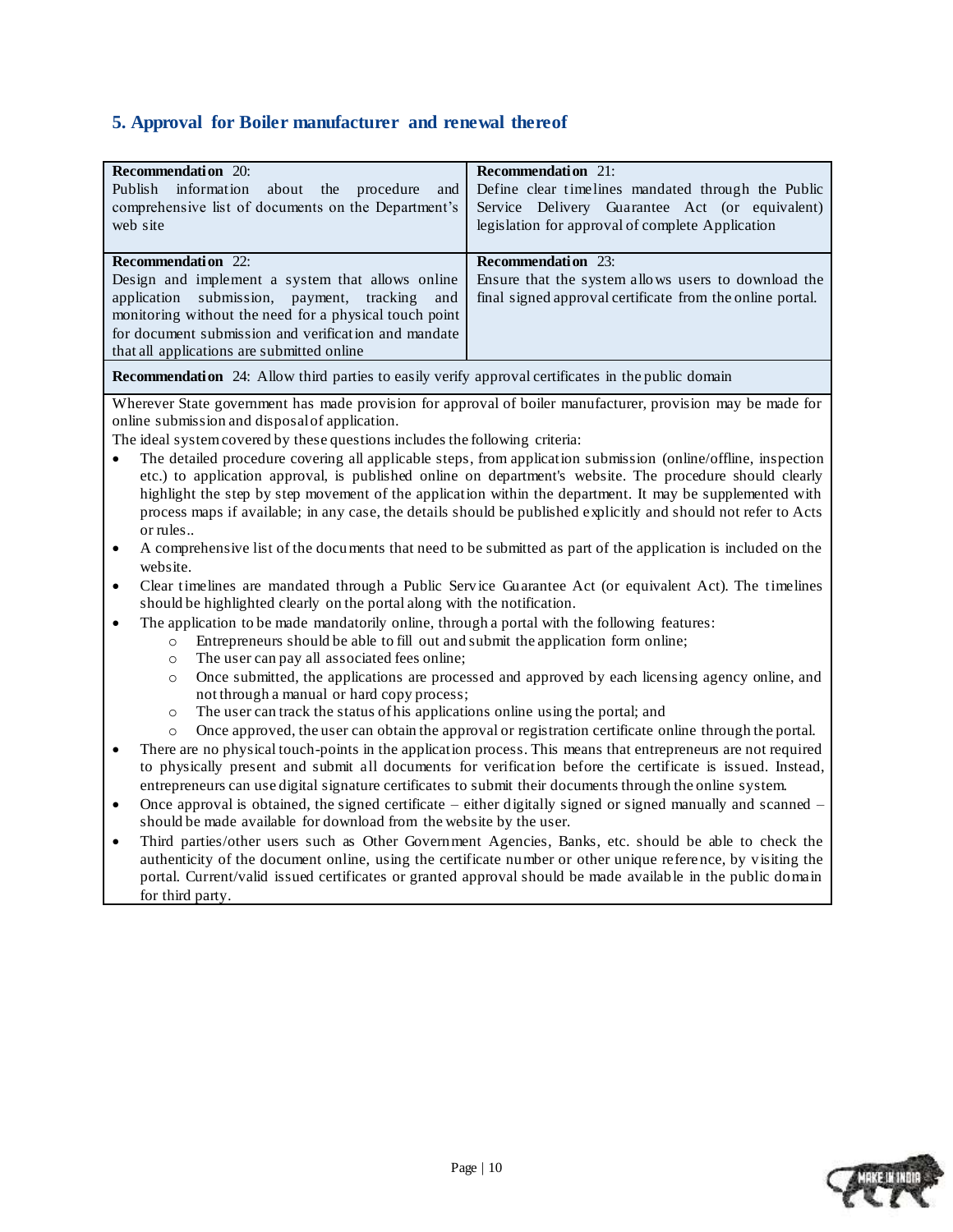## 5. Approval for Boiler manufacturer and renewal thereof

| **Recommendation** 20: Publish information about the procedure and comprehensive list of documents on the Department's web site | **Recommendation** 21: Define clear timelines mandated through the Public Service Delivery Guarantee Act (or equivalent) legislation for approval of complete Application |
|---|---|
| **Recommendation** 22: Design and implement a system that allows online application submission, payment, tracking and monitoring without the need for a physical touch point for document submission and verification and mandate that all applications are submitted online | **Recommendation** 23: Ensure that the system allows users to download the final signed approval certificate from the online portal. |

**Recommendation** 24: Allow third parties to easily verify approval certificates in the public domain

Wherever State government has made provision for approval of boiler manufacturer, provision may be made for online submission and disposal of application.

The ideal system covered by these questions includes the following criteria:

- The detailed procedure covering all applicable steps, from application submission (online/offline, inspection etc.) to application approval, is published online on department's website. The procedure should clearly highlight the step by step movement of the application within the department. It may be supplemented with process maps if available; in any case, the details should be published explicitly and should not refer to Acts or rules..
- A comprehensive list of the documents that need to be submitted as part of the application is included on the website.
- Clear timelines are mandated through a Public Service Guarantee Act (or equivalent Act). The timelines should be highlighted clearly on the portal along with the notification.
- The application to be made mandatorily online, through a portal with the following features:
    - Entrepreneurs should be able to fill out and submit the application form online;
    - The user can pay all associated fees online;
    - Once submitted, the applications are processed and approved by each licensing agency online, and not through a manual or hard copy process;
    - The user can track the status of his applications online using the portal; and
    - Once approved, the user can obtain the approval or registration certificate online through the portal.
- There are no physical touch-points in the application process. This means that entrepreneurs are not required to physically present and submit all documents for verification before the certificate is issued. Instead, entrepreneurs can use digital signature certificates to submit their documents through the online system.
- Once approval is obtained, the signed certificate – either digitally signed or signed manually and scanned – should be made available for download from the website by the user.
- Third parties/other users such as Other Government Agencies, Banks, etc. should be able to check the authenticity of the document online, using the certificate number or other unique reference, by visiting the portal. Current/valid issued certificates or granted approval should be made available in the public domain for third party.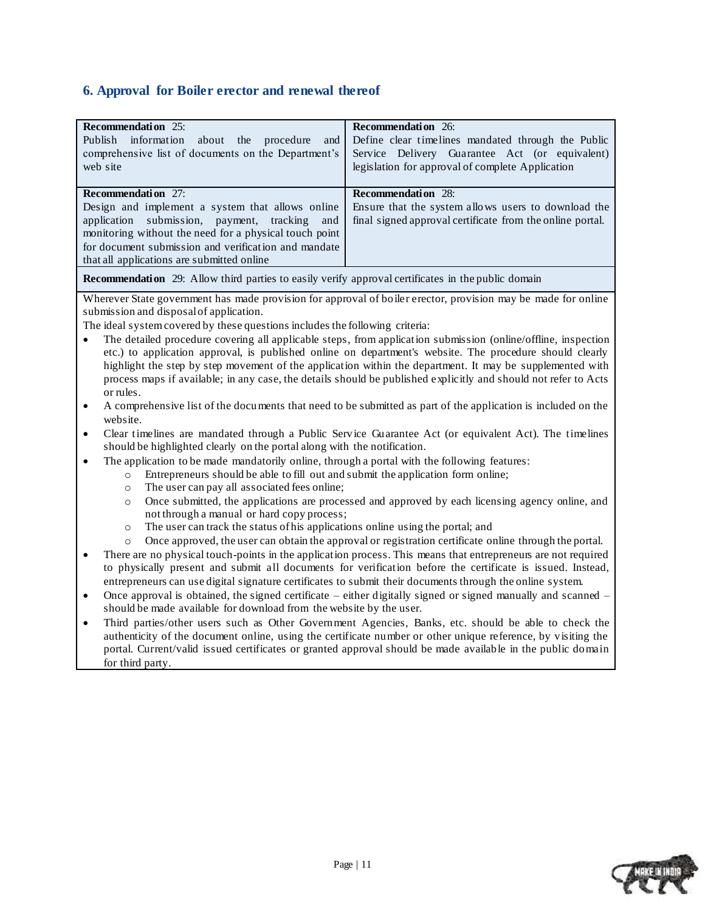## 6. Approval for Boiler erector and renewal thereof

| **Recommendation** 25: Publish information about the procedure and comprehensive list of documents on the Department's web site | **Recommendation** 26: Define clear timelines mandated through the Public Service Delivery Guarantee Act (or equivalent) legislation for approval of complete Application |
|---|---|
| **Recommendation** 27: Design and implement a system that allows online application submission, payment, tracking and monitoring without the need for a physical touch point for document submission and verification and mandate that all applications are submitted online | **Recommendation** 28: Ensure that the system allows users to download the final signed approval certificate from the online portal. |
| **Recommendation** 29: Allow third parties to easily verify approval certificates in the public domain | |

Wherever State government has made provision for approval of boiler erector, provision may be made for online submission and disposal of application.

The ideal system covered by these questions includes the following criteria:

- The detailed procedure covering all applicable steps, from application submission (online/offline, inspection etc.) to application approval, is published online on department's website. The procedure should clearly highlight the step by step movement of the application within the department. It may be supplemented with process maps if available; in any case, the details should be published explicitly and should not refer to Acts or rules.
- A comprehensive list of the documents that need to be submitted as part of the application is included on the website.
- Clear timelines are mandated through a Public Service Guarantee Act (or equivalent Act). The timelines should be highlighted clearly on the portal along with the notification.
- The application to be made mandatorily online, through a portal with the following features:
  - Entrepreneurs should be able to fill out and submit the application form online;
  - The user can pay all associated fees online;
  - Once submitted, the applications are processed and approved by each licensing agency online, and not through a manual or hard copy process;
  - The user can track the status of his applications online using the portal; and
  - Once approved, the user can obtain the approval or registration certificate online through the portal.
- There are no physical touch-points in the application process. This means that entrepreneurs are not required to physically present and submit all documents for verification before the certificate is issued. Instead, entrepreneurs can use digital signature certificates to submit their documents through the online system.
- Once approval is obtained, the signed certificate – either digitally signed or signed manually and scanned – should be made available for download from the website by the user.
- Third parties/other users such as Other Government Agencies, Banks, etc. should be able to check the authenticity of the document online, using the certificate number or other unique reference, by visiting the portal. Current/valid issued certificates or granted approval should be made available in the public domain for third party.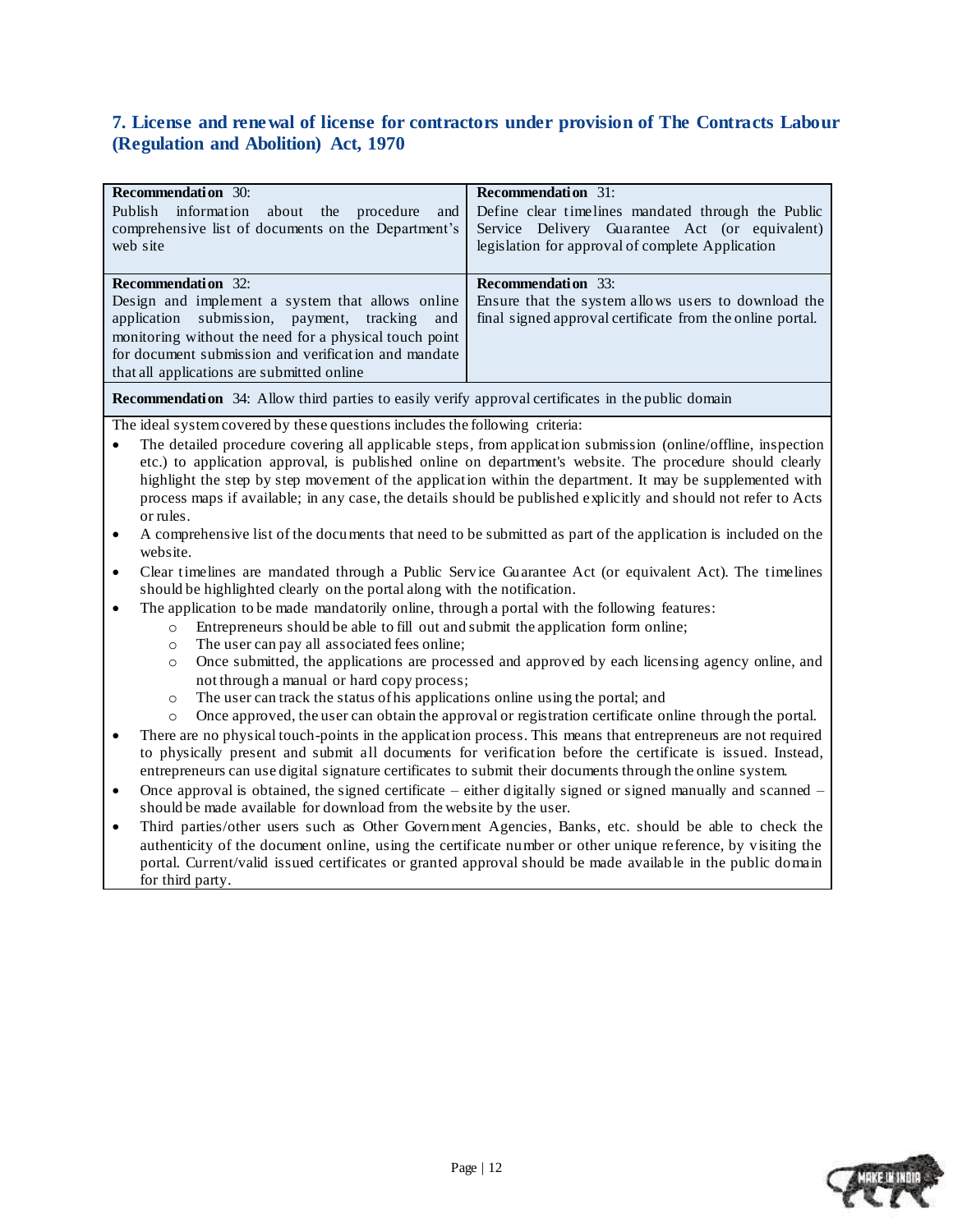## 7. License and renewal of license for contractors under provision of The Contracts Labour (Regulation and Abolition) Act, 1970

| **Recommendation** 30: Publish information about the procedure and comprehensive list of documents on the Department's web site | **Recommendation** 31: Define clear timelines mandated through the Public Service Delivery Guarantee Act (or equivalent) legislation for approval of complete Application |
|---|---|
| **Recommendation** 32: Design and implement a system that allows online application submission, payment, tracking and monitoring without the need for a physical touch point for document submission and verification and mandate that all applications are submitted online | **Recommendation** 33: Ensure that the system allows users to download the final signed approval certificate from the online portal. |
| **Recommendation** 34: Allow third parties to easily verify approval certificates in the public domain | |

The ideal system covered by these questions includes the following criteria:

- The detailed procedure covering all applicable steps, from application submission (online/offline, inspection etc.) to application approval, is published online on department's website. The procedure should clearly highlight the step by step movement of the application within the department. It may be supplemented with process maps if available; in any case, the details should be published explicitly and should not refer to Acts or rules.
- A comprehensive list of the documents that need to be submitted as part of the application is included on the website.
- Clear timelines are mandated through a Public Service Guarantee Act (or equivalent Act). The timelines should be highlighted clearly on the portal along with the notification.
- The application to be made mandatorily online, through a portal with the following features:
  - Entrepreneurs should be able to fill out and submit the application form online;
  - The user can pay all associated fees online;
  - Once submitted, the applications are processed and approved by each licensing agency online, and not through a manual or hard copy process;
  - The user can track the status of his applications online using the portal; and
  - Once approved, the user can obtain the approval or registration certificate online through the portal.
- There are no physical touch-points in the application process. This means that entrepreneurs are not required to physically present and submit all documents for verification before the certificate is issued. Instead, entrepreneurs can use digital signature certificates to submit their documents through the online system.
- Once approval is obtained, the signed certificate – either digitally signed or signed manually and scanned – should be made available for download from the website by the user.
- Third parties/other users such as Other Government Agencies, Banks, etc. should be able to check the authenticity of the document online, using the certificate number or other unique reference, by visiting the portal. Current/valid issued certificates or granted approval should be made available in the public domain for third party.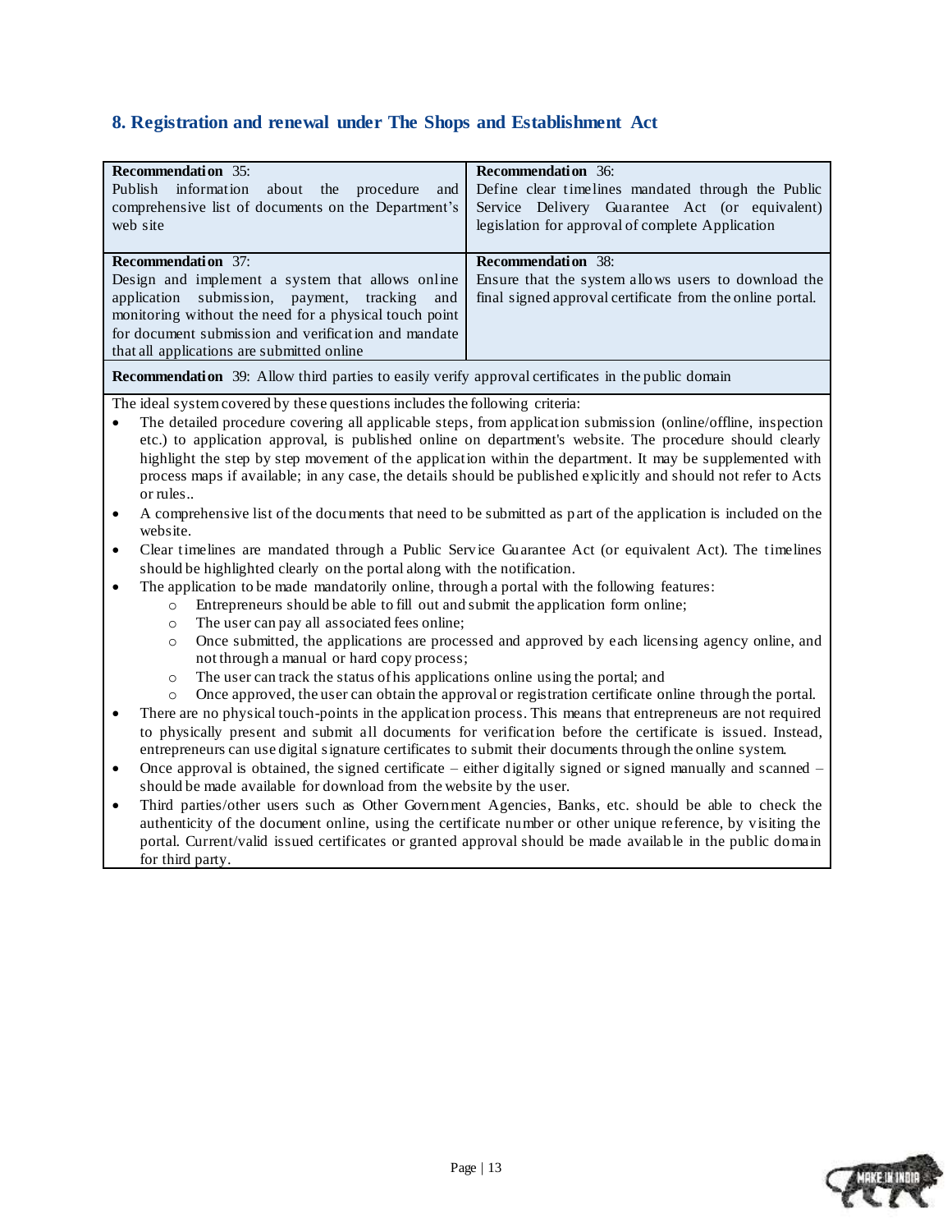## 8. Registration and renewal under The Shops and Establishment Act

| **Recommendation** 35: Publish information about the procedure and comprehensive list of documents on the Department's web site | **Recommendation** 36: Define clear timelines mandated through the Public Service Delivery Guarantee Act (or equivalent) legislation for approval of complete Application |
|---|---|
| **Recommendation** 37: Design and implement a system that allows online application submission, payment, tracking and monitoring without the need for a physical touch point for document submission and verification and mandate that all applications are submitted online | **Recommendation** 38: Ensure that the system allows users to download the final signed approval certificate from the online portal. |
| **Recommendation** 39: Allow third parties to easily verify approval certificates in the public domain | |

The ideal system covered by these questions includes the following criteria:

- The detailed procedure covering all applicable steps, from application submission (online/offline, inspection etc.) to application approval, is published online on department's website. The procedure should clearly highlight the step by step movement of the application within the department. It may be supplemented with process maps if available; in any case, the details should be published explicitly and should not refer to Acts or rules..
- A comprehensive list of the documents that need to be submitted as part of the application is included on the website.
- Clear timelines are mandated through a Public Service Guarantee Act (or equivalent Act). The timelines should be highlighted clearly on the portal along with the notification.
- The application to be made mandatorily online, through a portal with the following features:
  - Entrepreneurs should be able to fill out and submit the application form online;
  - The user can pay all associated fees online;
  - Once submitted, the applications are processed and approved by each licensing agency online, and not through a manual or hard copy process;
  - The user can track the status of his applications online using the portal; and
  - Once approved, the user can obtain the approval or registration certificate online through the portal.
- There are no physical touch-points in the application process. This means that entrepreneurs are not required to physically present and submit all documents for verification before the certificate is issued. Instead, entrepreneurs can use digital signature certificates to submit their documents through the online system.
- Once approval is obtained, the signed certificate – either digitally signed or signed manually and scanned – should be made available for download from the website by the user.
- Third parties/other users such as Other Government Agencies, Banks, etc. should be able to check the authenticity of the document online, using the certificate number or other unique reference, by visiting the portal. Current/valid issued certificates or granted approval should be made available in the public domain for third party.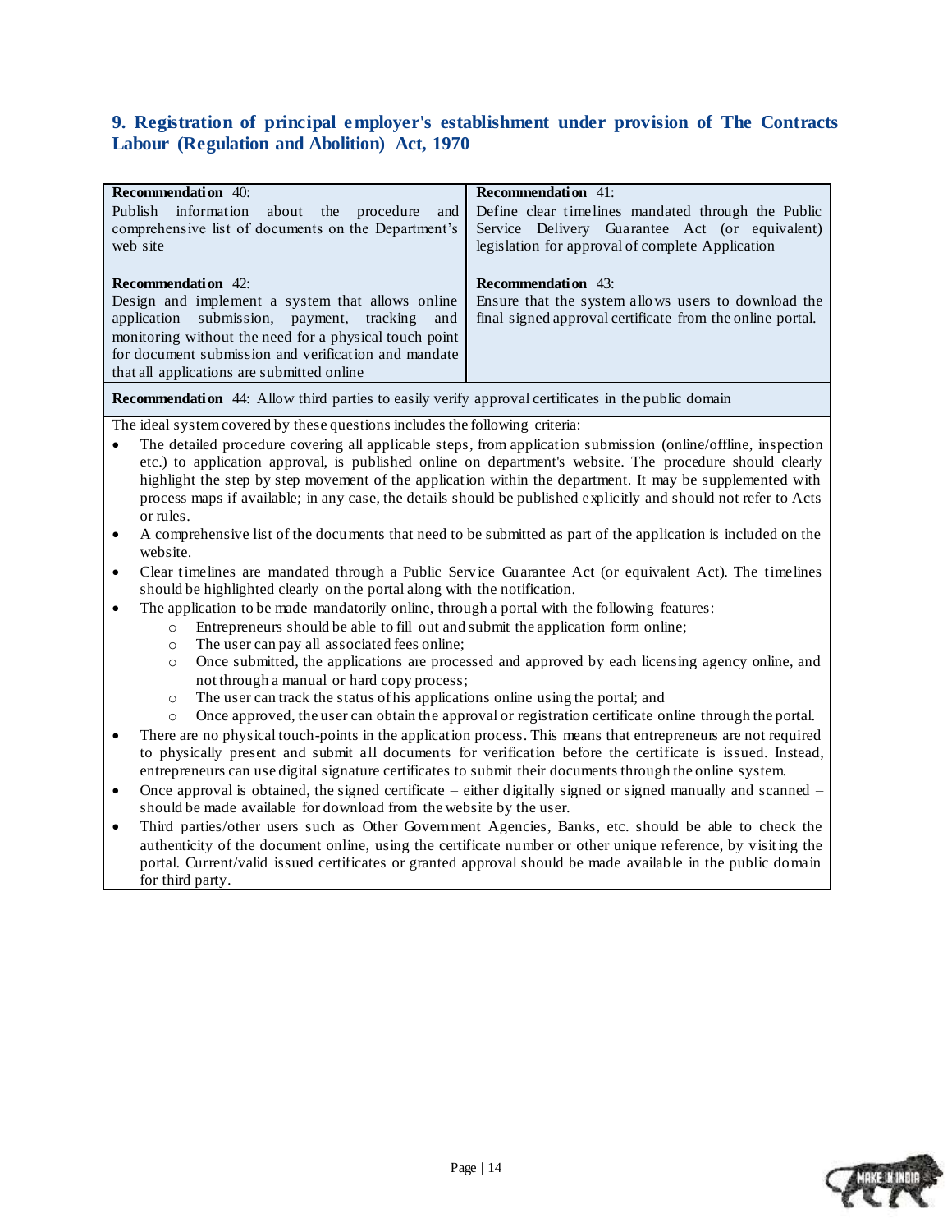## 9. Registration of principal employer's establishment under provision of The Contracts Labour (Regulation and Abolition) Act, 1970

| | |
|---|---|
| **Recommendation** 40: Publish information about the procedure and comprehensive list of documents on the Department's web site | **Recommendation** 41: Define clear timelines mandated through the Public Service Delivery Guarantee Act (or equivalent) legislation for approval of complete Application |
| **Recommendation** 42: Design and implement a system that allows online application submission, payment, tracking and monitoring without the need for a physical touch point for document submission and verification and mandate that all applications are submitted online | **Recommendation** 43: Ensure that the system allows users to download the final signed approval certificate from the online portal. |

**Recommendation** 44: Allow third parties to easily verify approval certificates in the public domain

The ideal system covered by these questions includes the following criteria:

- The detailed procedure covering all applicable steps, from application submission (online/offline, inspection etc.) to application approval, is published online on department's website. The procedure should clearly highlight the step by step movement of the application within the department. It may be supplemented with process maps if available; in any case, the details should be published explicitly and should not refer to Acts or rules.
- A comprehensive list of the documents that need to be submitted as part of the application is included on the website.
- Clear timelines are mandated through a Public Service Guarantee Act (or equivalent Act). The timelines should be highlighted clearly on the portal along with the notification.
- The application to be made mandatorily online, through a portal with the following features:
  - Entrepreneurs should be able to fill out and submit the application form online;
  - The user can pay all associated fees online;
  - Once submitted, the applications are processed and approved by each licensing agency online, and not through a manual or hard copy process;
  - The user can track the status of his applications online using the portal; and
  - Once approved, the user can obtain the approval or registration certificate online through the portal.
- There are no physical touch-points in the application process. This means that entrepreneurs are not required to physically present and submit all documents for verification before the certificate is issued. Instead, entrepreneurs can use digital signature certificates to submit their documents through the online system.
- Once approval is obtained, the signed certificate – either digitally signed or signed manually and scanned – should be made available for download from the website by the user.
- Third parties/other users such as Other Government Agencies, Banks, etc. should be able to check the authenticity of the document online, using the certificate number or other unique reference, by visiting the portal. Current/valid issued certificates or granted approval should be made available in the public domain for third party.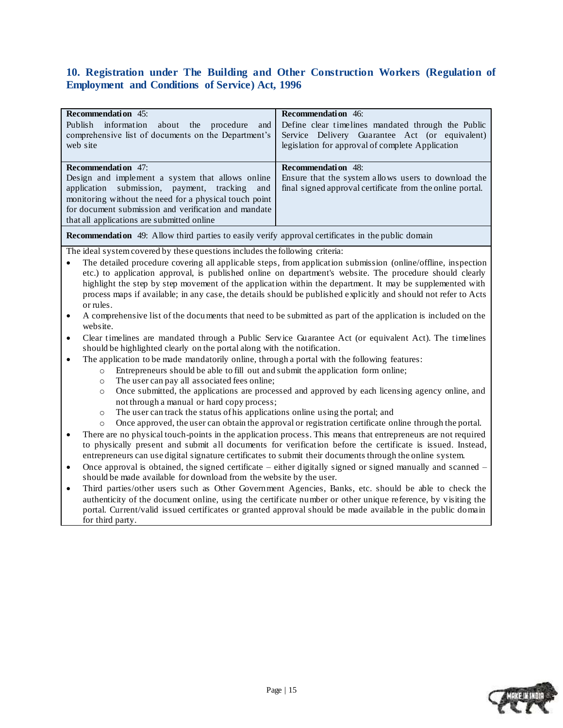## 10. Registration under The Building and Other Construction Workers (Regulation of Employment and Conditions of Service) Act, 1996

| **Recommendation 45:** Publish information about the procedure and comprehensive list of documents on the Department's web site | **Recommendation 46:** Define clear timelines mandated through the Public Service Delivery Guarantee Act (or equivalent) legislation for approval of complete Application |
|---|---|
| **Recommendation 47:** Design and implement a system that allows online application submission, payment, tracking and monitoring without the need for a physical touch point for document submission and verification and mandate that all applications are submitted online | **Recommendation 48:** Ensure that the system allows users to download the final signed approval certificate from the online portal. |
| **Recommendation 49:** Allow third parties to easily verify approval certificates in the public domain | |

The ideal system covered by these questions includes the following criteria:

- The detailed procedure covering all applicable steps, from application submission (online/offline, inspection etc.) to application approval, is published online on department's website. The procedure should clearly highlight the step by step movement of the application within the department. It may be supplemented with process maps if available; in any case, the details should be published explicitly and should not refer to Acts or rules.
- A comprehensive list of the documents that need to be submitted as part of the application is included on the website.
- Clear timelines are mandated through a Public Service Guarantee Act (or equivalent Act). The timelines should be highlighted clearly on the portal along with the notification.
- The application to be made mandatorily online, through a portal with the following features:
  - Entrepreneurs should be able to fill out and submit the application form online;
  - The user can pay all associated fees online;
  - Once submitted, the applications are processed and approved by each licensing agency online, and not through a manual or hard copy process;
  - The user can track the status of his applications online using the portal; and
  - Once approved, the user can obtain the approval or registration certificate online through the portal.
- There are no physical touch-points in the application process. This means that entrepreneurs are not required to physically present and submit all documents for verification before the certificate is issued. Instead, entrepreneurs can use digital signature certificates to submit their documents through the online system.
- Once approval is obtained, the signed certificate – either digitally signed or signed manually and scanned – should be made available for download from the website by the user.
- Third parties/other users such as Other Government Agencies, Banks, etc. should be able to check the authenticity of the document online, using the certificate number or other unique reference, by visiting the portal. Current/valid issued certificates or granted approval should be made available in the public domain for third party.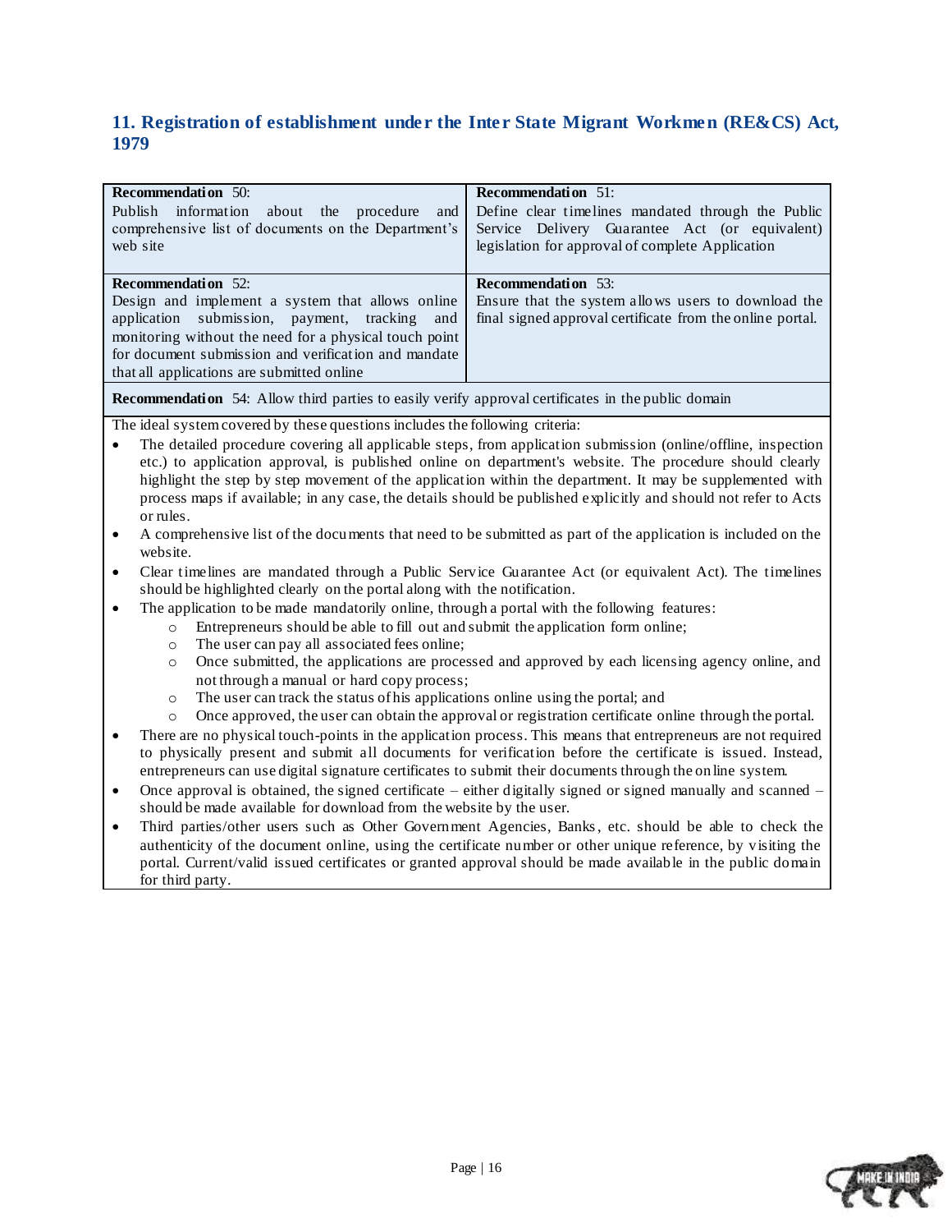## 11. Registration of establishment under the Inter State Migrant Workmen (RE&CS) Act, 1979

| **Recommendation** 50:<br>Publish information about the procedure and comprehensive list of documents on the Department's web site | **Recommendation** 51:<br>Define clear timelines mandated through the Public Service Delivery Guarantee Act (or equivalent) legislation for approval of complete Application |
|---|---|
| **Recommendation** 52:<br>Design and implement a system that allows online application submission, payment, tracking and monitoring without the need for a physical touch point for document submission and verification and mandate that all applications are submitted online | **Recommendation** 53:<br>Ensure that the system allows users to download the final signed approval certificate from the online portal. |
| **Recommendation** 54: Allow third parties to easily verify approval certificates in the public domain | |

The ideal system covered by these questions includes the following criteria:

- The detailed procedure covering all applicable steps, from application submission (online/offline, inspection etc.) to application approval, is published online on department's website. The procedure should clearly highlight the step by step movement of the application within the department. It may be supplemented with process maps if available; in any case, the details should be published explicitly and should not refer to Acts or rules.
- A comprehensive list of the documents that need to be submitted as part of the application is included on the website.
- Clear timelines are mandated through a Public Service Guarantee Act (or equivalent Act). The timelines should be highlighted clearly on the portal along with the notification.
- The application to be made mandatorily online, through a portal with the following features:
  - Entrepreneurs should be able to fill out and submit the application form online;
  - The user can pay all associated fees online;
  - Once submitted, the applications are processed and approved by each licensing agency online, and not through a manual or hard copy process;
  - The user can track the status of his applications online using the portal; and
  - Once approved, the user can obtain the approval or registration certificate online through the portal.
- There are no physical touch-points in the application process. This means that entrepreneurs are not required to physically present and submit all documents for verification before the certificate is issued. Instead, entrepreneurs can use digital signature certificates to submit their documents through the online system.
- Once approval is obtained, the signed certificate – either digitally signed or signed manually and scanned – should be made available for download from the website by the user.
- Third parties/other users such as Other Government Agencies, Banks, etc. should be able to check the authenticity of the document online, using the certificate number or other unique reference, by visiting the portal. Current/valid issued certificates or granted approval should be made available in the public domain for third party.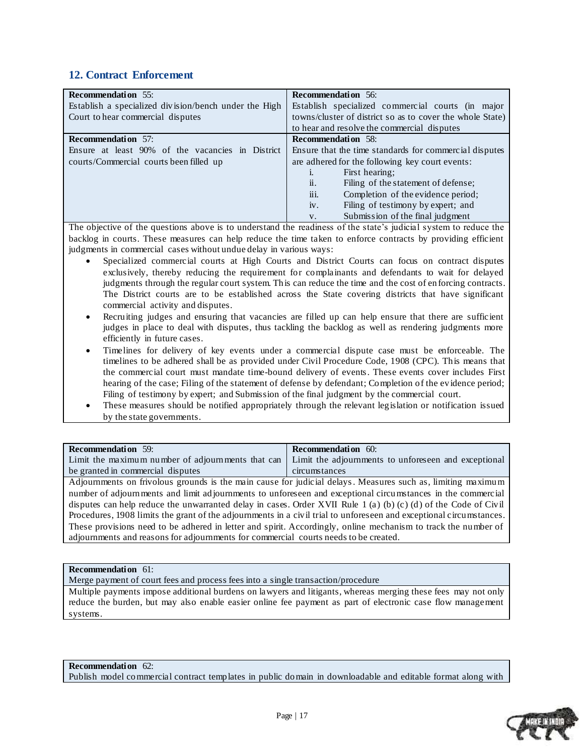## 12. Contract Enforcement

| **Recommendation 55:** Establish a specialized division/bench under the High Court to hear commercial disputes | **Recommendation 56:** Establish specialized commercial courts (in major towns/cluster of district so as to cover the whole State) to hear and resolve the commercial disputes |
|---|---|
| **Recommendation 57:** Ensure at least 90% of the vacancies in District courts/Commercial courts been filled up | **Recommendation 58:** Ensure that the time standards for commercial disputes are adhered for the following key court events: i. First hearing; ii. Filing of the statement of defense; iii. Completion of the evidence period; iv. Filing of testimony by expert; and v. Submission of the final judgment |

The objective of the questions above is to understand the readiness of the state's judicial system to reduce the backlog in courts. These measures can help reduce the time taken to enforce contracts by providing efficient judgments in commercial cases without undue delay in various ways:

- Specialized commercial courts at High Courts and District Courts can focus on contract disputes exclusively, thereby reducing the requirement for complainants and defendants to wait for delayed judgments through the regular court system. This can reduce the time and the cost of enforcing contracts. The District courts are to be established across the State covering districts that have significant commercial activity and disputes.
- Recruiting judges and ensuring that vacancies are filled up can help ensure that there are sufficient judges in place to deal with disputes, thus tackling the backlog as well as rendering judgments more efficiently in future cases.
- Timelines for delivery of key events under a commercial dispute case must be enforceable. The timelines to be adhered shall be as provided under Civil Procedure Code, 1908 (CPC). This means that the commercial court must mandate time-bound delivery of events. These events cover includes First hearing of the case; Filing of the statement of defense by defendant; Completion of the evidence period; Filing of testimony by expert; and Submission of the final judgment by the commercial court.
- These measures should be notified appropriately through the relevant legislation or notification issued by the state governments.

| **Recommendation 59:** Limit the maximum number of adjournments that can be granted in commercial disputes | **Recommendation 60:** Limit the adjournments to unforeseen and exceptional circumstances |
|---|---|

Adjournments on frivolous grounds is the main cause for judicial delays. Measures such as, limiting maximum number of adjournments and limit adjournments to unforeseen and exceptional circumstances in the commercial disputes can help reduce the unwarranted delay in cases. Order XVII Rule 1 (a) (b) (c) (d) of the Code of Civil Procedures, 1908 limits the grant of the adjournments in a civil trial to unforeseen and exceptional circumstances. These provisions need to be adhered in letter and spirit. Accordingly, online mechanism to track the number of adjournments and reasons for adjournments for commercial courts needs to be created.

**Recommendation 61:**
Merge payment of court fees and process fees into a single transaction/procedure

Multiple payments impose additional burdens on lawyers and litigants, whereas merging these fees may not only reduce the burden, but may also enable easier online fee payment as part of electronic case flow management systems.

**Recommendation 62:**
Publish model commercial contract templates in public domain in downloadable and editable format along with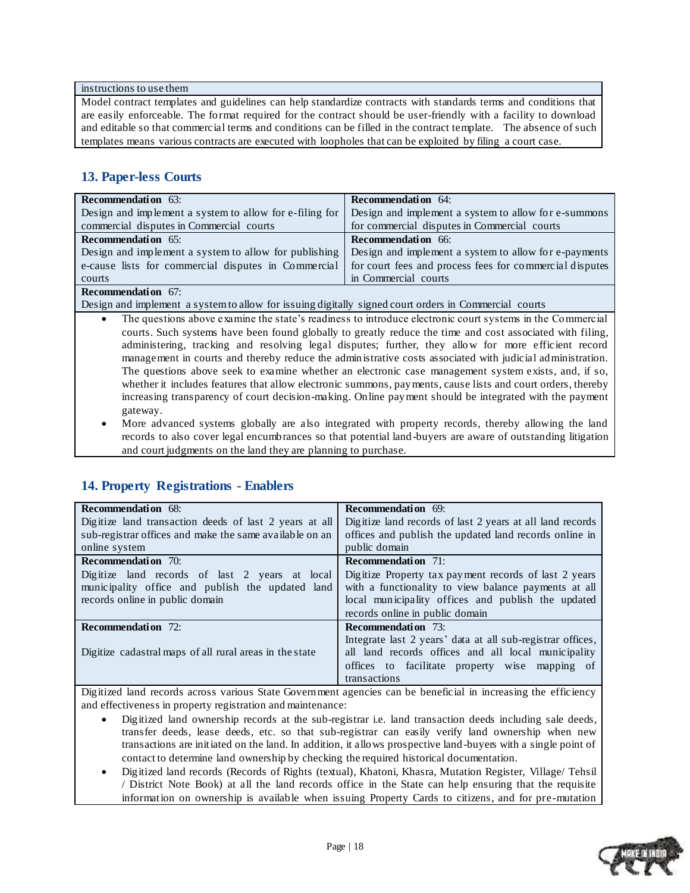| instructions to use them |
|---|
| Model contract templates and guidelines can help standardize contracts with standards terms and conditions that are easily enforceable. The format required for the contract should be user-friendly with a facility to download and editable so that commercial terms and conditions can be filled in the contract template. The absence of such templates means various contracts are executed with loopholes that can be exploited by filing a court case. |

## 13. Paper-less Courts

| **Recommendation 63:**<br>Design and implement a system to allow for e-filing for commercial disputes in Commercial courts | **Recommendation 64:**<br>Design and implement a system to allow for e-summons for commercial disputes in Commercial courts |
|---|---|
| **Recommendation 65:**<br>Design and implement a system to allow for publishing e-cause lists for commercial disputes in Commercial courts | **Recommendation 66:**<br>Design and implement a system to allow for e-payments for court fees and process fees for commercial disputes in Commercial courts |
| **Recommendation 67:**<br>Design and implement a system to allow for issuing digitally signed court orders in Commercial courts | |

- The questions above examine the state's readiness to introduce electronic court systems in the Commercial courts. Such systems have been found globally to greatly reduce the time and cost associated with filing, administering, tracking and resolving legal disputes; further, they allow for more efficient record management in courts and thereby reduce the administrative costs associated with judicial administration. The questions above seek to examine whether an electronic case management system exists, and, if so, whether it includes features that allow electronic summons, payments, cause lists and court orders, thereby increasing transparency of court decision-making. Online payment should be integrated with the payment gateway.
- More advanced systems globally are also integrated with property records, thereby allowing the land records to also cover legal encumbrances so that potential land-buyers are aware of outstanding litigation and court judgments on the land they are planning to purchase.

## 14. Property Registrations - Enablers

| **Recommendation 68:**<br>Digitize land transaction deeds of last 2 years at all sub-registrar offices and make the same available on an online system | **Recommendation 69:**<br>Digitize land records of last 2 years at all land records offices and publish the updated land records online in public domain |
|---|---|
| **Recommendation 70:**<br>Digitize land records of last 2 years at local municipality office and publish the updated land records online in public domain | **Recommendation 71:**<br>Digitize Property tax payment records of last 2 years with a functionality to view balance payments at all local municipality offices and publish the updated records online in public domain |
| **Recommendation 72:**<br>Digitize cadastral maps of all rural areas in the state | **Recommendation 73:**<br>Integrate last 2 years' data at all sub-registrar offices, all land records offices and all local municipality offices to facilitate property wise mapping of transactions |

Digitized land records across various State Government agencies can be beneficial in increasing the efficiency and effectiveness in property registration and maintenance:

- Digitized land ownership records at the sub-registrar i.e. land transaction deeds including sale deeds, transfer deeds, lease deeds, etc. so that sub-registrar can easily verify land ownership when new transactions are initiated on the land. In addition, it allows prospective land-buyers with a single point of contact to determine land ownership by checking the required historical documentation.
- Digitized land records (Records of Rights (textual), Khatoni, Khasra, Mutation Register, Village/ Tehsil / District Note Book) at all the land records office in the State can help ensuring that the requisite information on ownership is available when issuing Property Cards to citizens, and for pre-mutation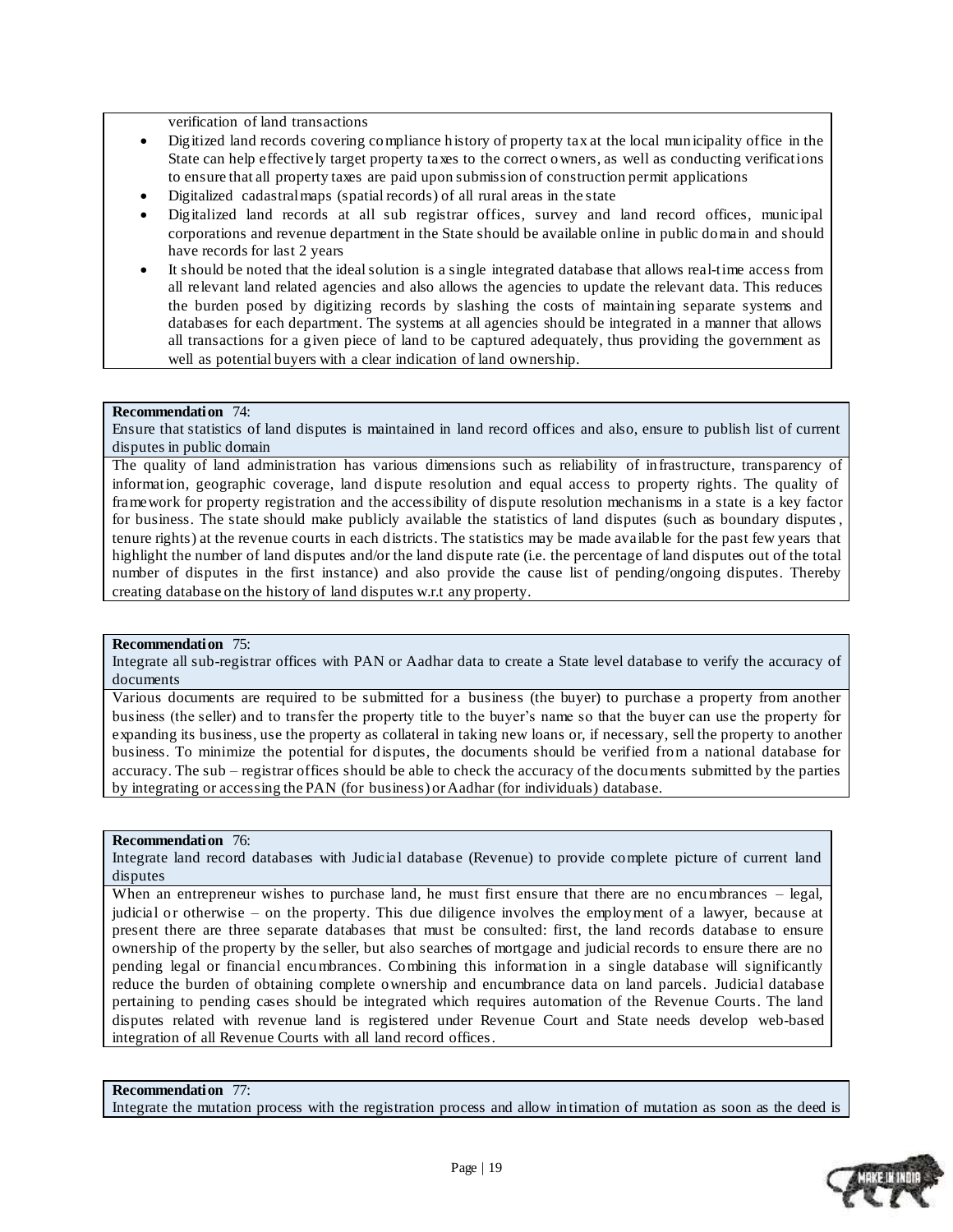verification of land transactions

- Digitized land records covering compliance history of property tax at the local municipality office in the State can help effectively target property taxes to the correct owners, as well as conducting verifications to ensure that all property taxes are paid upon submission of construction permit applications
- Digitalized cadastral maps (spatial records) of all rural areas in the state
- Digitalized land records at all sub registrar offices, survey and land record offices, municipal corporations and revenue department in the State should be available online in public domain and should have records for last 2 years
- It should be noted that the ideal solution is a single integrated database that allows real-time access from all relevant land related agencies and also allows the agencies to update the relevant data. This reduces the burden posed by digitizing records by slashing the costs of maintaining separate systems and databases for each department. The systems at all agencies should be integrated in a manner that allows all transactions for a given piece of land to be captured adequately, thus providing the government as well as potential buyers with a clear indication of land ownership.

**Recommendation** 74:
Ensure that statistics of land disputes is maintained in land record offices and also, ensure to publish list of current disputes in public domain

The quality of land administration has various dimensions such as reliability of infrastructure, transparency of information, geographic coverage, land dispute resolution and equal access to property rights. The quality of framework for property registration and the accessibility of dispute resolution mechanisms in a state is a key factor for business. The state should make publicly available the statistics of land disputes (such as boundary disputes, tenure rights) at the revenue courts in each districts. The statistics may be made available for the past few years that highlight the number of land disputes and/or the land dispute rate (i.e. the percentage of land disputes out of the total number of disputes in the first instance) and also provide the cause list of pending/ongoing disputes. Thereby creating database on the history of land disputes w.r.t any property.

**Recommendation** 75:
Integrate all sub-registrar offices with PAN or Aadhar data to create a State level database to verify the accuracy of documents

Various documents are required to be submitted for a business (the buyer) to purchase a property from another business (the seller) and to transfer the property title to the buyer's name so that the buyer can use the property for expanding its business, use the property as collateral in taking new loans or, if necessary, sell the property to another business. To minimize the potential for disputes, the documents should be verified from a national database for accuracy. The sub – registrar offices should be able to check the accuracy of the documents submitted by the parties by integrating or accessing the PAN (for business) or Aadhar (for individuals) database.

**Recommendation** 76:
Integrate land record databases with Judicial database (Revenue) to provide complete picture of current land disputes

When an entrepreneur wishes to purchase land, he must first ensure that there are no encumbrances – legal, judicial or otherwise – on the property. This due diligence involves the employment of a lawyer, because at present there are three separate databases that must be consulted: first, the land records database to ensure ownership of the property by the seller, but also searches of mortgage and judicial records to ensure there are no pending legal or financial encumbrances. Combining this information in a single database will significantly reduce the burden of obtaining complete ownership and encumbrance data on land parcels. Judicial database pertaining to pending cases should be integrated which requires automation of the Revenue Courts. The land disputes related with revenue land is registered under Revenue Court and State needs develop web-based integration of all Revenue Courts with all land record offices.

**Recommendation** 77:
Integrate the mutation process with the registration process and allow intimation of mutation as soon as the deed is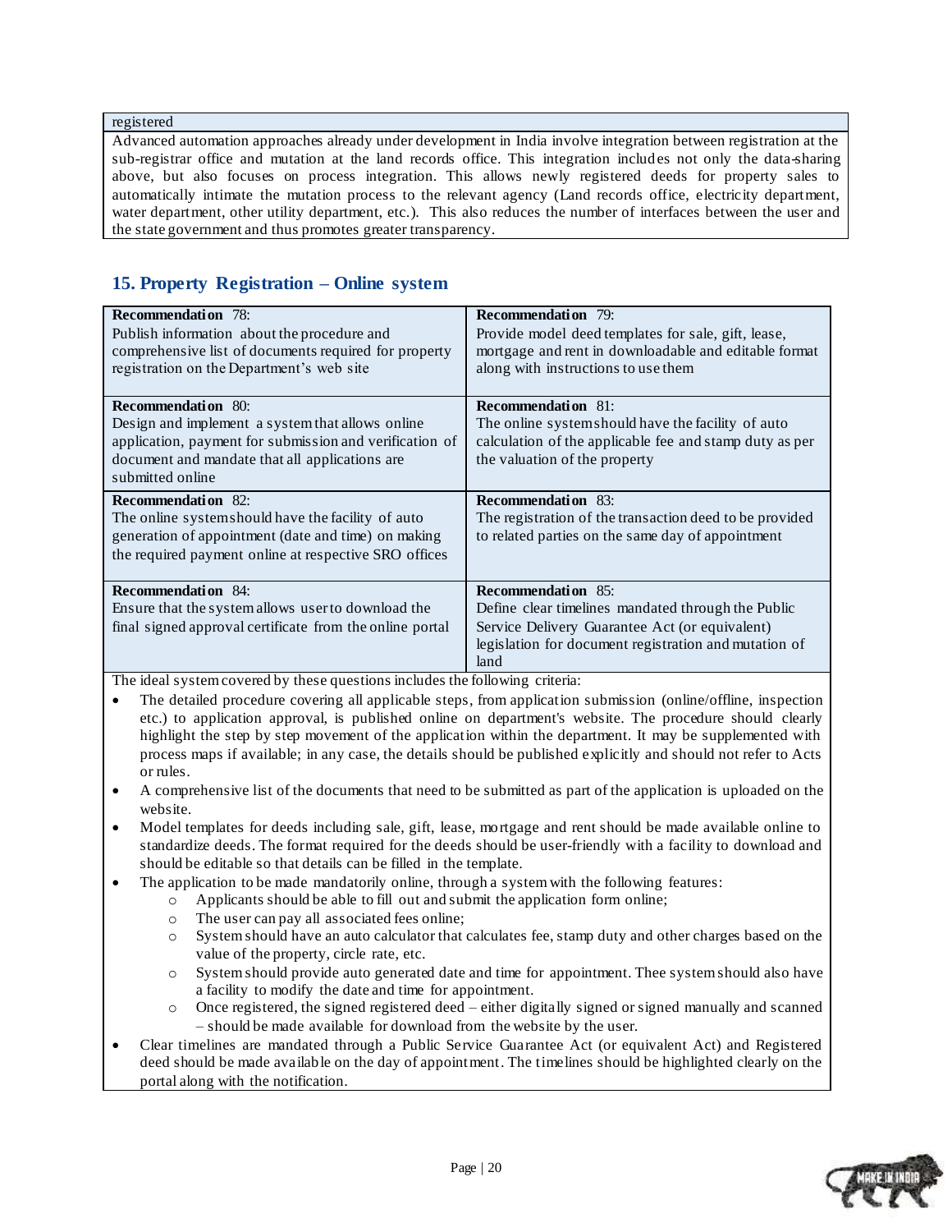registered

Advanced automation approaches already under development in India involve integration between registration at the sub-registrar office and mutation at the land records office. This integration includes not only the data-sharing above, but also focuses on process integration. This allows newly registered deeds for property sales to automatically intimate the mutation process to the relevant agency (Land records office, electricity department, water department, other utility department, etc.). This also reduces the number of interfaces between the user and the state government and thus promotes greater transparency.

## 15. Property Registration – Online system

| **Recommendation 78:** Publish information about the procedure and comprehensive list of documents required for property registration on the Department's web site | **Recommendation 79:** Provide model deed templates for sale, gift, lease, mortgage and rent in downloadable and editable format along with instructions to use them |
|---|---|
| **Recommendation 80:** Design and implement a system that allows online application, payment for submission and verification of document and mandate that all applications are submitted online | **Recommendation 81:** The online system should have the facility of auto calculation of the applicable fee and stamp duty as per the valuation of the property |
| **Recommendation 82:** The online system should have the facility of auto generation of appointment (date and time) on making the required payment online at respective SRO offices | **Recommendation 83:** The registration of the transaction deed to be provided to related parties on the same day of appointment |
| **Recommendation 84:** Ensure that the system allows user to download the final signed approval certificate from the online portal | **Recommendation 85:** Define clear timelines mandated through the Public Service Delivery Guarantee Act (or equivalent) legislation for document registration and mutation of land |

The ideal system covered by these questions includes the following criteria:

- The detailed procedure covering all applicable steps, from application submission (online/offline, inspection etc.) to application approval, is published online on department's website. The procedure should clearly highlight the step by step movement of the application within the department. It may be supplemented with process maps if available; in any case, the details should be published explicitly and should not refer to Acts or rules.
- A comprehensive list of the documents that need to be submitted as part of the application is uploaded on the website.
- Model templates for deeds including sale, gift, lease, mortgage and rent should be made available online to standardize deeds. The format required for the deeds should be user-friendly with a facility to download and should be editable so that details can be filled in the template.
- The application to be made mandatorily online, through a system with the following features:
  - Applicants should be able to fill out and submit the application form online;
  - The user can pay all associated fees online;
  - System should have an auto calculator that calculates fee, stamp duty and other charges based on the value of the property, circle rate, etc.
  - System should provide auto generated date and time for appointment. Thee system should also have a facility to modify the date and time for appointment.
  - Once registered, the signed registered deed – either digitally signed or signed manually and scanned – should be made available for download from the website by the user.
- Clear timelines are mandated through a Public Service Guarantee Act (or equivalent Act) and Registered deed should be made available on the day of appointment. The timelines should be highlighted clearly on the portal along with the notification.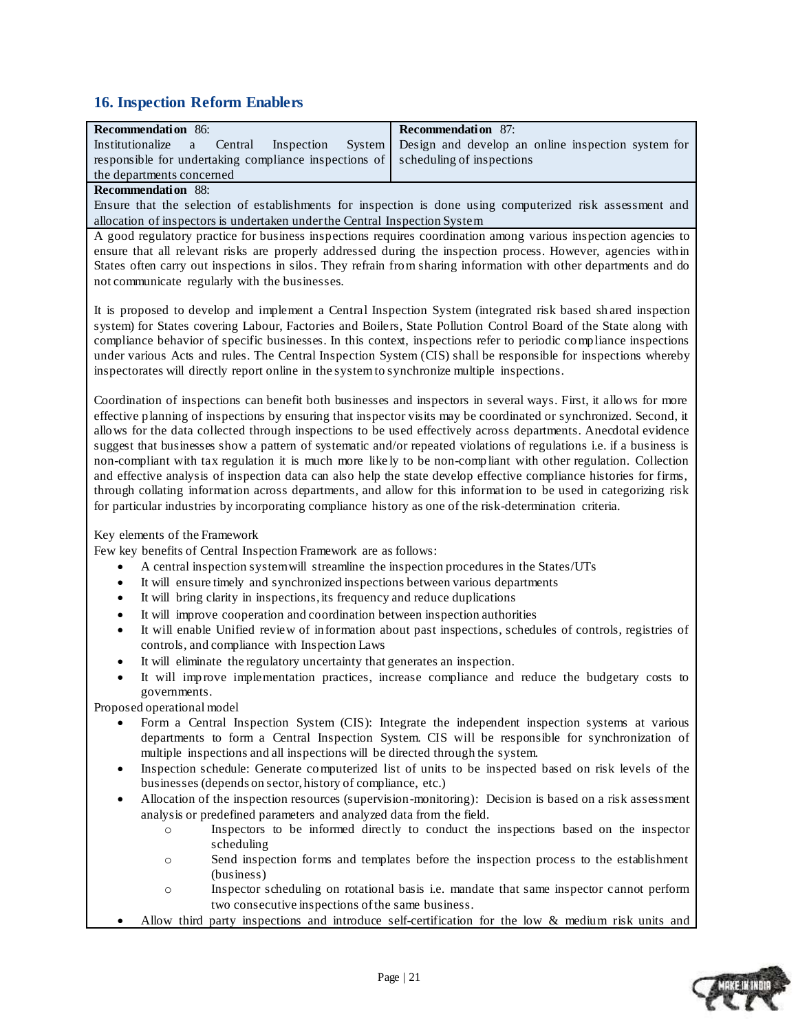## 16. Inspection Reform Enablers

| **Recommendation 86:** Institutionalize a Central Inspection System responsible for undertaking compliance inspections of the departments concerned | **Recommendation 87:** Design and develop an online inspection system for scheduling of inspections |
|---|---|
| **Recommendation 88:** Ensure that the selection of establishments for inspection is done using computerized risk assessment and allocation of inspectors is undertaken under the Central Inspection System | |

A good regulatory practice for business inspections requires coordination among various inspection agencies to ensure that all relevant risks are properly addressed during the inspection process. However, agencies within States often carry out inspections in silos. They refrain from sharing information with other departments and do not communicate regularly with the businesses.

It is proposed to develop and implement a Central Inspection System (integrated risk based shared inspection system) for States covering Labour, Factories and Boilers, State Pollution Control Board of the State along with compliance behavior of specific businesses. In this context, inspections refer to periodic compliance inspections under various Acts and rules. The Central Inspection System (CIS) shall be responsible for inspections whereby inspectorates will directly report online in the system to synchronize multiple inspections.

Coordination of inspections can benefit both businesses and inspectors in several ways. First, it allows for more effective planning of inspections by ensuring that inspector visits may be coordinated or synchronized. Second, it allows for the data collected through inspections to be used effectively across departments. Anecdotal evidence suggest that businesses show a pattern of systematic and/or repeated violations of regulations i.e. if a business is non-compliant with tax regulation it is much more likely to be non-compliant with other regulation. Collection and effective analysis of inspection data can also help the state develop effective compliance histories for firms, through collating information across departments, and allow for this information to be used in categorizing risk for particular industries by incorporating compliance history as one of the risk-determination criteria.

Key elements of the Framework

Few key benefits of Central Inspection Framework are as follows:

- A central inspection system will streamline the inspection procedures in the States/UTs
- It will ensure timely and synchronized inspections between various departments
- It will bring clarity in inspections, its frequency and reduce duplications
- It will improve cooperation and coordination between inspection authorities
- It will enable Unified review of information about past inspections, schedules of controls, registries of controls, and compliance with Inspection Laws
- It will eliminate the regulatory uncertainty that generates an inspection.
- It will improve implementation practices, increase compliance and reduce the budgetary costs to governments.

Proposed operational model

- Form a Central Inspection System (CIS): Integrate the independent inspection systems at various departments to form a Central Inspection System. CIS will be responsible for synchronization of multiple inspections and all inspections will be directed through the system.
- Inspection schedule: Generate computerized list of units to be inspected based on risk levels of the businesses (depends on sector, history of compliance, etc.)
- Allocation of the inspection resources (supervision-monitoring): Decision is based on a risk assessment analysis or predefined parameters and analyzed data from the field.
  - Inspectors to be informed directly to conduct the inspections based on the inspector scheduling
  - Send inspection forms and templates before the inspection process to the establishment (business)
  - Inspector scheduling on rotational basis i.e. mandate that same inspector cannot perform two consecutive inspections of the same business.
- Allow third party inspections and introduce self-certification for the low & medium risk units and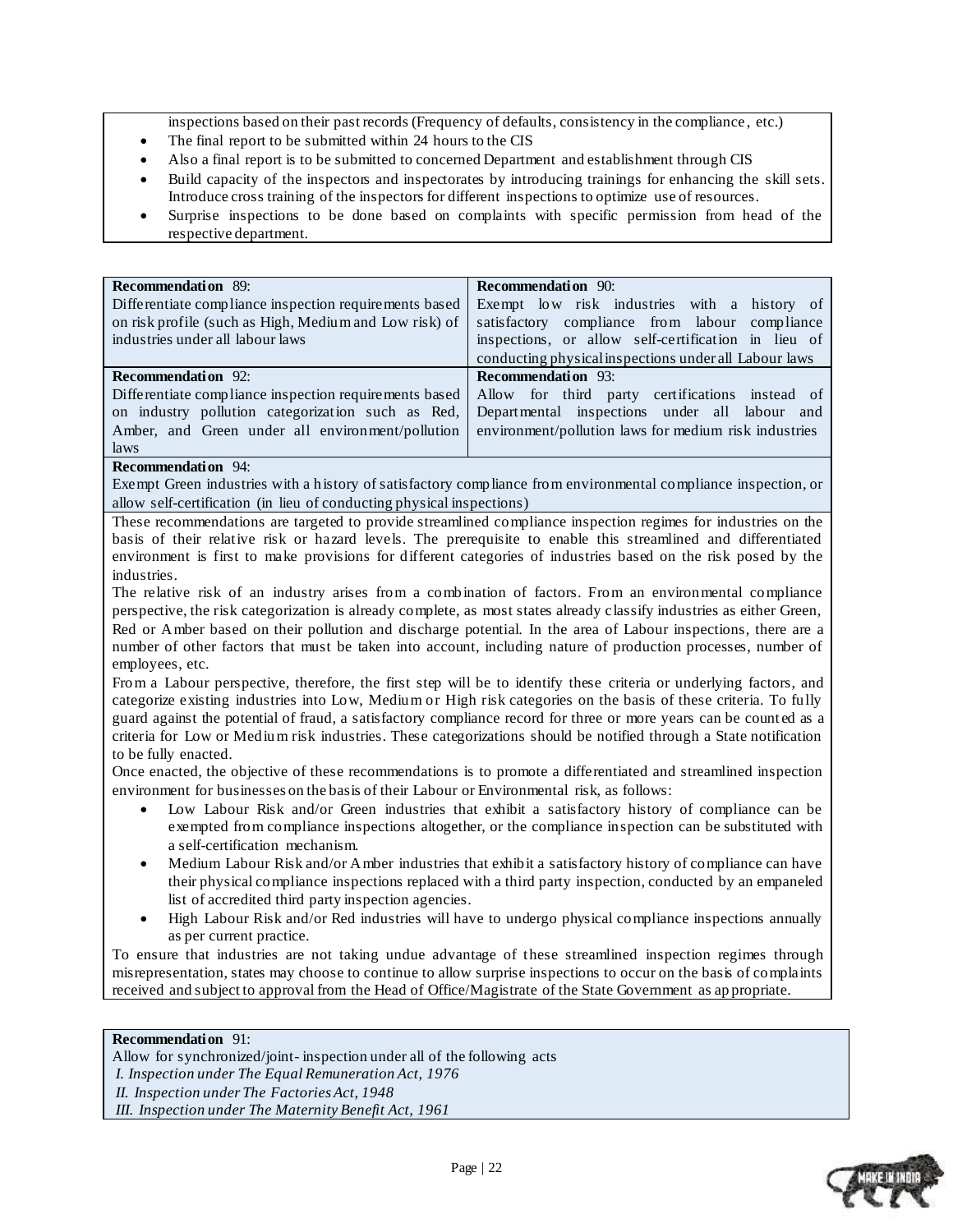inspections based on their past records (Frequency of defaults, consistency in the compliance, etc.)

- The final report to be submitted within 24 hours to the CIS
- Also a final report is to be submitted to concerned Department and establishment through CIS
- Build capacity of the inspectors and inspectorates by introducing trainings for enhancing the skill sets. Introduce cross training of the inspectors for different inspections to optimize use of resources.
- Surprise inspections to be done based on complaints with specific permission from head of the respective department.

| **Recommendation 89:** Differentiate compliance inspection requirements based on risk profile (such as High, Medium and Low risk) of industries under all labour laws | **Recommendation 90:** Exempt low risk industries with a history of satisfactory compliance from labour compliance inspections, or allow self-certification in lieu of conducting physical inspections under all Labour laws |
|---|---|
| **Recommendation 92:** Differentiate compliance inspection requirements based on industry pollution categorization such as Red, Amber, and Green under all environment/pollution laws | **Recommendation 93:** Allow for third party certifications instead of Departmental inspections under all labour and environment/pollution laws for medium risk industries |

**Recommendation 94:**
Exempt Green industries with a history of satisfactory compliance from environmental compliance inspection, or allow self-certification (in lieu of conducting physical inspections)

These recommendations are targeted to provide streamlined compliance inspection regimes for industries on the basis of their relative risk or hazard levels. The prerequisite to enable this streamlined and differentiated environment is first to make provisions for different categories of industries based on the risk posed by the industries.

The relative risk of an industry arises from a combination of factors. From an environmental compliance perspective, the risk categorization is already complete, as most states already classify industries as either Green, Red or Amber based on their pollution and discharge potential. In the area of Labour inspections, there are a number of other factors that must be taken into account, including nature of production processes, number of employees, etc.

From a Labour perspective, therefore, the first step will be to identify these criteria or underlying factors, and categorize existing industries into Low, Medium or High risk categories on the basis of these criteria. To fully guard against the potential of fraud, a satisfactory compliance record for three or more years can be counted as a criteria for Low or Medium risk industries. These categorizations should be notified through a State notification to be fully enacted.

Once enacted, the objective of these recommendations is to promote a differentiated and streamlined inspection environment for businesses on the basis of their Labour or Environmental risk, as follows:

- Low Labour Risk and/or Green industries that exhibit a satisfactory history of compliance can be exempted from compliance inspections altogether, or the compliance inspection can be substituted with a self-certification mechanism.
- Medium Labour Risk and/or Amber industries that exhibit a satisfactory history of compliance can have their physical compliance inspections replaced with a third party inspection, conducted by an empaneled list of accredited third party inspection agencies.
- High Labour Risk and/or Red industries will have to undergo physical compliance inspections annually as per current practice.

To ensure that industries are not taking undue advantage of these streamlined inspection regimes through misrepresentation, states may choose to continue to allow surprise inspections to occur on the basis of complaints received and subject to approval from the Head of Office/Magistrate of the State Government as appropriate.

**Recommendation 91:**
Allow for synchronized/joint- inspection under all of the following acts

*I. Inspection under The Equal Remuneration Act, 1976*
*II. Inspection under The Factories Act, 1948*
*III. Inspection under The Maternity Benefit Act, 1961*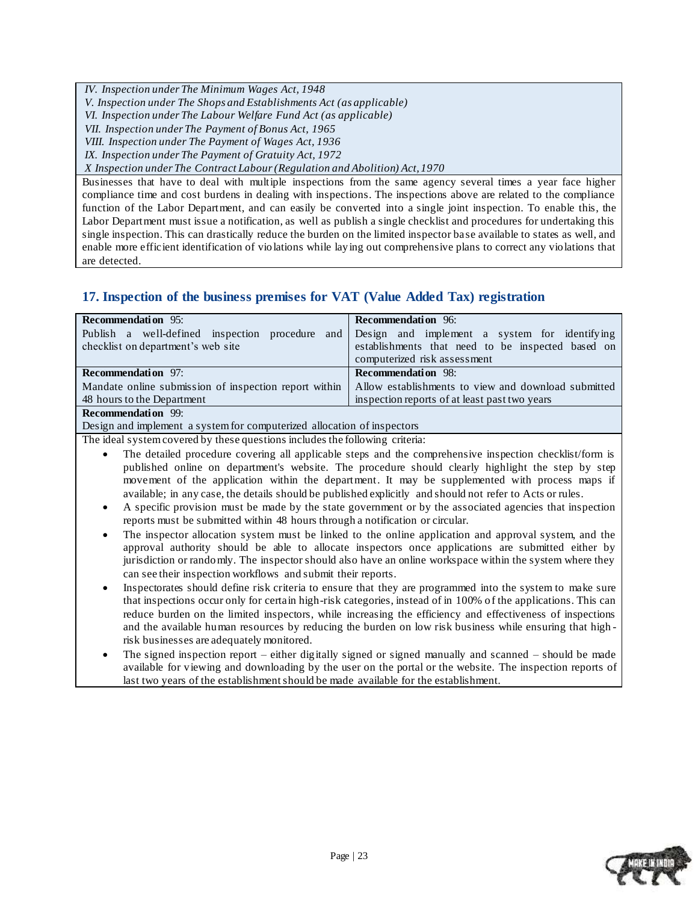*IV. Inspection under The Minimum Wages Act, 1948*
*V. Inspection under The Shops and Establishments Act (as applicable)*
*VI. Inspection under The Labour Welfare Fund Act (as applicable)*
*VII. Inspection under The Payment of Bonus Act, 1965*
*VIII. Inspection under The Payment of Wages Act, 1936*
*IX. Inspection under The Payment of Gratuity Act, 1972*
*X Inspection under The Contract Labour (Regulation and Abolition) Act, 1970*

Businesses that have to deal with multiple inspections from the same agency several times a year face higher compliance time and cost burdens in dealing with inspections. The inspections above are related to the compliance function of the Labor Department, and can easily be converted into a single joint inspection. To enable this, the Labor Department must issue a notification, as well as publish a single checklist and procedures for undertaking this single inspection. This can drastically reduce the burden on the limited inspector base available to states as well, and enable more efficient identification of violations while laying out comprehensive plans to correct any violations that are detected.

## 17. Inspection of the business premises for VAT (Value Added Tax) registration

| **Recommendation** 95: Publish a well-defined inspection procedure and checklist on department's web site | **Recommendation** 96: Design and implement a system for identifying establishments that need to be inspected based on computerized risk assessment |
|---|---|
| **Recommendation** 97: Mandate online submission of inspection report within 48 hours to the Department | **Recommendation** 98: Allow establishments to view and download submitted inspection reports of at least past two years |
| **Recommendation** 99: Design and implement a system for computerized allocation of inspectors | |

The ideal system covered by these questions includes the following criteria:

- The detailed procedure covering all applicable steps and the comprehensive inspection checklist/form is published online on department's website. The procedure should clearly highlight the step by step movement of the application within the department. It may be supplemented with process maps if available; in any case, the details should be published explicitly and should not refer to Acts or rules.
- A specific provision must be made by the state government or by the associated agencies that inspection reports must be submitted within 48 hours through a notification or circular.
- The inspector allocation system must be linked to the online application and approval system, and the approval authority should be able to allocate inspectors once applications are submitted either by jurisdiction or randomly. The inspector should also have an online workspace within the system where they can see their inspection workflows and submit their reports.
- Inspectorates should define risk criteria to ensure that they are programmed into the system to make sure that inspections occur only for certain high-risk categories, instead of in 100% of the applications. This can reduce burden on the limited inspectors, while increasing the efficiency and effectiveness of inspections and the available human resources by reducing the burden on low risk business while ensuring that high-risk businesses are adequately monitored.
- The signed inspection report – either digitally signed or signed manually and scanned – should be made available for viewing and downloading by the user on the portal or the website. The inspection reports of last two years of the establishment should be made available for the establishment.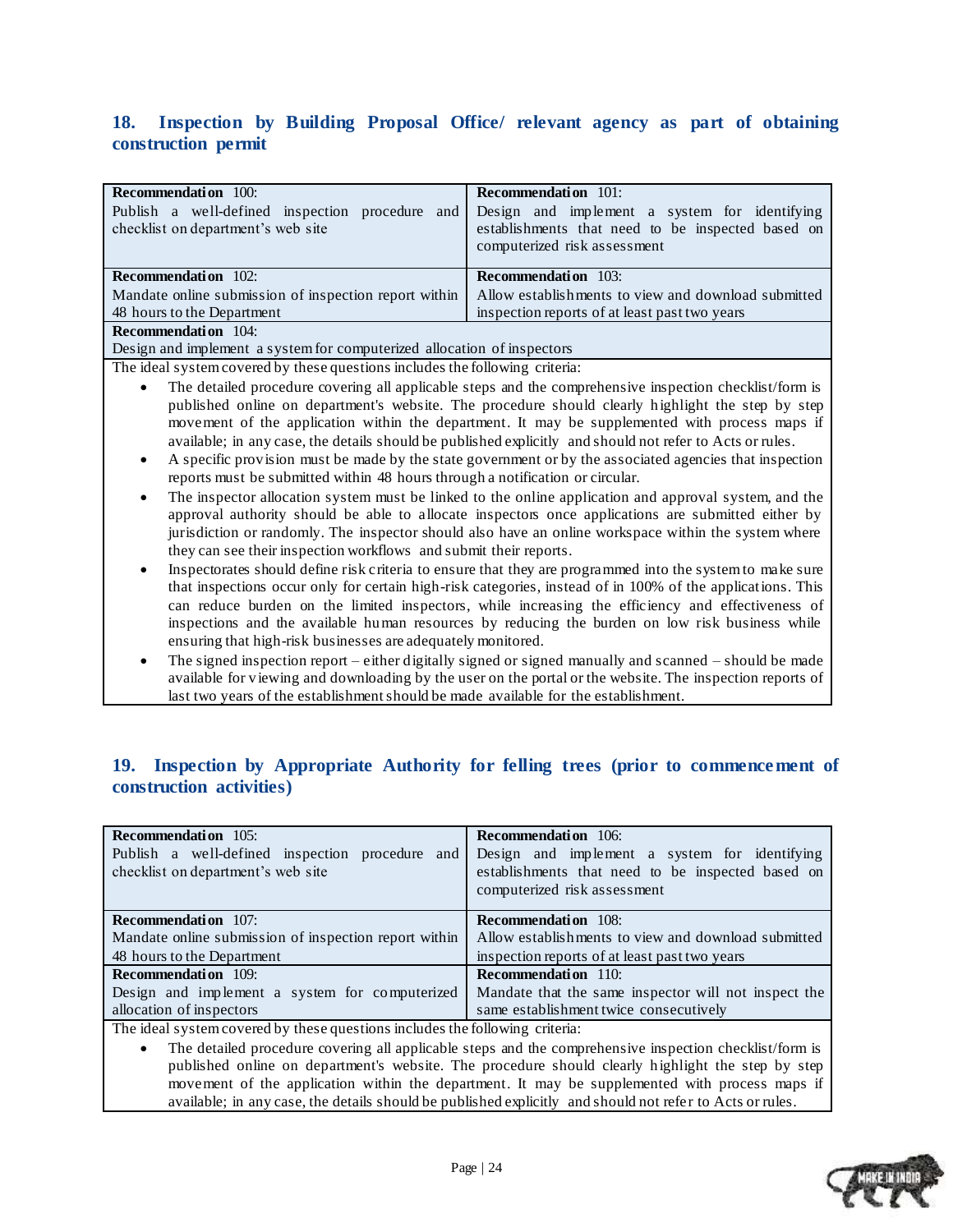## 18. Inspection by Building Proposal Office/ relevant agency as part of obtaining construction permit

| **Recommendation** 100:<br>Publish a well-defined inspection procedure and checklist on department's web site | **Recommendation** 101:<br>Design and implement a system for identifying establishments that need to be inspected based on computerized risk assessment |
|---|---|
| **Recommendation** 102:<br>Mandate online submission of inspection report within 48 hours to the Department | **Recommendation** 103:<br>Allow establishments to view and download submitted inspection reports of at least past two years |
| **Recommendation** 104:<br>Design and implement a system for computerized allocation of inspectors | |

The ideal system covered by these questions includes the following criteria:

- The detailed procedure covering all applicable steps and the comprehensive inspection checklist/form is published online on department's website. The procedure should clearly highlight the step by step movement of the application within the department. It may be supplemented with process maps if available; in any case, the details should be published explicitly and should not refer to Acts or rules.
- A specific provision must be made by the state government or by the associated agencies that inspection reports must be submitted within 48 hours through a notification or circular.
- The inspector allocation system must be linked to the online application and approval system, and the approval authority should be able to allocate inspectors once applications are submitted either by jurisdiction or randomly. The inspector should also have an online workspace within the system where they can see their inspection workflows and submit their reports.
- Inspectorates should define risk criteria to ensure that they are programmed into the system to make sure that inspections occur only for certain high-risk categories, instead of in 100% of the applications. This can reduce burden on the limited inspectors, while increasing the efficiency and effectiveness of inspections and the available human resources by reducing the burden on low risk business while ensuring that high-risk businesses are adequately monitored.
- The signed inspection report – either digitally signed or signed manually and scanned – should be made available for viewing and downloading by the user on the portal or the website. The inspection reports of last two years of the establishment should be made available for the establishment.

## 19. Inspection by Appropriate Authority for felling trees (prior to commencement of construction activities)

| **Recommendation** 105:<br>Publish a well-defined inspection procedure and checklist on department's web site | **Recommendation** 106:<br>Design and implement a system for identifying establishments that need to be inspected based on computerized risk assessment |
|---|---|
| **Recommendation** 107:<br>Mandate online submission of inspection report within 48 hours to the Department | **Recommendation** 108:<br>Allow establishments to view and download submitted inspection reports of at least past two years |
| **Recommendation** 109:<br>Design and implement a system for computerized allocation of inspectors | **Recommendation** 110:<br>Mandate that the same inspector will not inspect the same establishment twice consecutively |

The ideal system covered by these questions includes the following criteria:

- The detailed procedure covering all applicable steps and the comprehensive inspection checklist/form is published online on department's website. The procedure should clearly highlight the step by step movement of the application within the department. It may be supplemented with process maps if available; in any case, the details should be published explicitly and should not refer to Acts or rules.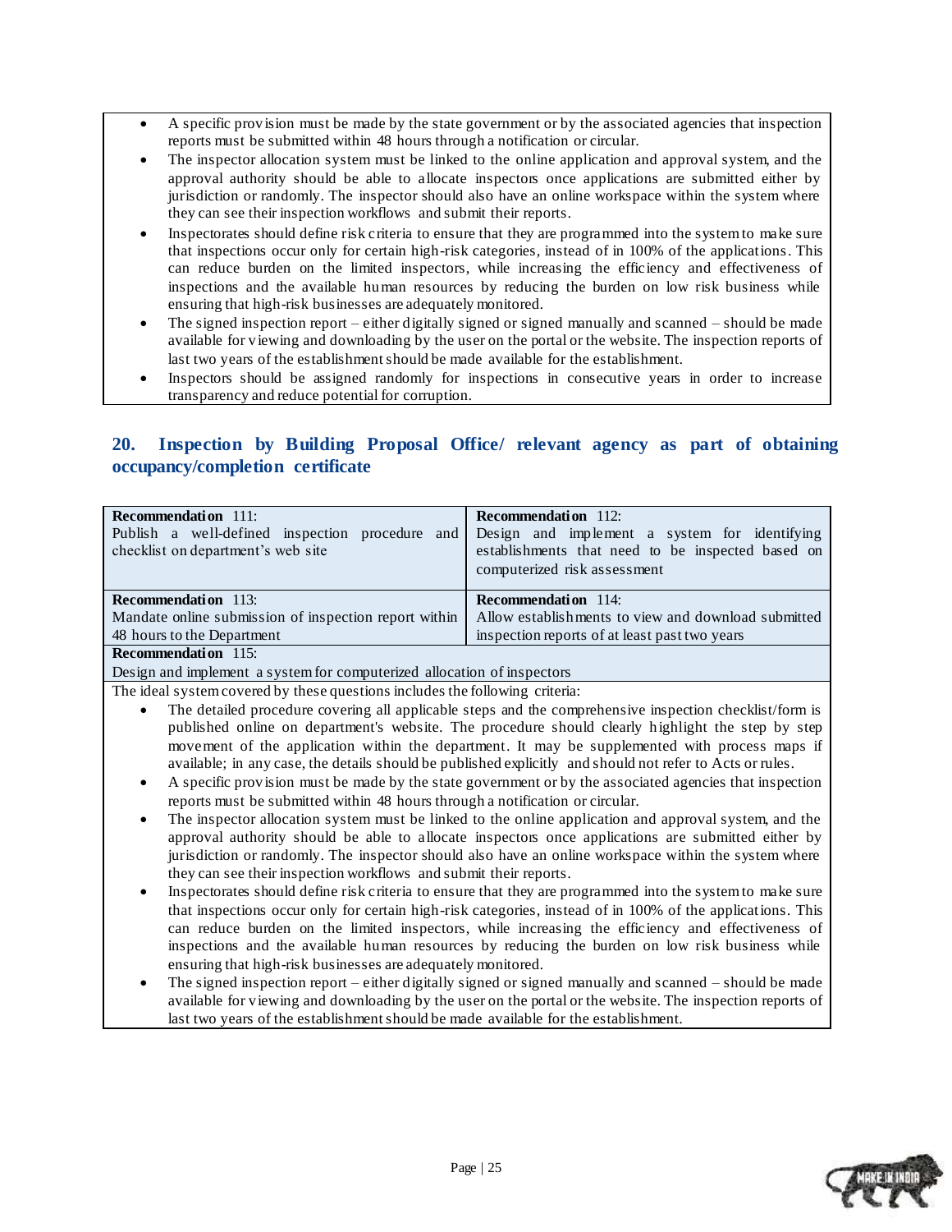- A specific provision must be made by the state government or by the associated agencies that inspection reports must be submitted within 48 hours through a notification or circular.
- The inspector allocation system must be linked to the online application and approval system, and the approval authority should be able to allocate inspectors once applications are submitted either by jurisdiction or randomly. The inspector should also have an online workspace within the system where they can see their inspection workflows and submit their reports.
- Inspectorates should define risk criteria to ensure that they are programmed into the system to make sure that inspections occur only for certain high-risk categories, instead of in 100% of the applications. This can reduce burden on the limited inspectors, while increasing the efficiency and effectiveness of inspections and the available human resources by reducing the burden on low risk business while ensuring that high-risk businesses are adequately monitored.
- The signed inspection report – either digitally signed or signed manually and scanned – should be made available for viewing and downloading by the user on the portal or the website. The inspection reports of last two years of the establishment should be made available for the establishment.
- Inspectors should be assigned randomly for inspections in consecutive years in order to increase transparency and reduce potential for corruption.

## 20. Inspection by Building Proposal Office/ relevant agency as part of obtaining occupancy/completion certificate

| **Recommendation** 111:<br>Publish a well-defined inspection procedure and checklist on department's web site | **Recommendation** 112:<br>Design and implement a system for identifying establishments that need to be inspected based on computerized risk assessment |
|---|---|
| **Recommendation** 113:<br>Mandate online submission of inspection report within 48 hours to the Department | **Recommendation** 114:<br>Allow establishments to view and download submitted inspection reports of at least past two years |
| **Recommendation** 115:<br>Design and implement a system for computerized allocation of inspectors | |

The ideal system covered by these questions includes the following criteria:

- The detailed procedure covering all applicable steps and the comprehensive inspection checklist/form is published online on department's website. The procedure should clearly highlight the step by step movement of the application within the department. It may be supplemented with process maps if available; in any case, the details should be published explicitly and should not refer to Acts or rules.
- A specific provision must be made by the state government or by the associated agencies that inspection reports must be submitted within 48 hours through a notification or circular.
- The inspector allocation system must be linked to the online application and approval system, and the approval authority should be able to allocate inspectors once applications are submitted either by jurisdiction or randomly. The inspector should also have an online workspace within the system where they can see their inspection workflows and submit their reports.
- Inspectorates should define risk criteria to ensure that they are programmed into the system to make sure that inspections occur only for certain high-risk categories, instead of in 100% of the applications. This can reduce burden on the limited inspectors, while increasing the efficiency and effectiveness of inspections and the available human resources by reducing the burden on low risk business while ensuring that high-risk businesses are adequately monitored.
- The signed inspection report – either digitally signed or signed manually and scanned – should be made available for viewing and downloading by the user on the portal or the website. The inspection reports of last two years of the establishment should be made available for the establishment.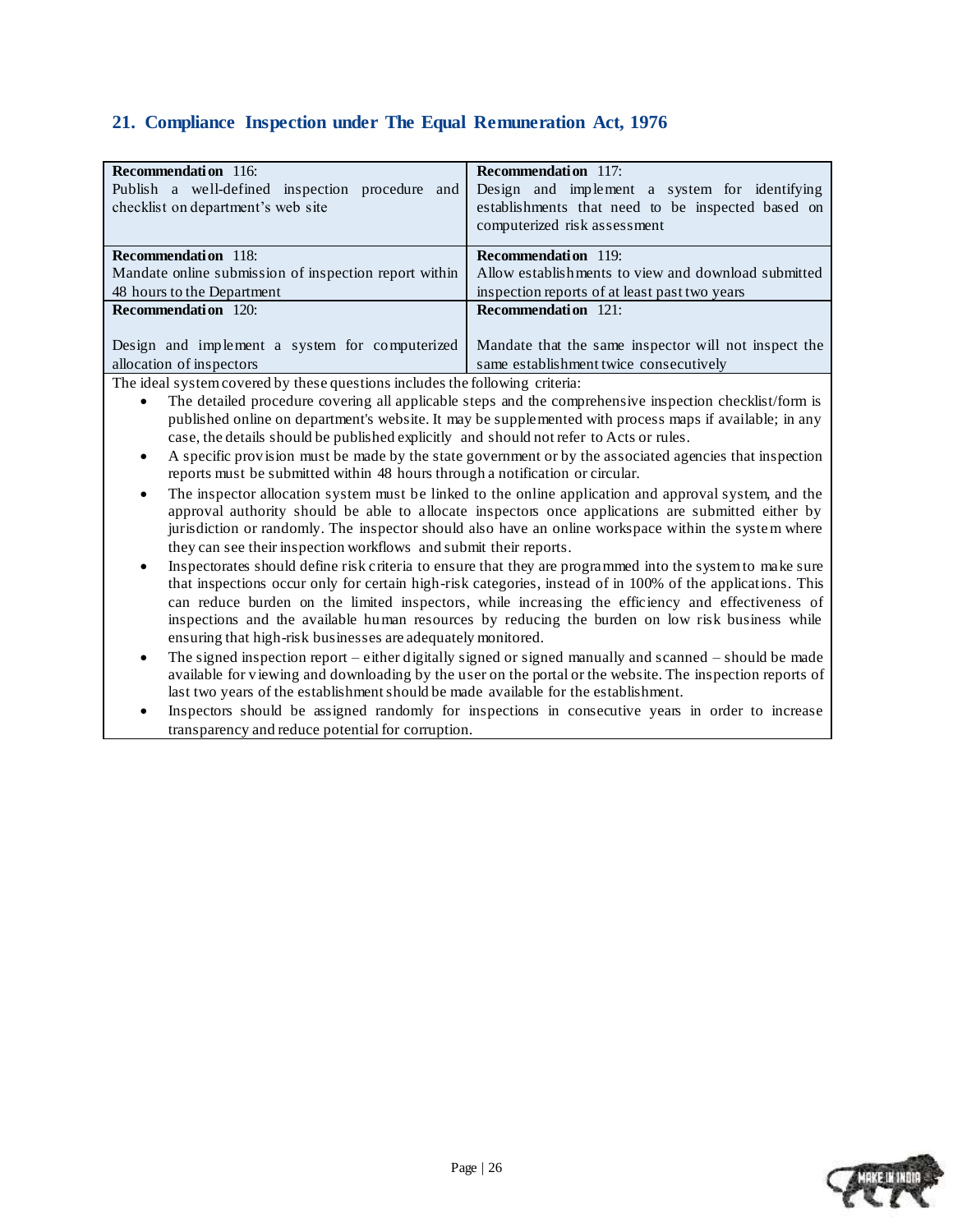## 21. Compliance Inspection under The Equal Remuneration Act, 1976

| **Recommendation** 116: Publish a well-defined inspection procedure and checklist on department's web site | **Recommendation** 117: Design and implement a system for identifying establishments that need to be inspected based on computerized risk assessment |
|---|---|
| **Recommendation** 118: Mandate online submission of inspection report within 48 hours to the Department | **Recommendation** 119: Allow establishments to view and download submitted inspection reports of at least past two years |
| **Recommendation** 120: Design and implement a system for computerized allocation of inspectors | **Recommendation** 121: Mandate that the same inspector will not inspect the same establishment twice consecutively |

The ideal system covered by these questions includes the following criteria:

- The detailed procedure covering all applicable steps and the comprehensive inspection checklist/form is published online on department's website. It may be supplemented with process maps if available; in any case, the details should be published explicitly and should not refer to Acts or rules.
- A specific provision must be made by the state government or by the associated agencies that inspection reports must be submitted within 48 hours through a notification or circular.
- The inspector allocation system must be linked to the online application and approval system, and the approval authority should be able to allocate inspectors once applications are submitted either by jurisdiction or randomly. The inspector should also have an online workspace within the system where they can see their inspection workflows and submit their reports.
- Inspectorates should define risk criteria to ensure that they are programmed into the system to make sure that inspections occur only for certain high-risk categories, instead of in 100% of the applications. This can reduce burden on the limited inspectors, while increasing the efficiency and effectiveness of inspections and the available human resources by reducing the burden on low risk business while ensuring that high-risk businesses are adequately monitored.
- The signed inspection report – either digitally signed or signed manually and scanned – should be made available for viewing and downloading by the user on the portal or the website. The inspection reports of last two years of the establishment should be made available for the establishment.
- Inspectors should be assigned randomly for inspections in consecutive years in order to increase transparency and reduce potential for corruption.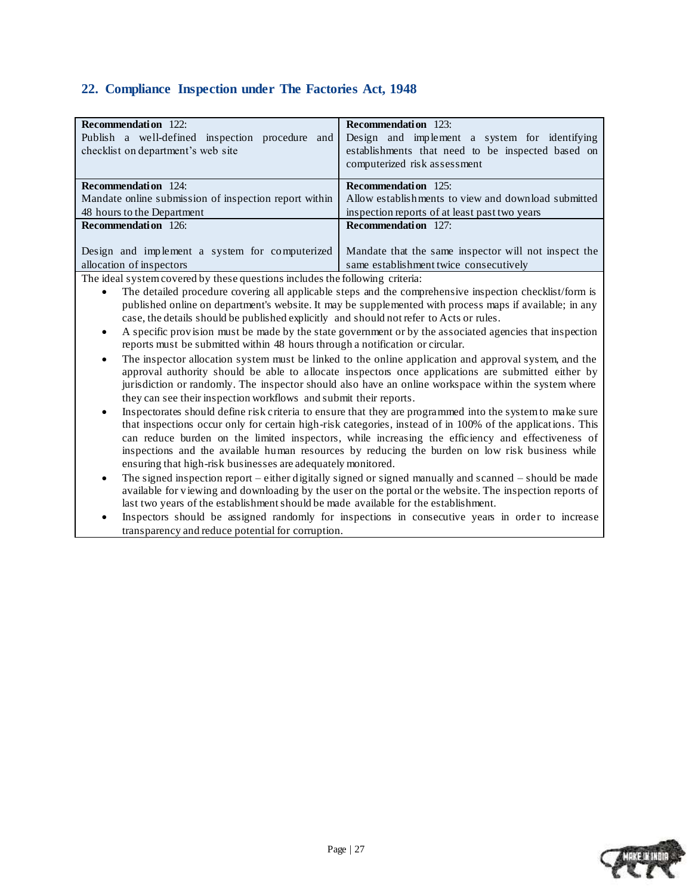## 22. Compliance Inspection under The Factories Act, 1948

| | |
|---|---|
| **Recommendation** 122: Publish a well-defined inspection procedure and checklist on department's web site | **Recommendation** 123: Design and implement a system for identifying establishments that need to be inspected based on computerized risk assessment |
| **Recommendation** 124: Mandate online submission of inspection report within 48 hours to the Department | **Recommendation** 125: Allow establishments to view and download submitted inspection reports of at least past two years |
| **Recommendation** 126: Design and implement a system for computerized allocation of inspectors | **Recommendation** 127: Mandate that the same inspector will not inspect the same establishment twice consecutively |

The ideal system covered by these questions includes the following criteria:

- The detailed procedure covering all applicable steps and the comprehensive inspection checklist/form is published online on department's website. It may be supplemented with process maps if available; in any case, the details should be published explicitly and should not refer to Acts or rules.
- A specific provision must be made by the state government or by the associated agencies that inspection reports must be submitted within 48 hours through a notification or circular.
- The inspector allocation system must be linked to the online application and approval system, and the approval authority should be able to allocate inspectors once applications are submitted either by jurisdiction or randomly. The inspector should also have an online workspace within the system where they can see their inspection workflows and submit their reports.
- Inspectorates should define risk criteria to ensure that they are programmed into the system to make sure that inspections occur only for certain high-risk categories, instead of in 100% of the applications. This can reduce burden on the limited inspectors, while increasing the efficiency and effectiveness of inspections and the available human resources by reducing the burden on low risk business while ensuring that high-risk businesses are adequately monitored.
- The signed inspection report – either digitally signed or signed manually and scanned – should be made available for viewing and downloading by the user on the portal or the website. The inspection reports of last two years of the establishment should be made available for the establishment.
- Inspectors should be assigned randomly for inspections in consecutive years in order to increase transparency and reduce potential for corruption.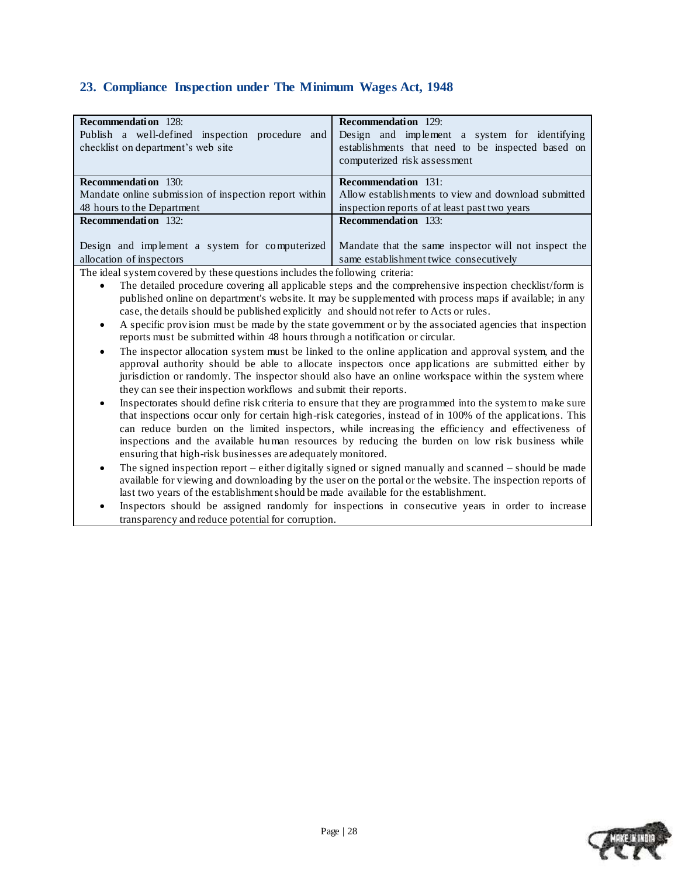## 23. Compliance Inspection under The Minimum Wages Act, 1948

| **Recommendation** 128: Publish a well-defined inspection procedure and checklist on department's web site | **Recommendation** 129: Design and implement a system for identifying establishments that need to be inspected based on computerized risk assessment |
|---|---|
| **Recommendation** 130: Mandate online submission of inspection report within 48 hours to the Department | **Recommendation** 131: Allow establishments to view and download submitted inspection reports of at least past two years |
| **Recommendation** 132: Design and implement a system for computerized allocation of inspectors | **Recommendation** 133: Mandate that the same inspector will not inspect the same establishment twice consecutively |

The ideal system covered by these questions includes the following criteria:

- The detailed procedure covering all applicable steps and the comprehensive inspection checklist/form is published online on department's website. It may be supplemented with process maps if available; in any case, the details should be published explicitly and should not refer to Acts or rules.
- A specific provision must be made by the state government or by the associated agencies that inspection reports must be submitted within 48 hours through a notification or circular.
- The inspector allocation system must be linked to the online application and approval system, and the approval authority should be able to allocate inspectors once applications are submitted either by jurisdiction or randomly. The inspector should also have an online workspace within the system where they can see their inspection workflows and submit their reports.
- Inspectorates should define risk criteria to ensure that they are programmed into the system to make sure that inspections occur only for certain high-risk categories, instead of in 100% of the applications. This can reduce burden on the limited inspectors, while increasing the efficiency and effectiveness of inspections and the available human resources by reducing the burden on low risk business while ensuring that high-risk businesses are adequately monitored.
- The signed inspection report – either digitally signed or signed manually and scanned – should be made available for viewing and downloading by the user on the portal or the website. The inspection reports of last two years of the establishment should be made available for the establishment.
- Inspectors should be assigned randomly for inspections in consecutive years in order to increase transparency and reduce potential for corruption.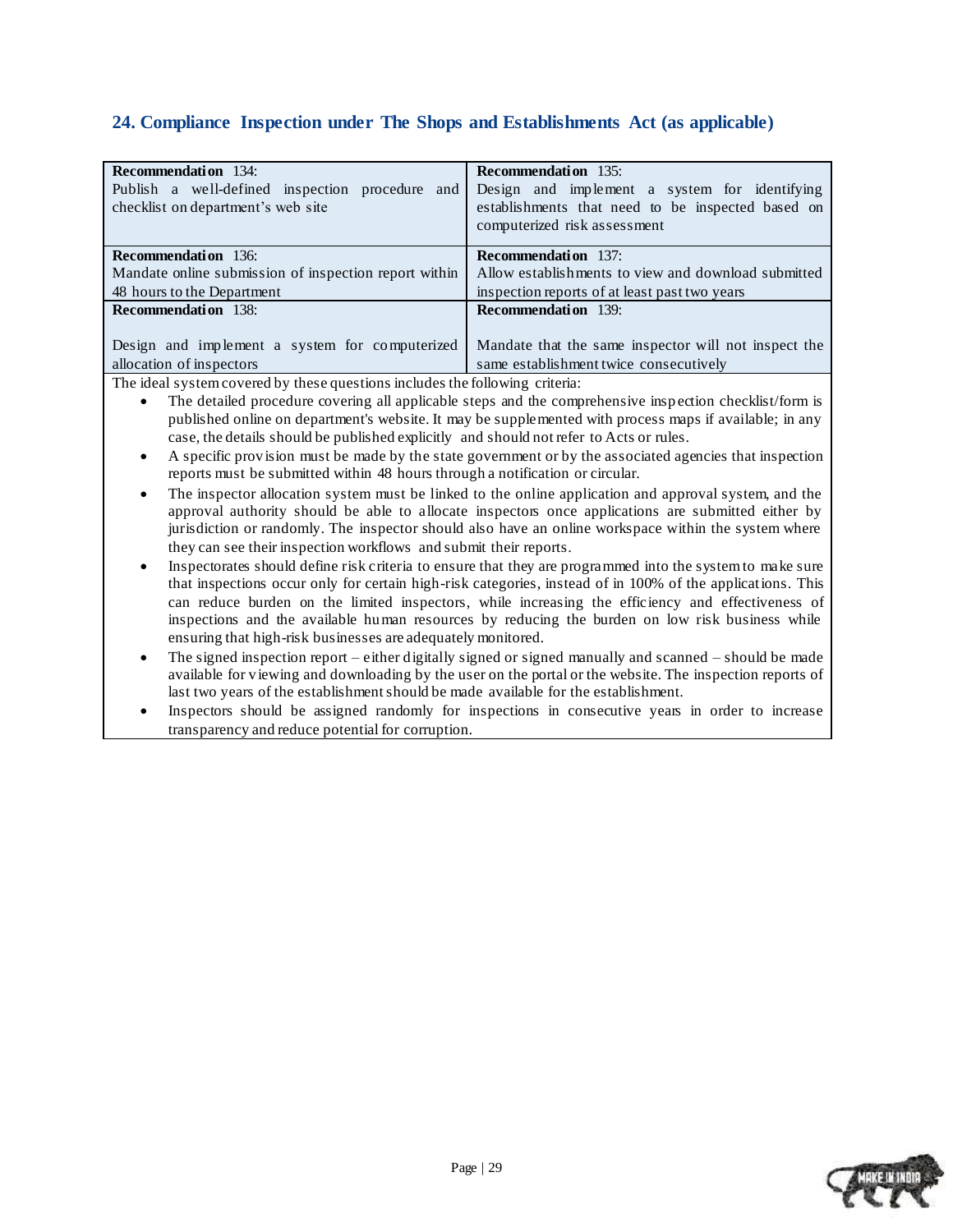## 24. Compliance Inspection under The Shops and Establishments Act (as applicable)

| **Recommendation** 134:<br>Publish a well-defined inspection procedure and checklist on department's web site | **Recommendation** 135:<br>Design and implement a system for identifying establishments that need to be inspected based on computerized risk assessment |
|---|---|
| **Recommendation** 136:<br>Mandate online submission of inspection report within 48 hours to the Department | **Recommendation** 137:<br>Allow establishments to view and download submitted inspection reports of at least past two years |
| **Recommendation** 138:<br>Design and implement a system for computerized allocation of inspectors | **Recommendation** 139:<br>Mandate that the same inspector will not inspect the same establishment twice consecutively |

The ideal system covered by these questions includes the following criteria:

- The detailed procedure covering all applicable steps and the comprehensive inspection checklist/form is published online on department's website. It may be supplemented with process maps if available; in any case, the details should be published explicitly and should not refer to Acts or rules.
- A specific provision must be made by the state government or by the associated agencies that inspection reports must be submitted within 48 hours through a notification or circular.
- The inspector allocation system must be linked to the online application and approval system, and the approval authority should be able to allocate inspectors once applications are submitted either by jurisdiction or randomly. The inspector should also have an online workspace within the system where they can see their inspection workflows and submit their reports.
- Inspectorates should define risk criteria to ensure that they are programmed into the system to make sure that inspections occur only for certain high-risk categories, instead of in 100% of the applications. This can reduce burden on the limited inspectors, while increasing the efficiency and effectiveness of inspections and the available human resources by reducing the burden on low risk business while ensuring that high-risk businesses are adequately monitored.
- The signed inspection report – either digitally signed or signed manually and scanned – should be made available for viewing and downloading by the user on the portal or the website. The inspection reports of last two years of the establishment should be made available for the establishment.
- Inspectors should be assigned randomly for inspections in consecutive years in order to increase transparency and reduce potential for corruption.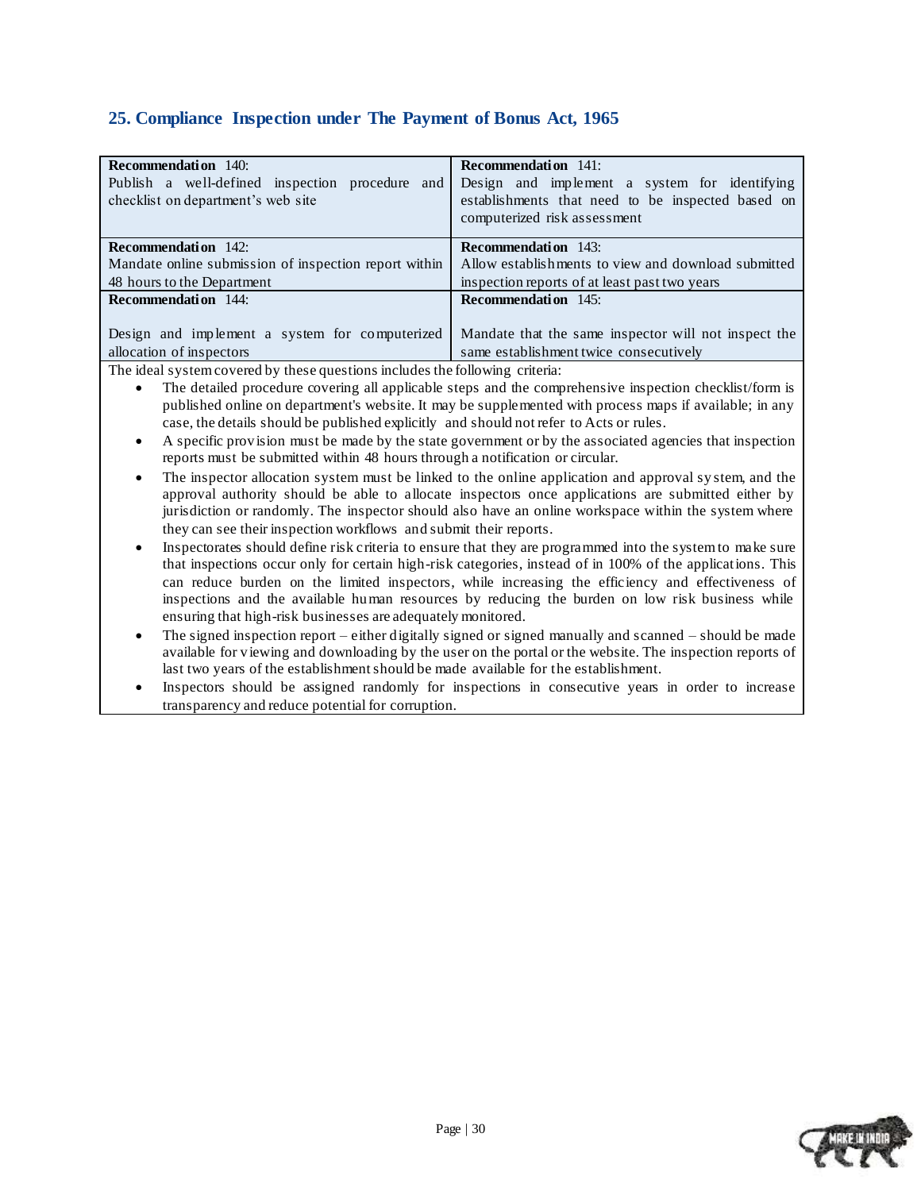## 25. Compliance Inspection under The Payment of Bonus Act, 1965

| Recommendation 140: Publish a well-defined inspection procedure and checklist on department's web site | Recommendation 141: Design and implement a system for identifying establishments that need to be inspected based on computerized risk assessment |
|---|---|
| **Recommendation 142:** Mandate online submission of inspection report within 48 hours to the Department | **Recommendation 143:** Allow establishments to view and download submitted inspection reports of at least past two years |
| **Recommendation 144:** Design and implement a system for computerized allocation of inspectors | **Recommendation 145:** Mandate that the same inspector will not inspect the same establishment twice consecutively |

The ideal system covered by these questions includes the following criteria:

- The detailed procedure covering all applicable steps and the comprehensive inspection checklist/form is published online on department's website. It may be supplemented with process maps if available; in any case, the details should be published explicitly and should not refer to Acts or rules.
- A specific provision must be made by the state government or by the associated agencies that inspection reports must be submitted within 48 hours through a notification or circular.
- The inspector allocation system must be linked to the online application and approval system, and the approval authority should be able to allocate inspectors once applications are submitted either by jurisdiction or randomly. The inspector should also have an online workspace within the system where they can see their inspection workflows and submit their reports.
- Inspectorates should define risk criteria to ensure that they are programmed into the system to make sure that inspections occur only for certain high-risk categories, instead of in 100% of the applications. This can reduce burden on the limited inspectors, while increasing the efficiency and effectiveness of inspections and the available human resources by reducing the burden on low risk business while ensuring that high-risk businesses are adequately monitored.
- The signed inspection report – either digitally signed or signed manually and scanned – should be made available for viewing and downloading by the user on the portal or the website. The inspection reports of last two years of the establishment should be made available for the establishment.
- Inspectors should be assigned randomly for inspections in consecutive years in order to increase transparency and reduce potential for corruption.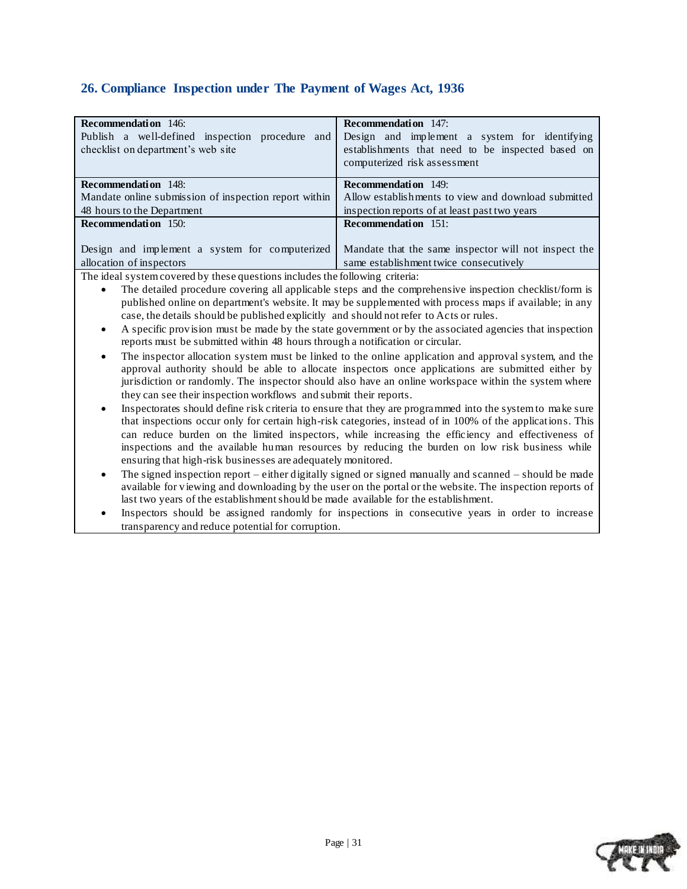## 26. Compliance Inspection under The Payment of Wages Act, 1936

| **Recommendation** 146: Publish a well-defined inspection procedure and checklist on department's web site | **Recommendation** 147: Design and implement a system for identifying establishments that need to be inspected based on computerized risk assessment |
|---|---|
| **Recommendation** 148: Mandate online submission of inspection report within 48 hours to the Department | **Recommendation** 149: Allow establishments to view and download submitted inspection reports of at least past two years |
| **Recommendation** 150: Design and implement a system for computerized allocation of inspectors | **Recommendation** 151: Mandate that the same inspector will not inspect the same establishment twice consecutively |

The ideal system covered by these questions includes the following criteria:

- The detailed procedure covering all applicable steps and the comprehensive inspection checklist/form is published online on department's website. It may be supplemented with process maps if available; in any case, the details should be published explicitly and should not refer to Acts or rules.
- A specific provision must be made by the state government or by the associated agencies that inspection reports must be submitted within 48 hours through a notification or circular.
- The inspector allocation system must be linked to the online application and approval system, and the approval authority should be able to allocate inspectors once applications are submitted either by jurisdiction or randomly. The inspector should also have an online workspace within the system where they can see their inspection workflows and submit their reports.
- Inspectorates should define risk criteria to ensure that they are programmed into the system to make sure that inspections occur only for certain high-risk categories, instead of in 100% of the applications. This can reduce burden on the limited inspectors, while increasing the efficiency and effectiveness of inspections and the available human resources by reducing the burden on low risk business while ensuring that high-risk businesses are adequately monitored.
- The signed inspection report – either digitally signed or signed manually and scanned – should be made available for viewing and downloading by the user on the portal or the website. The inspection reports of last two years of the establishment should be made available for the establishment.
- Inspectors should be assigned randomly for inspections in consecutive years in order to increase transparency and reduce potential for corruption.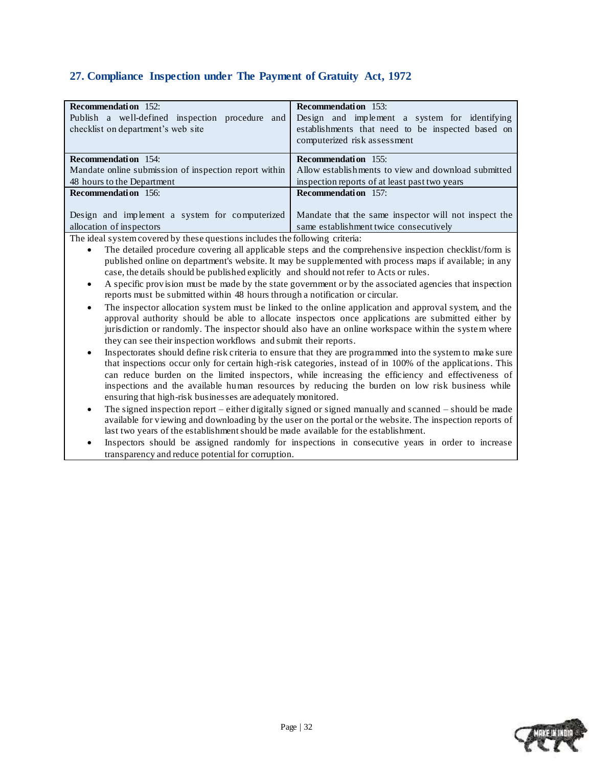## 27. Compliance Inspection under The Payment of Gratuity Act, 1972

| **Recommendation** 152: Publish a well-defined inspection procedure and checklist on department's web site | **Recommendation** 153: Design and implement a system for identifying establishments that need to be inspected based on computerized risk assessment |
|---|---|
| **Recommendation** 154: Mandate online submission of inspection report within 48 hours to the Department | **Recommendation** 155: Allow establishments to view and download submitted inspection reports of at least past two years |
| **Recommendation** 156: Design and implement a system for computerized allocation of inspectors | **Recommendation** 157: Mandate that the same inspector will not inspect the same establishment twice consecutively |

The ideal system covered by these questions includes the following criteria:

- The detailed procedure covering all applicable steps and the comprehensive inspection checklist/form is published online on department's website. It may be supplemented with process maps if available; in any case, the details should be published explicitly and should not refer to Acts or rules.
- A specific provision must be made by the state government or by the associated agencies that inspection reports must be submitted within 48 hours through a notification or circular.
- The inspector allocation system must be linked to the online application and approval system, and the approval authority should be able to allocate inspectors once applications are submitted either by jurisdiction or randomly. The inspector should also have an online workspace within the system where they can see their inspection workflows and submit their reports.
- Inspectorates should define risk criteria to ensure that they are programmed into the system to make sure that inspections occur only for certain high-risk categories, instead of in 100% of the applications. This can reduce burden on the limited inspectors, while increasing the efficiency and effectiveness of inspections and the available human resources by reducing the burden on low risk business while ensuring that high-risk businesses are adequately monitored.
- The signed inspection report – either digitally signed or signed manually and scanned – should be made available for viewing and downloading by the user on the portal or the website. The inspection reports of last two years of the establishment should be made available for the establishment.
- Inspectors should be assigned randomly for inspections in consecutive years in order to increase transparency and reduce potential for corruption.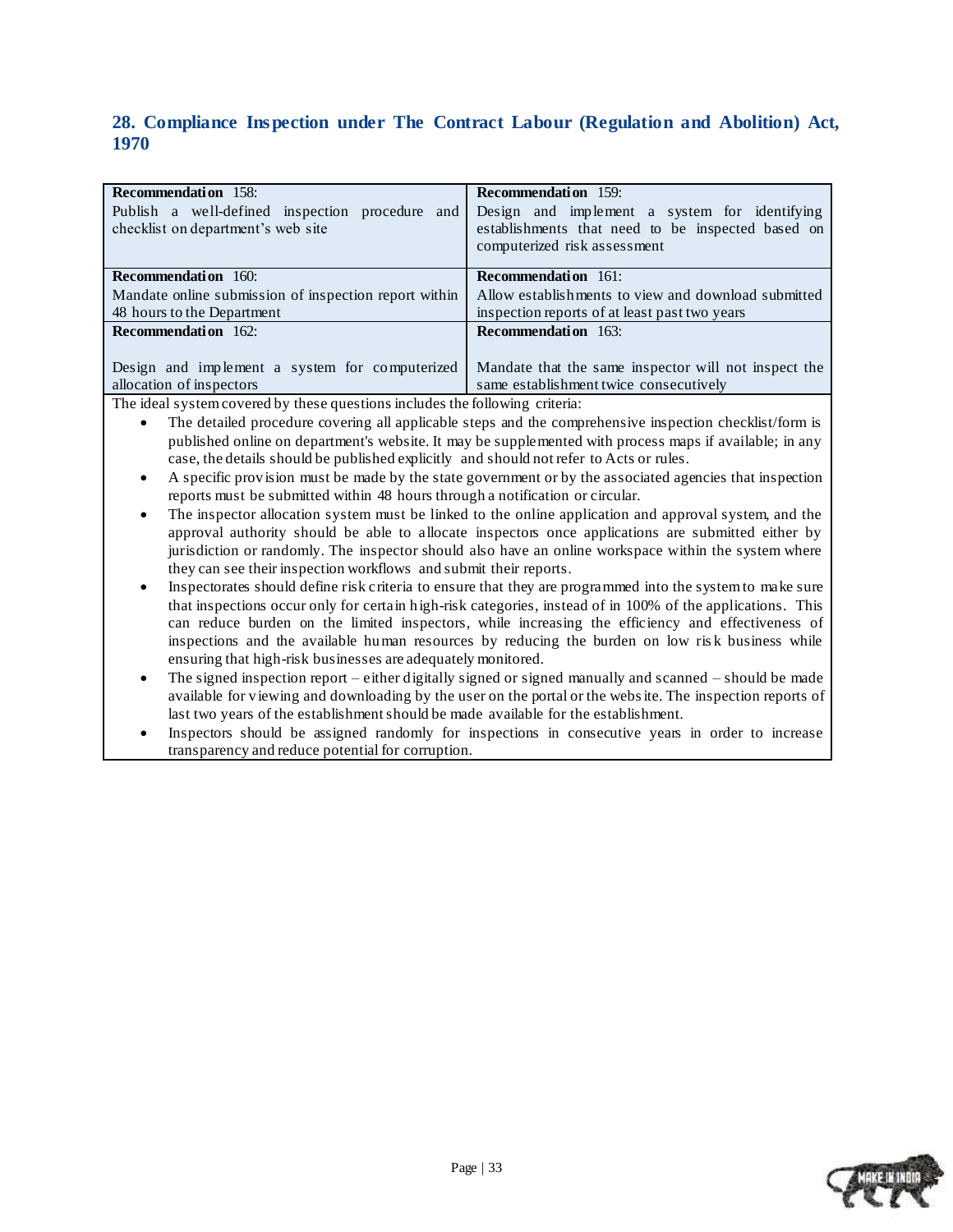## 28. Compliance Inspection under The Contract Labour (Regulation and Abolition) Act, 1970

| **Recommendation** 158: Publish a well-defined inspection procedure and checklist on department's web site | **Recommendation** 159: Design and implement a system for identifying establishments that need to be inspected based on computerized risk assessment |
|---|---|
| **Recommendation** 160: Mandate online submission of inspection report within 48 hours to the Department | **Recommendation** 161: Allow establishments to view and download submitted inspection reports of at least past two years |
| **Recommendation** 162: Design and implement a system for computerized allocation of inspectors | **Recommendation** 163: Mandate that the same inspector will not inspect the same establishment twice consecutively |

The ideal system covered by these questions includes the following criteria:

- The detailed procedure covering all applicable steps and the comprehensive inspection checklist/form is published online on department's website. It may be supplemented with process maps if available; in any case, the details should be published explicitly and should not refer to Acts or rules.
- A specific provision must be made by the state government or by the associated agencies that inspection reports must be submitted within 48 hours through a notification or circular.
- The inspector allocation system must be linked to the online application and approval system, and the approval authority should be able to allocate inspectors once applications are submitted either by jurisdiction or randomly. The inspector should also have an online workspace within the system where they can see their inspection workflows and submit their reports.
- Inspectorates should define risk criteria to ensure that they are programmed into the system to make sure that inspections occur only for certain high-risk categories, instead of in 100% of the applications. This can reduce burden on the limited inspectors, while increasing the efficiency and effectiveness of inspections and the available human resources by reducing the burden on low risk business while ensuring that high-risk businesses are adequately monitored.
- The signed inspection report – either digitally signed or signed manually and scanned – should be made available for viewing and downloading by the user on the portal or the website. The inspection reports of last two years of the establishment should be made available for the establishment.
- Inspectors should be assigned randomly for inspections in consecutive years in order to increase transparency and reduce potential for corruption.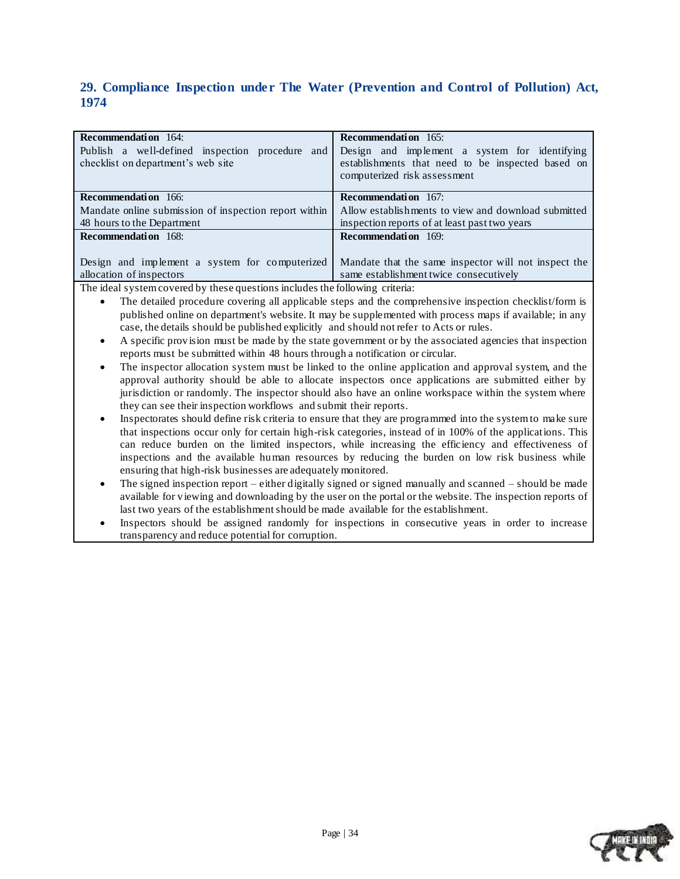## 29. Compliance Inspection under The Water (Prevention and Control of Pollution) Act, 1974

| **Recommendation** 164: Publish a well-defined inspection procedure and checklist on department's web site | **Recommendation** 165: Design and implement a system for identifying establishments that need to be inspected based on computerized risk assessment |
|---|---|
| **Recommendation** 166: Mandate online submission of inspection report within 48 hours to the Department | **Recommendation** 167: Allow establishments to view and download submitted inspection reports of at least past two years |
| **Recommendation** 168: Design and implement a system for computerized allocation of inspectors | **Recommendation** 169: Mandate that the same inspector will not inspect the same establishment twice consecutively |

The ideal system covered by these questions includes the following criteria:

- The detailed procedure covering all applicable steps and the comprehensive inspection checklist/form is published online on department's website. It may be supplemented with process maps if available; in any case, the details should be published explicitly and should not refer to Acts or rules.
- A specific provision must be made by the state government or by the associated agencies that inspection reports must be submitted within 48 hours through a notification or circular.
- The inspector allocation system must be linked to the online application and approval system, and the approval authority should be able to allocate inspectors once applications are submitted either by jurisdiction or randomly. The inspector should also have an online workspace within the system where they can see their inspection workflows and submit their reports.
- Inspectorates should define risk criteria to ensure that they are programmed into the system to make sure that inspections occur only for certain high-risk categories, instead of in 100% of the applications. This can reduce burden on the limited inspectors, while increasing the efficiency and effectiveness of inspections and the available human resources by reducing the burden on low risk business while ensuring that high-risk businesses are adequately monitored.
- The signed inspection report – either digitally signed or signed manually and scanned – should be made available for viewing and downloading by the user on the portal or the website. The inspection reports of last two years of the establishment should be made available for the establishment.
- Inspectors should be assigned randomly for inspections in consecutive years in order to increase transparency and reduce potential for corruption.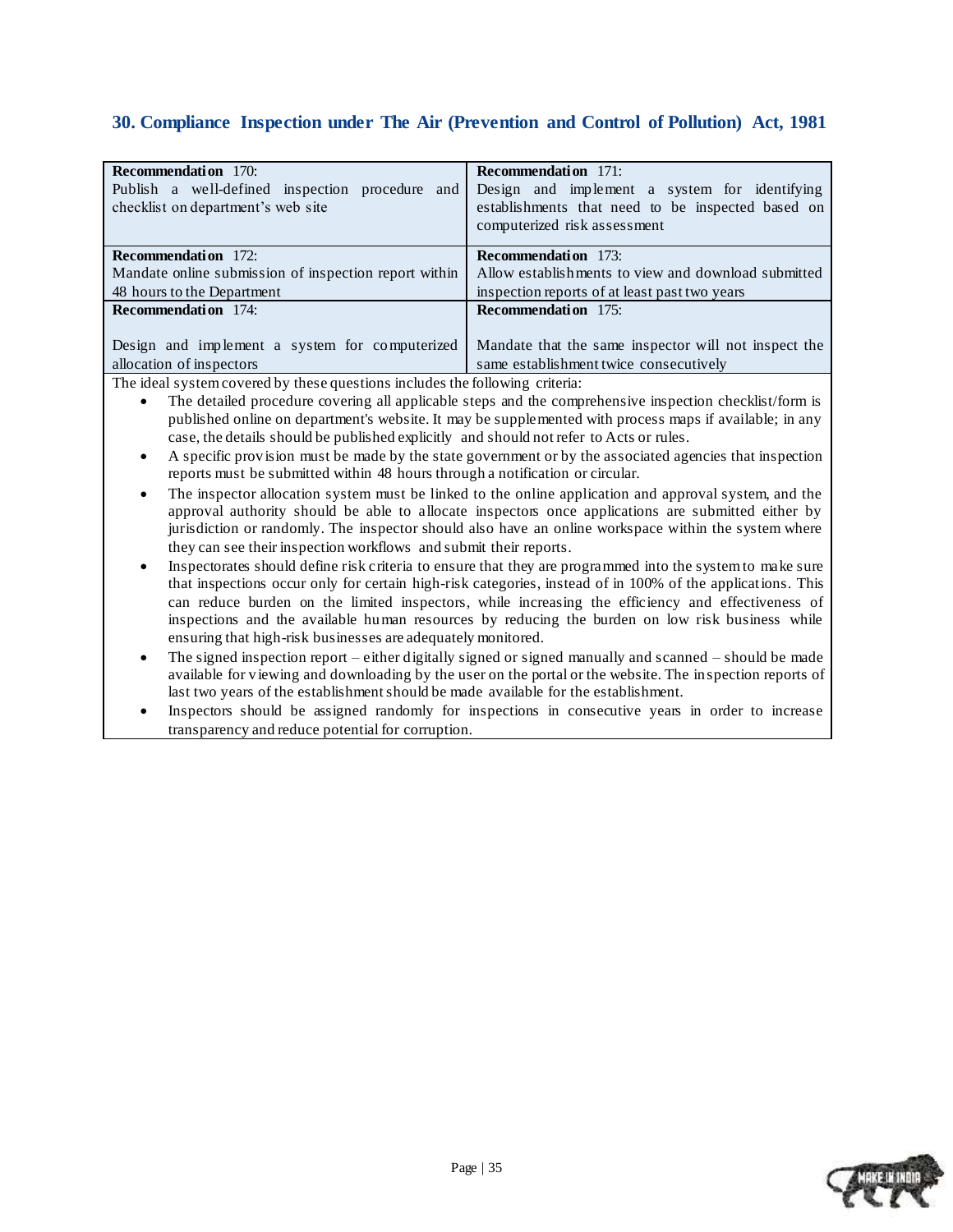## 30. Compliance Inspection under The Air (Prevention and Control of Pollution) Act, 1981

| **Recommendation** 170: Publish a well-defined inspection procedure and checklist on department's web site | **Recommendation** 171: Design and implement a system for identifying establishments that need to be inspected based on computerized risk assessment |
|---|---|
| **Recommendation** 172: Mandate online submission of inspection report within 48 hours to the Department | **Recommendation** 173: Allow establishments to view and download submitted inspection reports of at least past two years |
| **Recommendation** 174: Design and implement a system for computerized allocation of inspectors | **Recommendation** 175: Mandate that the same inspector will not inspect the same establishment twice consecutively |

The ideal system covered by these questions includes the following criteria:

- The detailed procedure covering all applicable steps and the comprehensive inspection checklist/form is published online on department's website. It may be supplemented with process maps if available; in any case, the details should be published explicitly and should not refer to Acts or rules.
- A specific provision must be made by the state government or by the associated agencies that inspection reports must be submitted within 48 hours through a notification or circular.
- The inspector allocation system must be linked to the online application and approval system, and the approval authority should be able to allocate inspectors once applications are submitted either by jurisdiction or randomly. The inspector should also have an online workspace within the system where they can see their inspection workflows and submit their reports.
- Inspectorates should define risk criteria to ensure that they are programmed into the system to make sure that inspections occur only for certain high-risk categories, instead of in 100% of the applications. This can reduce burden on the limited inspectors, while increasing the efficiency and effectiveness of inspections and the available human resources by reducing the burden on low risk business while ensuring that high-risk businesses are adequately monitored.
- The signed inspection report – either digitally signed or signed manually and scanned – should be made available for viewing and downloading by the user on the portal or the website. The inspection reports of last two years of the establishment should be made available for the establishment.
- Inspectors should be assigned randomly for inspections in consecutive years in order to increase transparency and reduce potential for corruption.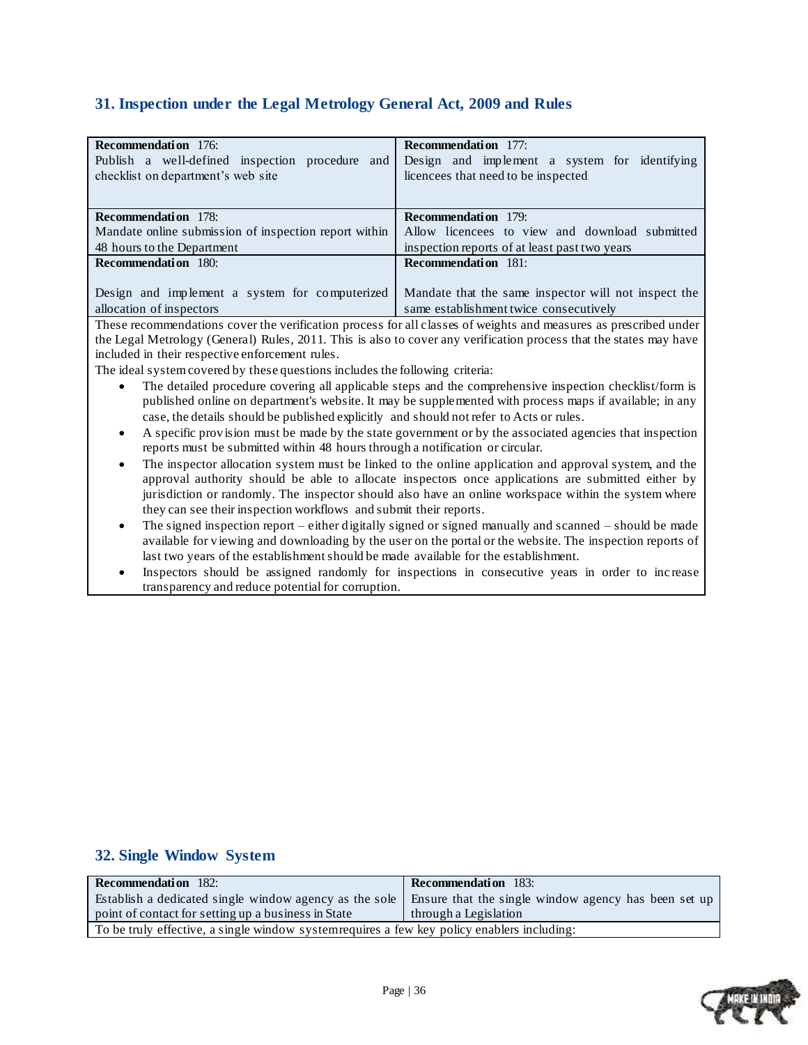## 31. Inspection under the Legal Metrology General Act, 2009 and Rules

| **Recommendation** 176: Publish a well-defined inspection procedure and checklist on department's web site | **Recommendation** 177: Design and implement a system for identifying licencees that need to be inspected |
|---|---|
| **Recommendation** 178: Mandate online submission of inspection report within 48 hours to the Department | **Recommendation** 179: Allow licencees to view and download submitted inspection reports of at least past two years |
| **Recommendation** 180: Design and implement a system for computerized allocation of inspectors | **Recommendation** 181: Mandate that the same inspector will not inspect the same establishment twice consecutively |

These recommendations cover the verification process for all classes of weights and measures as prescribed under the Legal Metrology (General) Rules, 2011. This is also to cover any verification process that the states may have included in their respective enforcement rules.

The ideal system covered by these questions includes the following criteria:

- The detailed procedure covering all applicable steps and the comprehensive inspection checklist/form is published online on department's website. It may be supplemented with process maps if available; in any case, the details should be published explicitly and should not refer to Acts or rules.
- A specific provision must be made by the state government or by the associated agencies that inspection reports must be submitted within 48 hours through a notification or circular.
- The inspector allocation system must be linked to the online application and approval system, and the approval authority should be able to allocate inspectors once applications are submitted either by jurisdiction or randomly. The inspector should also have an online workspace within the system where they can see their inspection workflows and submit their reports.
- The signed inspection report – either digitally signed or signed manually and scanned – should be made available for viewing and downloading by the user on the portal or the website. The inspection reports of last two years of the establishment should be made available for the establishment.
- Inspectors should be assigned randomly for inspections in consecutive years in order to increase transparency and reduce potential for corruption.

## 32. Single Window System

| **Recommendation** 182: Establish a dedicated single window agency as the sole point of contact for setting up a business in State | **Recommendation** 183: Ensure that the single window agency has been set up through a Legislation |
|---|---|

To be truly effective, a single window system requires a few key policy enablers including: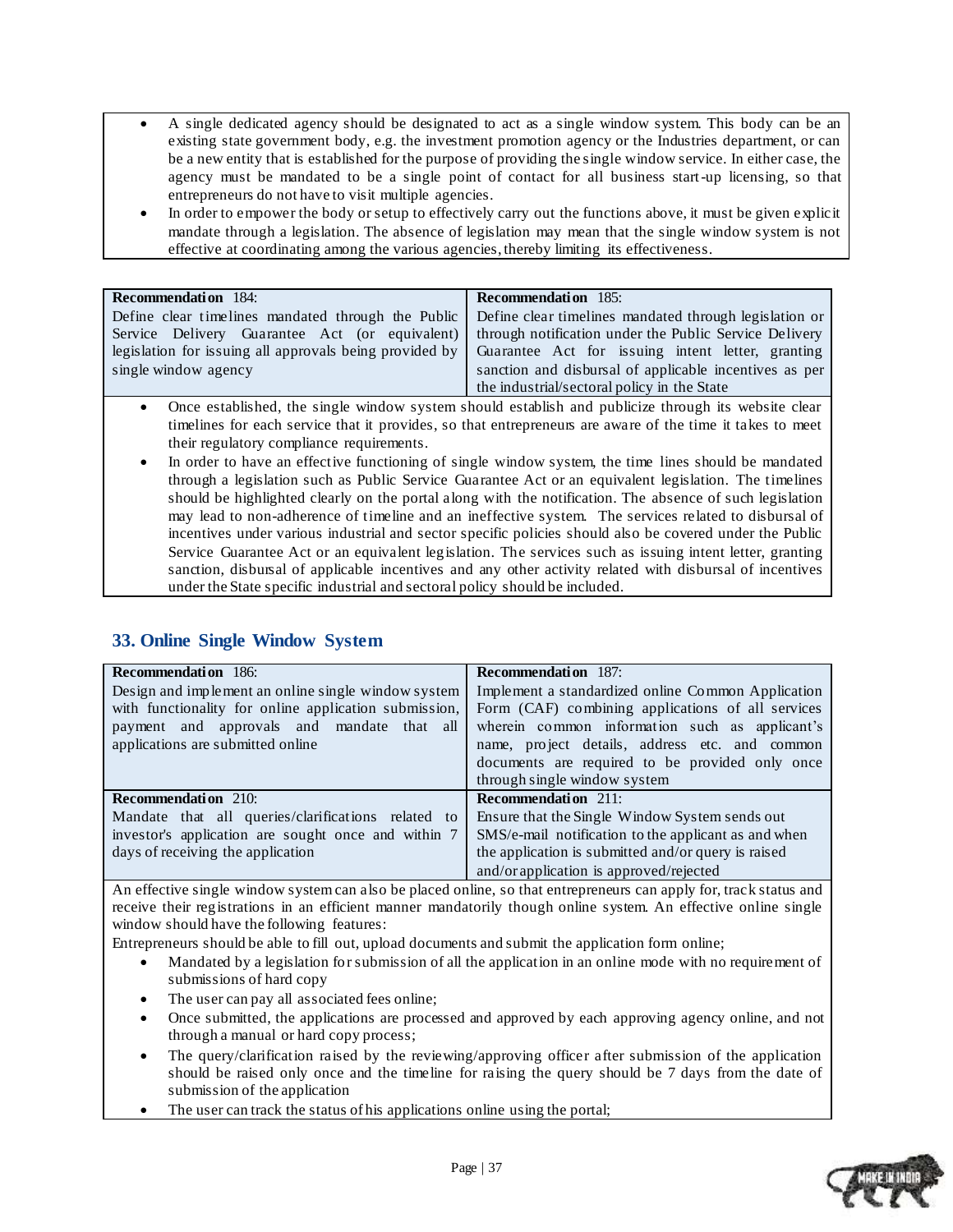- A single dedicated agency should be designated to act as a single window system. This body can be an existing state government body, e.g. the investment promotion agency or the Industries department, or can be a new entity that is established for the purpose of providing the single window service. In either case, the agency must be mandated to be a single point of contact for all business start-up licensing, so that entrepreneurs do not have to visit multiple agencies.
- In order to empower the body or setup to effectively carry out the functions above, it must be given explicit mandate through a legislation. The absence of legislation may mean that the single window system is not effective at coordinating among the various agencies, thereby limiting its effectiveness.

| **Recommendation** 184: | **Recommendation** 185: |
|---|---|
| Define clear timelines mandated through the Public Service Delivery Guarantee Act (or equivalent) legislation for issuing all approvals being provided by single window agency | Define clear timelines mandated through legislation or through notification under the Public Service Delivery Guarantee Act for issuing intent letter, granting sanction and disbursal of applicable incentives as per the industrial/sectoral policy in the State |

- Once established, the single window system should establish and publicize through its website clear timelines for each service that it provides, so that entrepreneurs are aware of the time it takes to meet their regulatory compliance requirements.
- In order to have an effective functioning of single window system, the time lines should be mandated through a legislation such as Public Service Guarantee Act or an equivalent legislation. The timelines should be highlighted clearly on the portal along with the notification. The absence of such legislation may lead to non-adherence of timeline and an ineffective system. The services related to disbursal of incentives under various industrial and sector specific policies should also be covered under the Public Service Guarantee Act or an equivalent legislation. The services such as issuing intent letter, granting sanction, disbursal of applicable incentives and any other activity related with disbursal of incentives under the State specific industrial and sectoral policy should be included.

## 33. Online Single Window System

| **Recommendation** 186: | **Recommendation** 187: |
|---|---|
| Design and implement an online single window system with functionality for online application submission, payment and approvals and mandate that all applications are submitted online | Implement a standardized online Common Application Form (CAF) combining applications of all services wherein common information such as applicant's name, project details, address etc. and common documents are required to be provided only once through single window system |
| **Recommendation** 210: | **Recommendation** 211: |
| Mandate that all queries/clarifications related to investor's application are sought once and within 7 days of receiving the application | Ensure that the Single Window System sends out SMS/e-mail notification to the applicant as and when the application is submitted and/or query is raised and/or application is approved/rejected |

An effective single window system can also be placed online, so that entrepreneurs can apply for, track status and receive their registrations in an efficient manner mandatorily though online system. An effective online single window should have the following features:

Entrepreneurs should be able to fill out, upload documents and submit the application form online;

- Mandated by a legislation for submission of all the application in an online mode with no requirement of submissions of hard copy
- The user can pay all associated fees online;
- Once submitted, the applications are processed and approved by each approving agency online, and not through a manual or hard copy process;
- The query/clarification raised by the reviewing/approving officer after submission of the application should be raised only once and the timeline for raising the query should be 7 days from the date of submission of the application
- The user can track the status of his applications online using the portal;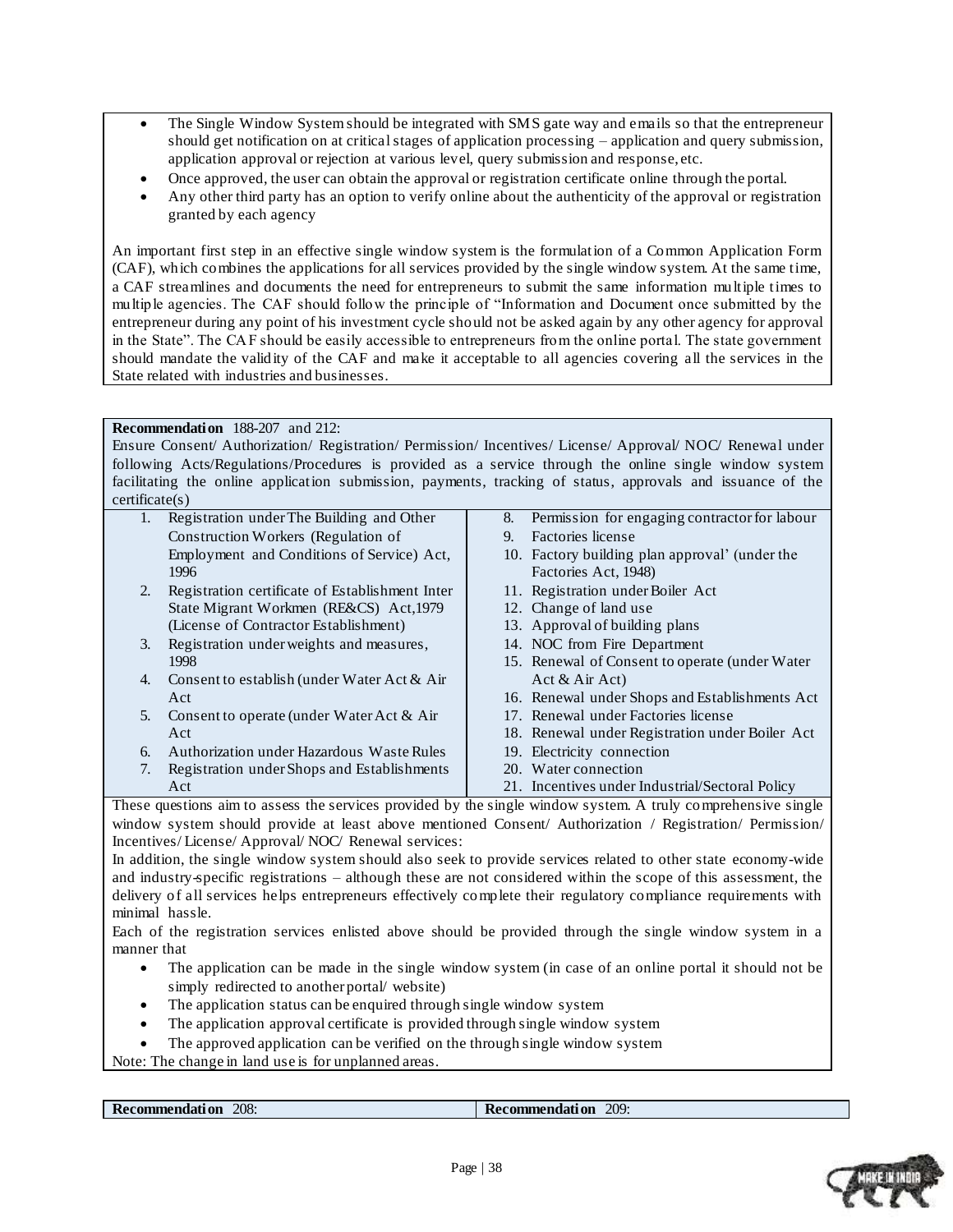- The Single Window System should be integrated with SMS gate way and emails so that the entrepreneur should get notification on at critical stages of application processing – application and query submission, application approval or rejection at various level, query submission and response, etc.
- Once approved, the user can obtain the approval or registration certificate online through the portal.
- Any other third party has an option to verify online about the authenticity of the approval or registration granted by each agency

An important first step in an effective single window system is the formulation of a Common Application Form (CAF), which combines the applications for all services provided by the single window system. At the same time, a CAF streamlines and documents the need for entrepreneurs to submit the same information multiple times to multiple agencies. The CAF should follow the principle of "Information and Document once submitted by the entrepreneur during any point of his investment cycle should not be asked again by any other agency for approval in the State". The CAF should be easily accessible to entrepreneurs from the online portal. The state government should mandate the validity of the CAF and make it acceptable to all agencies covering all the services in the State related with industries and businesses.

**Recommendation** 188-207 and 212:

Ensure Consent/ Authorization/ Registration/ Permission/ Incentives/ License/ Approval/ NOC/ Renewal under following Acts/Regulations/Procedures is provided as a service through the online single window system facilitating the online application submission, payments, tracking of status, approvals and issuance of the certificate(s)

1. Registration under The Building and Other Construction Workers (Regulation of Employment and Conditions of Service) Act, 1996
2. Registration certificate of Establishment Inter State Migrant Workmen (RE&CS) Act,1979 (License of Contractor Establishment)
3. Registration under weights and measures, 1998
4. Consent to establish (under Water Act & Air Act
5. Consent to operate (under Water Act & Air Act
6. Authorization under Hazardous Waste Rules
7. Registration under Shops and Establishments Act
8. Permission for engaging contractor for labour
9. Factories license
10. Factory building plan approval' (under the Factories Act, 1948)
11. Registration under Boiler Act
12. Change of land use
13. Approval of building plans
14. NOC from Fire Department
15. Renewal of Consent to operate (under Water Act & Air Act)
16. Renewal under Shops and Establishments Act
17. Renewal under Factories license
18. Renewal under Registration under Boiler Act
19. Electricity connection
20. Water connection
21. Incentives under Industrial/Sectoral Policy

These questions aim to assess the services provided by the single window system. A truly comprehensive single window system should provide at least above mentioned Consent/ Authorization / Registration/ Permission/ Incentives/ License/ Approval/ NOC/ Renewal services:

In addition, the single window system should also seek to provide services related to other state economy-wide and industry-specific registrations – although these are not considered within the scope of this assessment, the delivery of all services helps entrepreneurs effectively complete their regulatory compliance requirements with minimal hassle.

Each of the registration services enlisted above should be provided through the single window system in a manner that

- The application can be made in the single window system (in case of an online portal it should not be simply redirected to another portal/ website)
- The application status can be enquired through single window system
- The application approval certificate is provided through single window system
- The approved application can be verified on the through single window system

Note: The change in land use is for unplanned areas.

| **Recommendation** 208: | **Recommendation** 209: |
|---|---|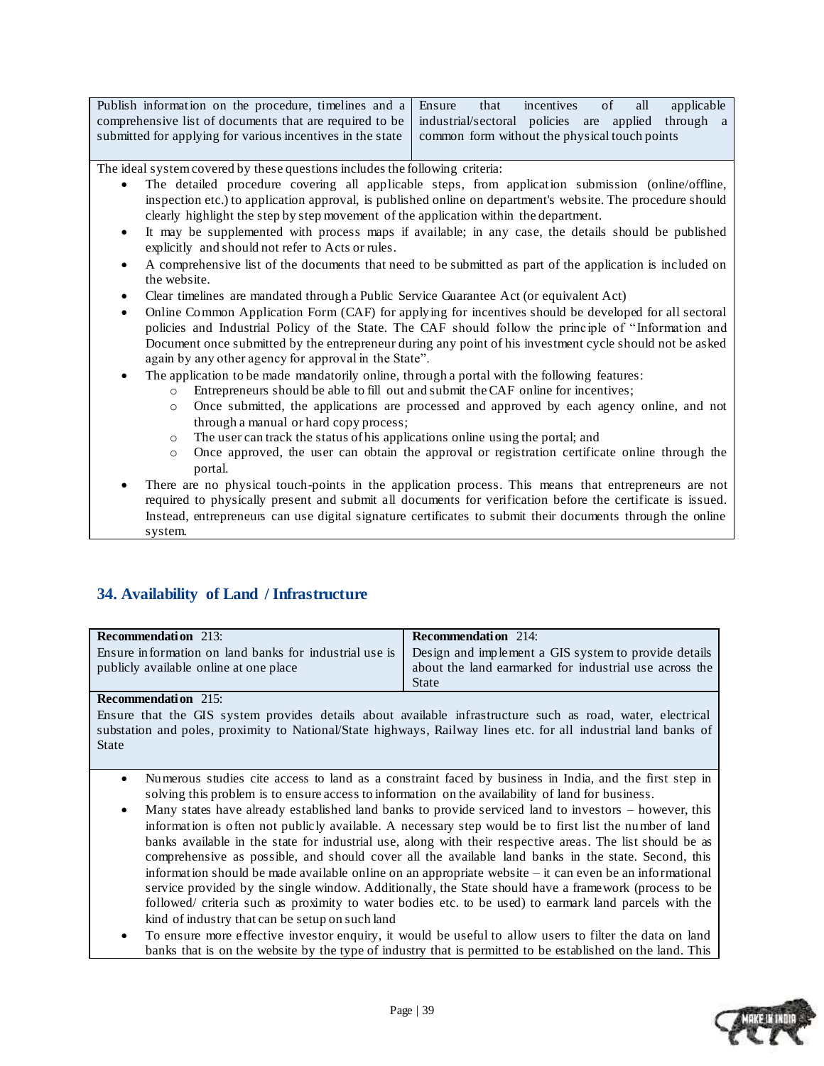| Publish information on the procedure, timelines and a comprehensive list of documents that are required to be submitted for applying for various incentives in the state | Ensure that incentives of all applicable industrial/sectoral policies are applied through a common form without the physical touch points |
|---|---|

The ideal system covered by these questions includes the following criteria:

- The detailed procedure covering all applicable steps, from application submission (online/offline, inspection etc.) to application approval, is published online on department's website. The procedure should clearly highlight the step by step movement of the application within the department.
- It may be supplemented with process maps if available; in any case, the details should be published explicitly and should not refer to Acts or rules.
- A comprehensive list of the documents that need to be submitted as part of the application is included on the website.
- Clear timelines are mandated through a Public Service Guarantee Act (or equivalent Act)
- Online Common Application Form (CAF) for applying for incentives should be developed for all sectoral policies and Industrial Policy of the State. The CAF should follow the principle of "Information and Document once submitted by the entrepreneur during any point of his investment cycle should not be asked again by any other agency for approval in the State".
- The application to be made mandatorily online, through a portal with the following features:
  - Entrepreneurs should be able to fill out and submit the CAF online for incentives;
  - Once submitted, the applications are processed and approved by each agency online, and not through a manual or hard copy process;
  - The user can track the status of his applications online using the portal; and
  - Once approved, the user can obtain the approval or registration certificate online through the portal.
- There are no physical touch-points in the application process. This means that entrepreneurs are not required to physically present and submit all documents for verification before the certificate is issued. Instead, entrepreneurs can use digital signature certificates to submit their documents through the online system.

## 34. Availability of Land / Infrastructure

| **Recommendation** 213: Ensure information on land banks for industrial use is publicly available online at one place | **Recommendation** 214: Design and implement a GIS system to provide details about the land earmarked for industrial use across the State |
|---|---|
| **Recommendation** 215: Ensure that the GIS system provides details about available infrastructure such as road, water, electrical substation and poles, proximity to National/State highways, Railway lines etc. for all industrial land banks of State | |

- Numerous studies cite access to land as a constraint faced by business in India, and the first step in solving this problem is to ensure access to information on the availability of land for business.
- Many states have already established land banks to provide serviced land to investors – however, this information is often not publicly available. A necessary step would be to first list the number of land banks available in the state for industrial use, along with their respective areas. The list should be as comprehensive as possible, and should cover all the available land banks in the state. Second, this information should be made available online on an appropriate website – it can even be an informational service provided by the single window. Additionally, the State should have a framework (process to be followed/ criteria such as proximity to water bodies etc. to be used) to earmark land parcels with the kind of industry that can be setup on such land
- To ensure more effective investor enquiry, it would be useful to allow users to filter the data on land banks that is on the website by the type of industry that is permitted to be established on the land. This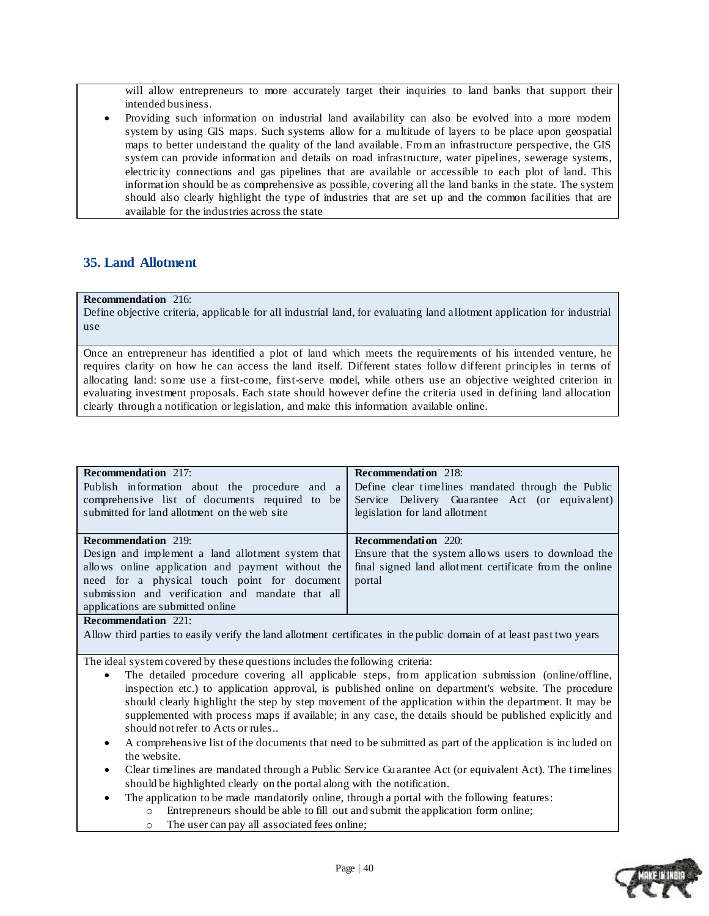will allow entrepreneurs to more accurately target their inquiries to land banks that support their intended business.

- Providing such information on industrial land availability can also be evolved into a more modern system by using GIS maps. Such systems allow for a multitude of layers to be place upon geospatial maps to better understand the quality of the land available. From an infrastructure perspective, the GIS system can provide information and details on road infrastructure, water pipelines, sewerage systems, electricity connections and gas pipelines that are available or accessible to each plot of land. This information should be as comprehensive as possible, covering all the land banks in the state. The system should also clearly highlight the type of industries that are set up and the common facilities that are available for the industries across the state

## 35. Land Allotment

**Recommendation 216:**
Define objective criteria, applicable for all industrial land, for evaluating land allotment application for industrial use

Once an entrepreneur has identified a plot of land which meets the requirements of his intended venture, he requires clarity on how he can access the land itself. Different states follow different principles in terms of allocating land: some use a first-come, first-serve model, while others use an objective weighted criterion in evaluating investment proposals. Each state should however define the criteria used in defining land allocation clearly through a notification or legislation, and make this information available online.

**Recommendation 217:**
Publish information about the procedure and a comprehensive list of documents required to be submitted for land allotment on the web site

**Recommendation 218:**
Define clear timelines mandated through the Public Service Delivery Guarantee Act (or equivalent) legislation for land allotment

**Recommendation 219:**
Design and implement a land allotment system that allows online application and payment without the need for a physical touch point for document submission and verification and mandate that all applications are submitted online

**Recommendation 220:**
Ensure that the system allows users to download the final signed land allotment certificate from the online portal

**Recommendation 221:**
Allow third parties to easily verify the land allotment certificates in the public domain of at least past two years

The ideal system covered by these questions includes the following criteria:

- The detailed procedure covering all applicable steps, from application submission (online/offline, inspection etc.) to application approval, is published online on department's website. The procedure should clearly highlight the step by step movement of the application within the department. It may be supplemented with process maps if available; in any case, the details should be published explicitly and should not refer to Acts or rules..
- A comprehensive list of the documents that need to be submitted as part of the application is included on the website.
- Clear timelines are mandated through a Public Service Guarantee Act (or equivalent Act). The timelines should be highlighted clearly on the portal along with the notification.
- The application to be made mandatorily online, through a portal with the following features:
  - Entrepreneurs should be able to fill out and submit the application form online;
  - The user can pay all associated fees online;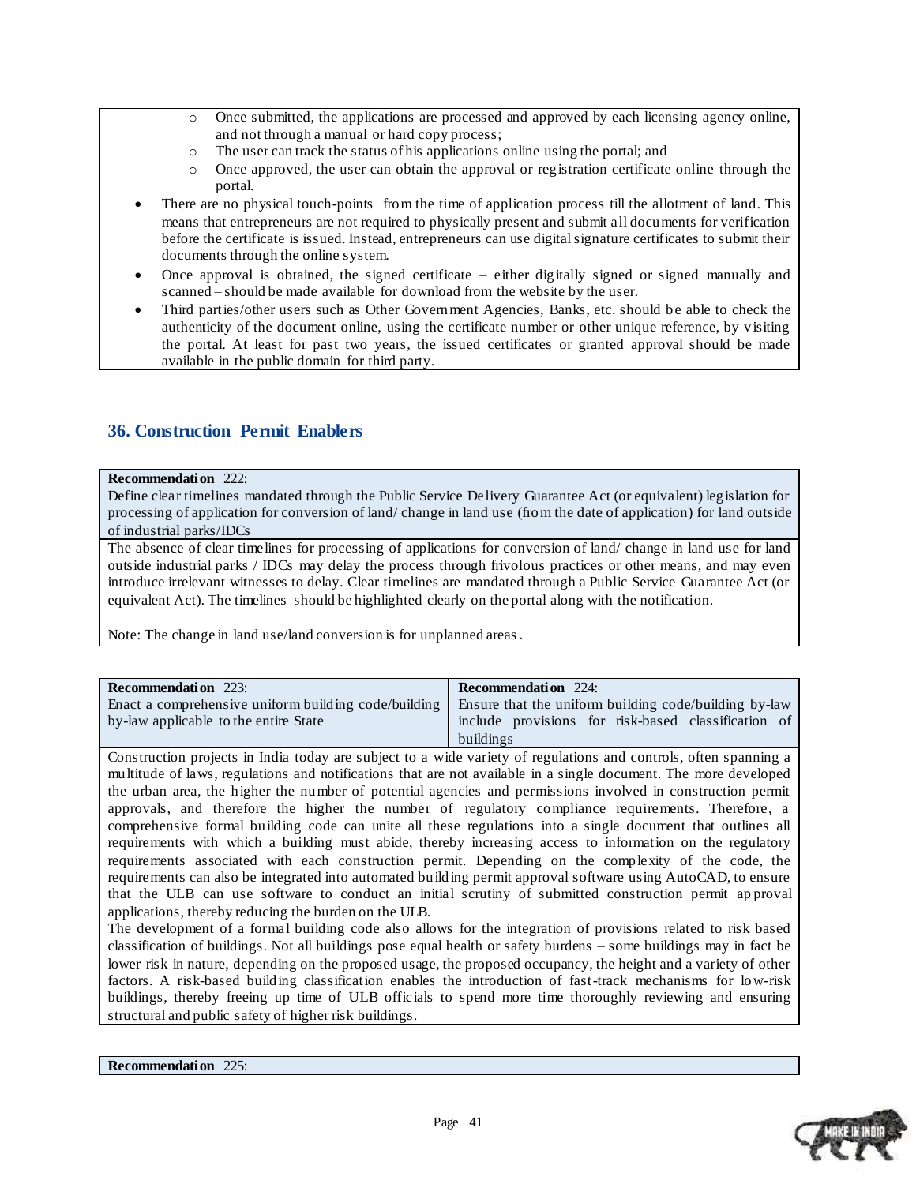- Once submitted, the applications are processed and approved by each licensing agency online, and not through a manual or hard copy process;
    - The user can track the status of his applications online using the portal; and
    - Once approved, the user can obtain the approval or registration certificate online through the portal.
- There are no physical touch-points from the time of application process till the allotment of land. This means that entrepreneurs are not required to physically present and submit all documents for verification before the certificate is issued. Instead, entrepreneurs can use digital signature certificates to submit their documents through the online system.
- Once approval is obtained, the signed certificate – either digitally signed or signed manually and scanned – should be made available for download from the website by the user.
- Third parties/other users such as Other Government Agencies, Banks, etc. should be able to check the authenticity of the document online, using the certificate number or other unique reference, by visiting the portal. At least for past two years, the issued certificates or granted approval should be made available in the public domain for third party.

## 36. Construction Permit Enablers

**Recommendation 222:**
Define clear timelines mandated through the Public Service Delivery Guarantee Act (or equivalent) legislation for processing of application for conversion of land/ change in land use (from the date of application) for land outside of industrial parks/IDCs

The absence of clear timelines for processing of applications for conversion of land/ change in land use for land outside industrial parks / IDCs may delay the process through frivolous practices or other means, and may even introduce irrelevant witnesses to delay. Clear timelines are mandated through a Public Service Guarantee Act (or equivalent Act). The timelines should be highlighted clearly on the portal along with the notification.

Note: The change in land use/land conversion is for unplanned areas.

| **Recommendation 223:** Enact a comprehensive uniform building code/building by-law applicable to the entire State | **Recommendation 224:** Ensure that the uniform building code/building by-law include provisions for risk-based classification of buildings |
|---|---|

Construction projects in India today are subject to a wide variety of regulations and controls, often spanning a multitude of laws, regulations and notifications that are not available in a single document. The more developed the urban area, the higher the number of potential agencies and permissions involved in construction permit approvals, and therefore the higher the number of regulatory compliance requirements. Therefore, a comprehensive formal building code can unite all these regulations into a single document that outlines all requirements with which a building must abide, thereby increasing access to information on the regulatory requirements associated with each construction permit. Depending on the complexity of the code, the requirements can also be integrated into automated building permit approval software using AutoCAD, to ensure that the ULB can use software to conduct an initial scrutiny of submitted construction permit approval applications, thereby reducing the burden on the ULB.

The development of a formal building code also allows for the integration of provisions related to risk based classification of buildings. Not all buildings pose equal health or safety burdens – some buildings may in fact be lower risk in nature, depending on the proposed usage, the proposed occupancy, the height and a variety of other factors. A risk-based building classification enables the introduction of fast-track mechanisms for low-risk buildings, thereby freeing up time of ULB officials to spend more time thoroughly reviewing and ensuring structural and public safety of higher risk buildings.

**Recommendation 225:**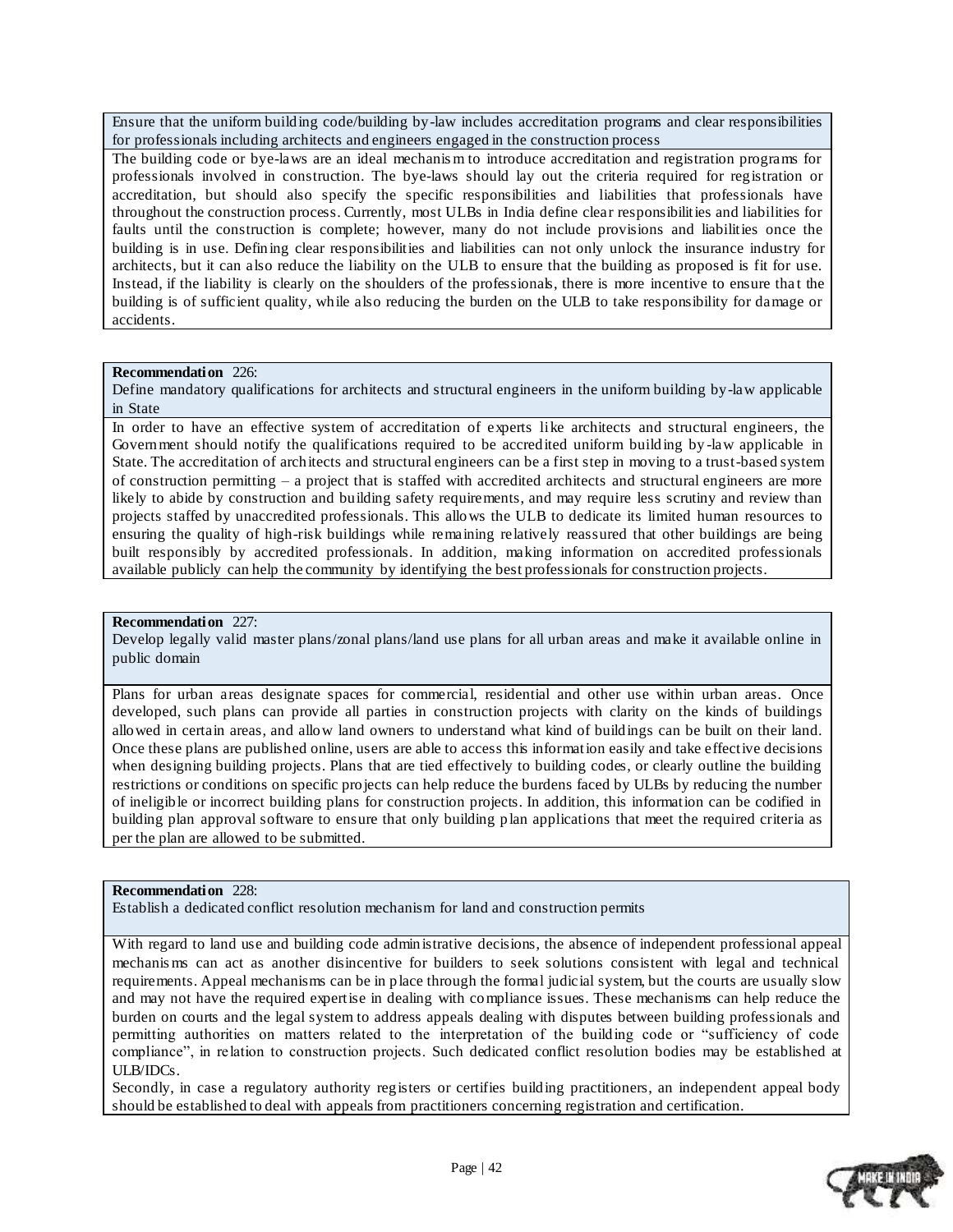Ensure that the uniform building code/building by-law includes accreditation programs and clear responsibilities for professionals including architects and engineers engaged in the construction process

The building code or bye-laws are an ideal mechanism to introduce accreditation and registration programs for professionals involved in construction. The bye-laws should lay out the criteria required for registration or accreditation, but should also specify the specific responsibilities and liabilities that professionals have throughout the construction process. Currently, most ULBs in India define clear responsibilities and liabilities for faults until the construction is complete; however, many do not include provisions and liabilities once the building is in use. Defining clear responsibilities and liabilities can not only unlock the insurance industry for architects, but it can also reduce the liability on the ULB to ensure that the building as proposed is fit for use. Instead, if the liability is clearly on the shoulders of the professionals, there is more incentive to ensure that the building is of sufficient quality, while also reducing the burden on the ULB to take responsibility for damage or accidents.

**Recommendation** 226:
Define mandatory qualifications for architects and structural engineers in the uniform building by-law applicable in State

In order to have an effective system of accreditation of experts like architects and structural engineers, the Government should notify the qualifications required to be accredited uniform building by-law applicable in State. The accreditation of architects and structural engineers can be a first step in moving to a trust-based system of construction permitting – a project that is staffed with accredited architects and structural engineers are more likely to abide by construction and building safety requirements, and may require less scrutiny and review than projects staffed by unaccredited professionals. This allows the ULB to dedicate its limited human resources to ensuring the quality of high-risk buildings while remaining relatively reassured that other buildings are being built responsibly by accredited professionals. In addition, making information on accredited professionals available publicly can help the community by identifying the best professionals for construction projects.

**Recommendation** 227:
Develop legally valid master plans/zonal plans/land use plans for all urban areas and make it available online in public domain

Plans for urban areas designate spaces for commercial, residential and other use within urban areas. Once developed, such plans can provide all parties in construction projects with clarity on the kinds of buildings allowed in certain areas, and allow land owners to understand what kind of buildings can be built on their land. Once these plans are published online, users are able to access this information easily and take effective decisions when designing building projects. Plans that are tied effectively to building codes, or clearly outline the building restrictions or conditions on specific projects can help reduce the burdens faced by ULBs by reducing the number of ineligible or incorrect building plans for construction projects. In addition, this information can be codified in building plan approval software to ensure that only building plan applications that meet the required criteria as per the plan are allowed to be submitted.

**Recommendation** 228:
Establish a dedicated conflict resolution mechanism for land and construction permits

With regard to land use and building code administrative decisions, the absence of independent professional appeal mechanisms can act as another disincentive for builders to seek solutions consistent with legal and technical requirements. Appeal mechanisms can be in place through the formal judicial system, but the courts are usually slow and may not have the required expertise in dealing with compliance issues. These mechanisms can help reduce the burden on courts and the legal system to address appeals dealing with disputes between building professionals and permitting authorities on matters related to the interpretation of the building code or "sufficiency of code compliance", in relation to construction projects. Such dedicated conflict resolution bodies may be established at ULB/IDCs.

Secondly, in case a regulatory authority registers or certifies building practitioners, an independent appeal body should be established to deal with appeals from practitioners concerning registration and certification.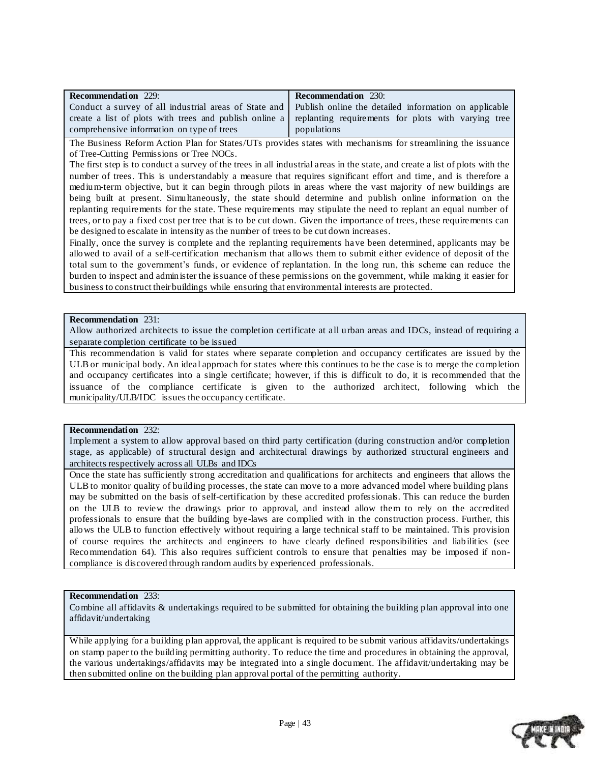| **Recommendation** 229: Conduct a survey of all industrial areas of State and create a list of plots with trees and publish online a comprehensive information on type of trees | **Recommendation** 230: Publish online the detailed information on applicable replanting requirements for plots with varying tree populations |
|---|---|

The Business Reform Action Plan for States/UTs provides states with mechanisms for streamlining the issuance of Tree-Cutting Permissions or Tree NOCs.

The first step is to conduct a survey of the trees in all industrial areas in the state, and create a list of plots with the number of trees. This is understandably a measure that requires significant effort and time, and is therefore a medium-term objective, but it can begin through pilots in areas where the vast majority of new buildings are being built at present. Simultaneously, the state should determine and publish online information on the replanting requirements for the state. These requirements may stipulate the need to replant an equal number of trees, or to pay a fixed cost per tree that is to be cut down. Given the importance of trees, these requirements can be designed to escalate in intensity as the number of trees to be cut down increases.

Finally, once the survey is complete and the replanting requirements have been determined, applicants may be allowed to avail of a self-certification mechanism that allows them to submit either evidence of deposit of the total sum to the government's funds, or evidence of replantation. In the long run, this scheme can reduce the burden to inspect and administer the issuance of these permissions on the government, while making it easier for business to construct their buildings while ensuring that environmental interests are protected.

**Recommendation** 231:

Allow authorized architects to issue the completion certificate at all urban areas and IDCs, instead of requiring a separate completion certificate to be issued

This recommendation is valid for states where separate completion and occupancy certificates are issued by the ULB or municipal body. An ideal approach for states where this continues to be the case is to merge the completion and occupancy certificates into a single certificate; however, if this is difficult to do, it is recommended that the issuance of the compliance certificate is given to the authorized architect, following which the municipality/ULB/IDC issues the occupancy certificate.

**Recommendation** 232:

Implement a system to allow approval based on third party certification (during construction and/or completion stage, as applicable) of structural design and architectural drawings by authorized structural engineers and architects respectively across all ULBs and IDCs

Once the state has sufficiently strong accreditation and qualifications for architects and engineers that allows the ULB to monitor quality of building processes, the state can move to a more advanced model where building plans may be submitted on the basis of self-certification by these accredited professionals. This can reduce the burden on the ULB to review the drawings prior to approval, and instead allow them to rely on the accredited professionals to ensure that the building bye-laws are complied with in the construction process. Further, this allows the ULB to function effectively without requiring a large technical staff to be maintained. This provision of course requires the architects and engineers to have clearly defined responsibilities and liabilities (see Recommendation 64). This also requires sufficient controls to ensure that penalties may be imposed if non-compliance is discovered through random audits by experienced professionals.

**Recommendation** 233:

Combine all affidavits & undertakings required to be submitted for obtaining the building plan approval into one affidavit/undertaking

While applying for a building plan approval, the applicant is required to be submit various affidavits/undertakings on stamp paper to the building permitting authority. To reduce the time and procedures in obtaining the approval, the various undertakings/affidavits may be integrated into a single document. The affidavit/undertaking may be then submitted online on the building plan approval portal of the permitting authority.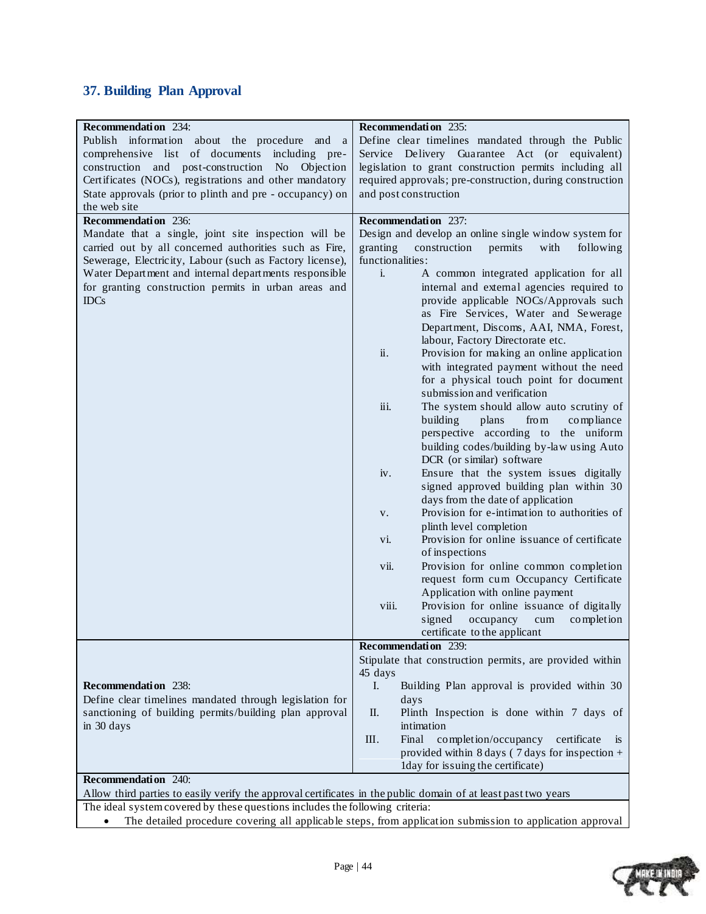## 37. Building Plan Approval

| | |
|---|---|
| **Recommendation 234:**<br>Publish information about the procedure and a comprehensive list of documents including pre-construction and post-construction No Objection Certificates (NOCs), registrations and other mandatory State approvals (prior to plinth and pre - occupancy) on the web site | **Recommendation 235:**<br>Define clear timelines mandated through the Public Service Delivery Guarantee Act (or equivalent) legislation to grant construction permits including all required approvals; pre-construction, during construction and post construction |
| **Recommendation 236:**<br>Mandate that a single, joint site inspection will be carried out by all concerned authorities such as Fire, Sewerage, Electricity, Labour (such as Factory license), Water Department and internal departments responsible for granting construction permits in urban areas and IDCs | **Recommendation 237:**<br>Design and develop an online single window system for granting construction permits with following functionalities:<br>i. A common integrated application for all internal and external agencies required to provide applicable NOCs/Approvals such as Fire Services, Water and Sewerage Department, Discoms, AAI, NMA, Forest, labour, Factory Directorate etc.<br>ii. Provision for making an online application with integrated payment without the need for a physical touch point for document submission and verification<br>iii. The system should allow auto scrutiny of building plans from compliance perspective according to the uniform building codes/building by-law using Auto DCR (or similar) software<br>iv. Ensure that the system issues digitally signed approved building plan within 30 days from the date of application<br>v. Provision for e-intimation to authorities of plinth level completion<br>vi. Provision for online issuance of certificate of inspections<br>vii. Provision for online common completion request form cum Occupancy Certificate Application with online payment<br>viii. Provision for online issuance of digitally signed occupancy cum completion certificate to the applicant |
| **Recommendation 238:**<br>Define clear timelines mandated through legislation for sanctioning of building permits/building plan approval in 30 days | **Recommendation 239:**<br>Stipulate that construction permits, are provided within 45 days<br>I. Building Plan approval is provided within 30 days<br>II. Plinth Inspection is done within 7 days of intimation<br>III. Final completion/occupancy certificate is provided within 8 days ( 7 days for inspection + 1day for issuing the certificate) |
| **Recommendation 240:**<br>Allow third parties to easily verify the approval certificates in the public domain of at least past two years | |

The ideal system covered by these questions includes the following criteria:

- The detailed procedure covering all applicable steps, from application submission to application approval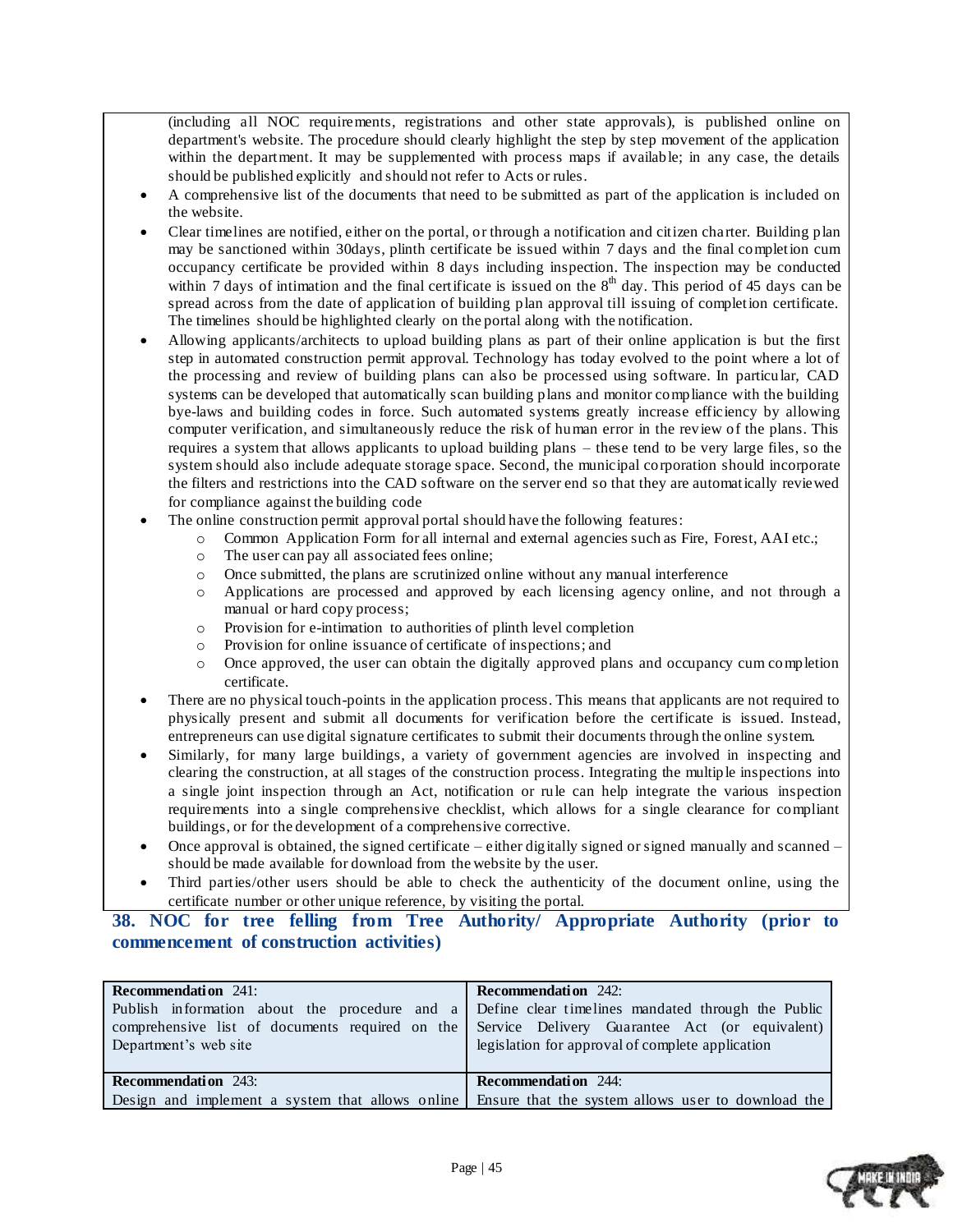(including all NOC requirements, registrations and other state approvals), is published online on department's website. The procedure should clearly highlight the step by step movement of the application within the department. It may be supplemented with process maps if available; in any case, the details should be published explicitly and should not refer to Acts or rules.

- A comprehensive list of the documents that need to be submitted as part of the application is included on the website.
- Clear timelines are notified, either on the portal, or through a notification and citizen charter. Building plan may be sanctioned within 30days, plinth certificate be issued within 7 days and the final completion cum occupancy certificate be provided within 8 days including inspection. The inspection may be conducted within 7 days of intimation and the final certificate is issued on the 8th day. This period of 45 days can be spread across from the date of application of building plan approval till issuing of completion certificate. The timelines should be highlighted clearly on the portal along with the notification.
- Allowing applicants/architects to upload building plans as part of their online application is but the first step in automated construction permit approval. Technology has today evolved to the point where a lot of the processing and review of building plans can also be processed using software. In particular, CAD systems can be developed that automatically scan building plans and monitor compliance with the building bye-laws and building codes in force. Such automated systems greatly increase efficiency by allowing computer verification, and simultaneously reduce the risk of human error in the review of the plans. This requires a system that allows applicants to upload building plans – these tend to be very large files, so the system should also include adequate storage space. Second, the municipal corporation should incorporate the filters and restrictions into the CAD software on the server end so that they are automatically reviewed for compliance against the building code
- The online construction permit approval portal should have the following features:
    - Common Application Form for all internal and external agencies such as Fire, Forest, AAI etc.;
    - The user can pay all associated fees online;
    - Once submitted, the plans are scrutinized online without any manual interference
    - Applications are processed and approved by each licensing agency online, and not through a manual or hard copy process;
    - Provision for e-intimation to authorities of plinth level completion
    - Provision for online issuance of certificate of inspections; and
    - Once approved, the user can obtain the digitally approved plans and occupancy cum completion certificate.
- There are no physical touch-points in the application process. This means that applicants are not required to physically present and submit all documents for verification before the certificate is issued. Instead, entrepreneurs can use digital signature certificates to submit their documents through the online system.
- Similarly, for many large buildings, a variety of government agencies are involved in inspecting and clearing the construction, at all stages of the construction process. Integrating the multiple inspections into a single joint inspection through an Act, notification or rule can help integrate the various inspection requirements into a single comprehensive checklist, which allows for a single clearance for compliant buildings, or for the development of a comprehensive corrective.
- Once approval is obtained, the signed certificate – either digitally signed or signed manually and scanned – should be made available for download from the website by the user.
- Third parties/other users should be able to check the authenticity of the document online, using the certificate number or other unique reference, by visiting the portal.

## 38. NOC for tree felling from Tree Authority/ Appropriate Authority (prior to commencement of construction activities)

| **Recommendation** 241: Publish information about the procedure and a comprehensive list of documents required on the Department's web site | **Recommendation** 242: Define clear timelines mandated through the Public Service Delivery Guarantee Act (or equivalent) legislation for approval of complete application |
|---|---|
| **Recommendation** 243: Design and implement a system that allows online | **Recommendation** 244: Ensure that the system allows user to download the |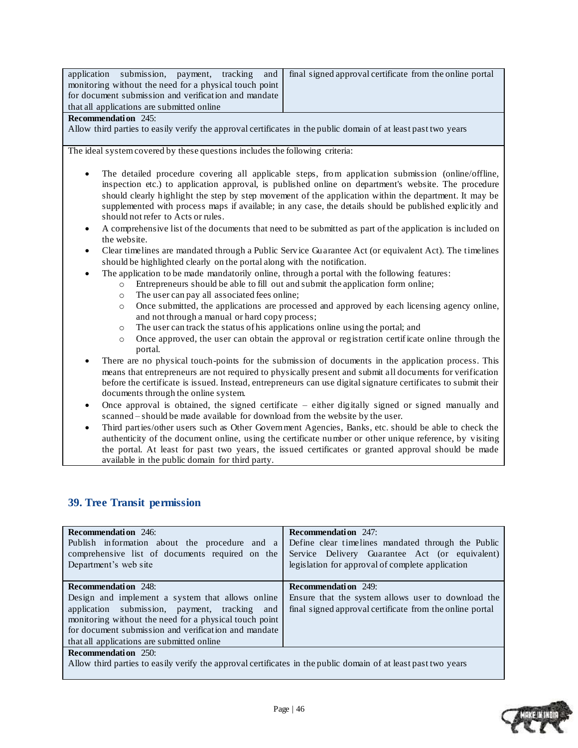| | |
|---|---|
| application submission, payment, tracking and monitoring without the need for a physical touch point for document submission and verification and mandate that all applications are submitted online | final signed approval certificate from the online portal |
| **Recommendation 245:**<br>Allow third parties to easily verify the approval certificates in the public domain of at least past two years | |

The ideal system covered by these questions includes the following criteria:

- The detailed procedure covering all applicable steps, from application submission (online/offline, inspection etc.) to application approval, is published online on department's website. The procedure should clearly highlight the step by step movement of the application within the department. It may be supplemented with process maps if available; in any case, the details should be published explicitly and should not refer to Acts or rules.
- A comprehensive list of the documents that need to be submitted as part of the application is included on the website.
- Clear timelines are mandated through a Public Service Guarantee Act (or equivalent Act). The timelines should be highlighted clearly on the portal along with the notification.
- The application to be made mandatorily online, through a portal with the following features:
    - Entrepreneurs should be able to fill out and submit the application form online;
    - The user can pay all associated fees online;
    - Once submitted, the applications are processed and approved by each licensing agency online, and not through a manual or hard copy process;
    - The user can track the status of his applications online using the portal; and
    - Once approved, the user can obtain the approval or registration certificate online through the portal.
- There are no physical touch-points for the submission of documents in the application process. This means that entrepreneurs are not required to physically present and submit all documents for verification before the certificate is issued. Instead, entrepreneurs can use digital signature certificates to submit their documents through the online system.
- Once approval is obtained, the signed certificate – either digitally signed or signed manually and scanned – should be made available for download from the website by the user.
- Third parties/other users such as Other Government Agencies, Banks, etc. should be able to check the authenticity of the document online, using the certificate number or other unique reference, by visiting the portal. At least for past two years, the issued certificates or granted approval should be made available in the public domain for third party.

## 39. Tree Transit permission

| | |
|---|---|
| **Recommendation 246:**<br>Publish information about the procedure and a comprehensive list of documents required on the Department's web site | **Recommendation 247:**<br>Define clear timelines mandated through the Public Service Delivery Guarantee Act (or equivalent) legislation for approval of complete application |
| **Recommendation 248:**<br>Design and implement a system that allows online application submission, payment, tracking and monitoring without the need for a physical touch point for document submission and verification and mandate that all applications are submitted online | **Recommendation 249:**<br>Ensure that the system allows user to download the final signed approval certificate from the online portal |
| **Recommendation 250:**<br>Allow third parties to easily verify the approval certificates in the public domain of at least past two years | |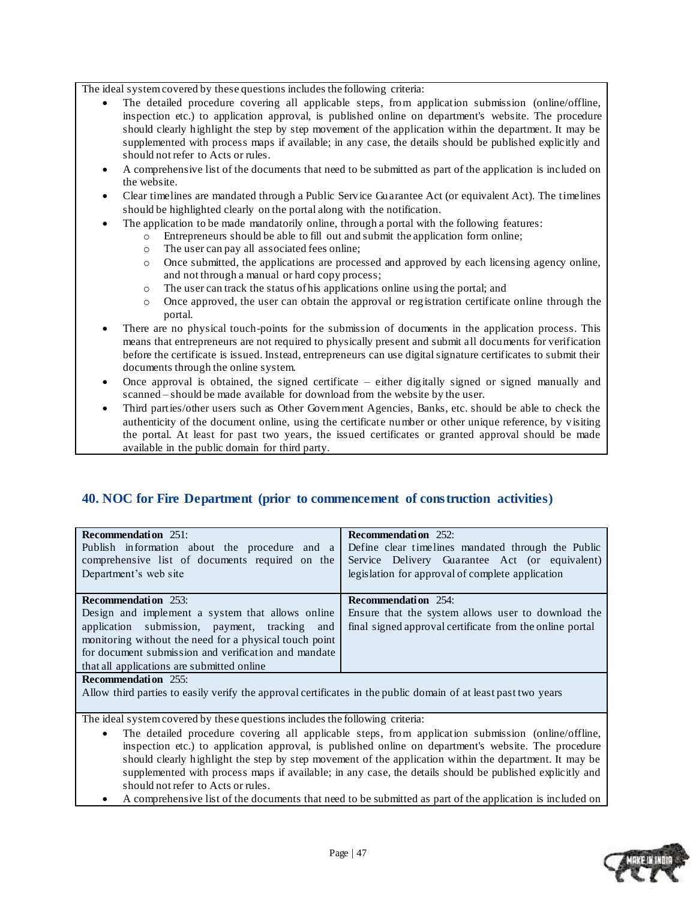The ideal system covered by these questions includes the following criteria:

- The detailed procedure covering all applicable steps, from application submission (online/offline, inspection etc.) to application approval, is published online on department's website. The procedure should clearly highlight the step by step movement of the application within the department. It may be supplemented with process maps if available; in any case, the details should be published explicitly and should not refer to Acts or rules.
- A comprehensive list of the documents that need to be submitted as part of the application is included on the website.
- Clear timelines are mandated through a Public Service Guarantee Act (or equivalent Act). The timelines should be highlighted clearly on the portal along with the notification.
- The application to be made mandatorily online, through a portal with the following features:
  - Entrepreneurs should be able to fill out and submit the application form online;
  - The user can pay all associated fees online;
  - Once submitted, the applications are processed and approved by each licensing agency online, and not through a manual or hard copy process;
  - The user can track the status of his applications online using the portal; and
  - Once approved, the user can obtain the approval or registration certificate online through the portal.
- There are no physical touch-points for the submission of documents in the application process. This means that entrepreneurs are not required to physically present and submit all documents for verification before the certificate is issued. Instead, entrepreneurs can use digital signature certificates to submit their documents through the online system.
- Once approval is obtained, the signed certificate – either digitally signed or signed manually and scanned – should be made available for download from the website by the user.
- Third parties/other users such as Other Government Agencies, Banks, etc. should be able to check the authenticity of the document online, using the certificate number or other unique reference, by visiting the portal. At least for past two years, the issued certificates or granted approval should be made available in the public domain for third party.

## 40. NOC for Fire Department (prior to commencement of construction activities)

| **Recommendation** 251: Publish information about the procedure and a comprehensive list of documents required on the Department's web site | **Recommendation** 252: Define clear timelines mandated through the Public Service Delivery Guarantee Act (or equivalent) legislation for approval of complete application |
|---|---|
| **Recommendation** 253: Design and implement a system that allows online application submission, payment, tracking and monitoring without the need for a physical touch point for document submission and verification and mandate that all applications are submitted online | **Recommendation** 254: Ensure that the system allows user to download the final signed approval certificate from the online portal |
| **Recommendation** 255: Allow third parties to easily verify the approval certificates in the public domain of at least past two years | |

The ideal system covered by these questions includes the following criteria:

- The detailed procedure covering all applicable steps, from application submission (online/offline, inspection etc.) to application approval, is published online on department's website. The procedure should clearly highlight the step by step movement of the application within the department. It may be supplemented with process maps if available; in any case, the details should be published explicitly and should not refer to Acts or rules.
- A comprehensive list of the documents that need to be submitted as part of the application is included on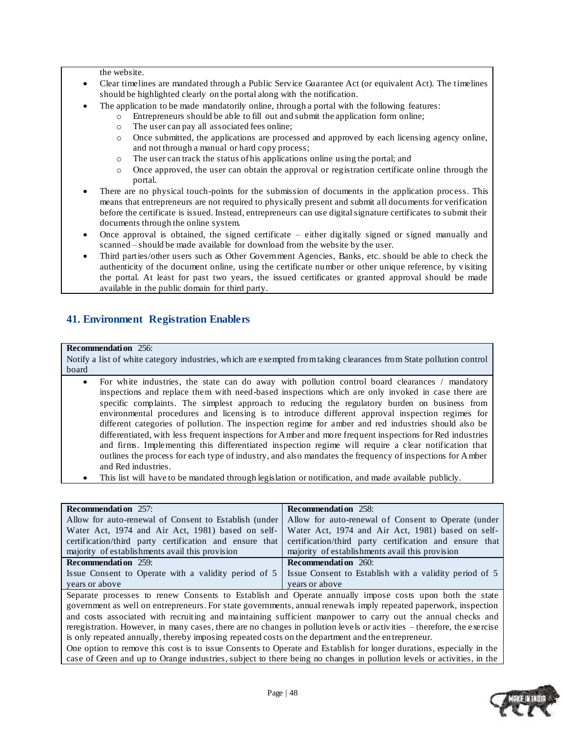the website.

- Clear timelines are mandated through a Public Service Guarantee Act (or equivalent Act). The timelines should be highlighted clearly on the portal along with the notification.
- The application to be made mandatorily online, through a portal with the following features:
  - Entrepreneurs should be able to fill out and submit the application form online;
  - The user can pay all associated fees online;
  - Once submitted, the applications are processed and approved by each licensing agency online, and not through a manual or hard copy process;
  - The user can track the status of his applications online using the portal; and
  - Once approved, the user can obtain the approval or registration certificate online through the portal.
- There are no physical touch-points for the submission of documents in the application process. This means that entrepreneurs are not required to physically present and submit all documents for verification before the certificate is issued. Instead, entrepreneurs can use digital signature certificates to submit their documents through the online system.
- Once approval is obtained, the signed certificate – either digitally signed or signed manually and scanned – should be made available for download from the website by the user.
- Third parties/other users such as Other Government Agencies, Banks, etc. should be able to check the authenticity of the document online, using the certificate number or other unique reference, by visiting the portal. At least for past two years, the issued certificates or granted approval should be made available in the public domain for third party.

## 41. Environment Registration Enablers

**Recommendation 256:**
Notify a list of white category industries, which are exempted from taking clearances from State pollution control board

- For white industries, the state can do away with pollution control board clearances / mandatory inspections and replace them with need-based inspections which are only invoked in case there are specific complaints. The simplest approach to reducing the regulatory burden on business from environmental procedures and licensing is to introduce different approval inspection regimes for different categories of pollution. The inspection regime for amber and red industries should also be differentiated, with less frequent inspections for Amber and more frequent inspections for Red industries and firms. Implementing this differentiated inspection regime will require a clear notification that outlines the process for each type of industry, and also mandates the frequency of inspections for Amber and Red industries.
- This list will have to be mandated through legislation or notification, and made available publicly.

| **Recommendation 257:**<br>Allow for auto-renewal of Consent to Establish (under Water Act, 1974 and Air Act, 1981) based on self-certification/third party certification and ensure that majority of establishments avail this provision | **Recommendation 258:**<br>Allow for auto-renewal of Consent to Operate (under Water Act, 1974 and Air Act, 1981) based on self-certification/third party certification and ensure that majority of establishments avail this provision |
|---|---|
| **Recommendation 259:**<br>Issue Consent to Operate with a validity period of 5 years or above | **Recommendation 260:**<br>Issue Consent to Establish with a validity period of 5 years or above |

Separate processes to renew Consents to Establish and Operate annually impose costs upon both the state government as well on entrepreneurs. For state governments, annual renewals imply repeated paperwork, inspection and costs associated with recruiting and maintaining sufficient manpower to carry out the annual checks and reregistration. However, in many cases, there are no changes in pollution levels or activities – therefore, the exercise is only repeated annually, thereby imposing repeated costs on the department and the entrepreneur.

One option to remove this cost is to issue Consents to Operate and Establish for longer durations, especially in the case of Green and up to Orange industries, subject to there being no changes in pollution levels or activities, in the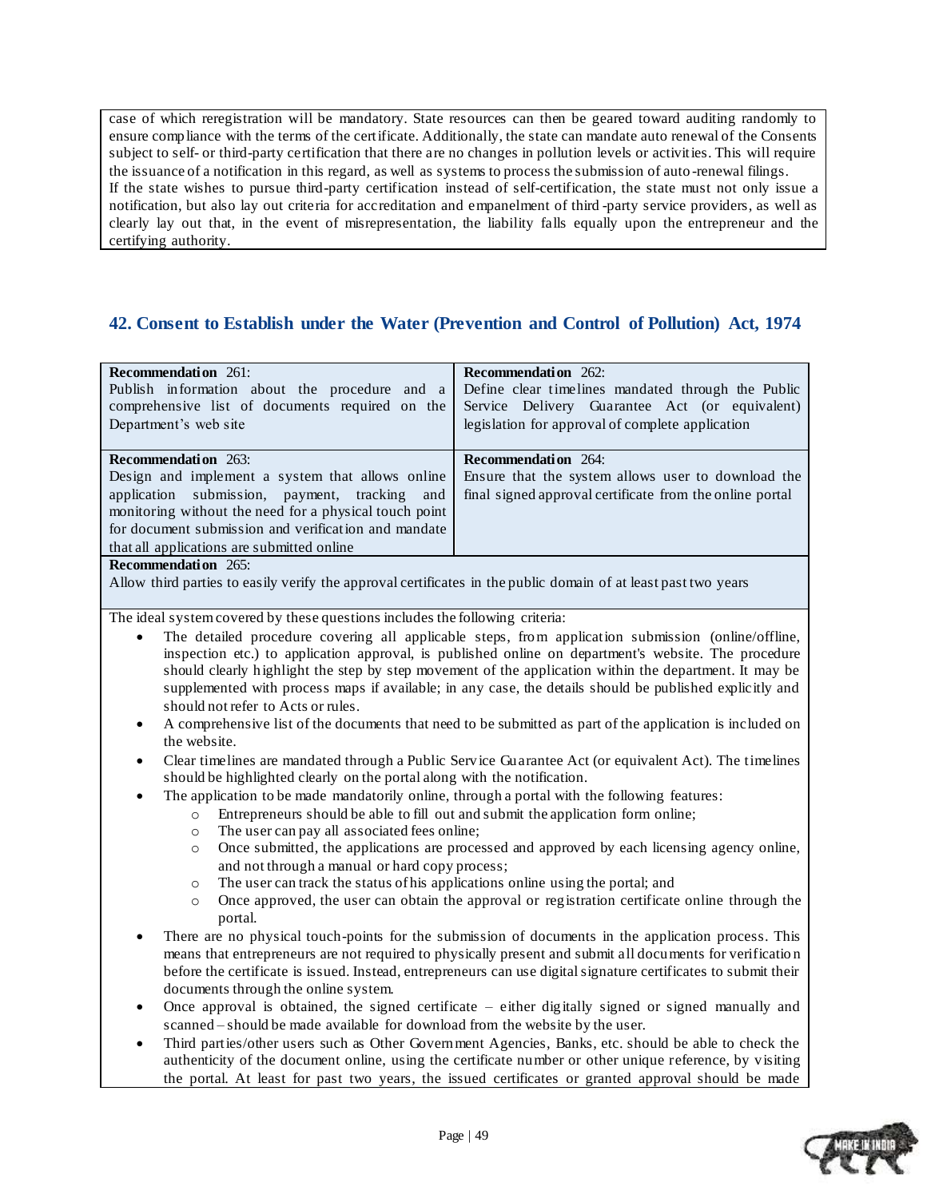case of which reregistration will be mandatory. State resources can then be geared toward auditing randomly to ensure compliance with the terms of the certificate. Additionally, the state can mandate auto renewal of the Consents subject to self- or third-party certification that there are no changes in pollution levels or activities. This will require the issuance of a notification in this regard, as well as systems to process the submission of auto-renewal filings.
If the state wishes to pursue third-party certification instead of self-certification, the state must not only issue a notification, but also lay out criteria for accreditation and empanelment of third-party service providers, as well as clearly lay out that, in the event of misrepresentation, the liability falls equally upon the entrepreneur and the certifying authority.

## 42. Consent to Establish under the Water (Prevention and Control of Pollution) Act, 1974

| | |
|---|---|
| **Recommendation 261:** Publish information about the procedure and a comprehensive list of documents required on the Department's web site | **Recommendation 262:** Define clear timelines mandated through the Public Service Delivery Guarantee Act (or equivalent) legislation for approval of complete application |
| **Recommendation 263:** Design and implement a system that allows online application submission, payment, tracking and monitoring without the need for a physical touch point for document submission and verification and mandate that all applications are submitted online | **Recommendation 264:** Ensure that the system allows user to download the final signed approval certificate from the online portal |
| **Recommendation 265:** Allow third parties to easily verify the approval certificates in the public domain of at least past two years | |

The ideal system covered by these questions includes the following criteria:

- The detailed procedure covering all applicable steps, from application submission (online/offline, inspection etc.) to application approval, is published online on department's website. The procedure should clearly highlight the step by step movement of the application within the department. It may be supplemented with process maps if available; in any case, the details should be published explicitly and should not refer to Acts or rules.
- A comprehensive list of the documents that need to be submitted as part of the application is included on the website.
- Clear timelines are mandated through a Public Service Guarantee Act (or equivalent Act). The timelines should be highlighted clearly on the portal along with the notification.
- The application to be made mandatorily online, through a portal with the following features:
  - Entrepreneurs should be able to fill out and submit the application form online;
  - The user can pay all associated fees online;
  - Once submitted, the applications are processed and approved by each licensing agency online, and not through a manual or hard copy process;
  - The user can track the status of his applications online using the portal; and
  - Once approved, the user can obtain the approval or registration certificate online through the portal.
- There are no physical touch-points for the submission of documents in the application process. This means that entrepreneurs are not required to physically present and submit all documents for verification before the certificate is issued. Instead, entrepreneurs can use digital signature certificates to submit their documents through the online system.
- Once approval is obtained, the signed certificate – either digitally signed or signed manually and scanned – should be made available for download from the website by the user.
- Third parties/other users such as Other Government Agencies, Banks, etc. should be able to check the authenticity of the document online, using the certificate number or other unique reference, by visiting the portal. At least for past two years, the issued certificates or granted approval should be made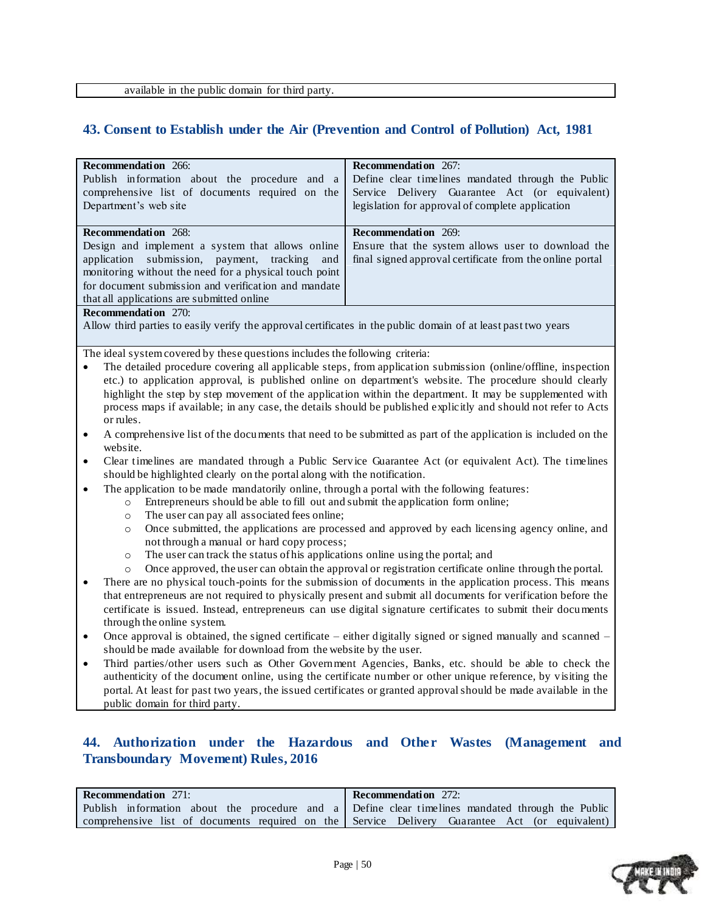available in the public domain for third party.

## 43. Consent to Establish under the Air (Prevention and Control of Pollution) Act, 1981

| | |
|---|---|
| **Recommendation 266:** Publish information about the procedure and a comprehensive list of documents required on the Department's web site | **Recommendation 267:** Define clear timelines mandated through the Public Service Delivery Guarantee Act (or equivalent) legislation for approval of complete application |
| **Recommendation 268:** Design and implement a system that allows online application submission, payment, tracking and monitoring without the need for a physical touch point for document submission and verification and mandate that all applications are submitted online | **Recommendation 269:** Ensure that the system allows user to download the final signed approval certificate from the online portal |
| **Recommendation 270:** Allow third parties to easily verify the approval certificates in the public domain of at least past two years | |

The ideal system covered by these questions includes the following criteria:

- The detailed procedure covering all applicable steps, from application submission (online/offline, inspection etc.) to application approval, is published online on department's website. The procedure should clearly highlight the step by step movement of the application within the department. It may be supplemented with process maps if available; in any case, the details should be published explicitly and should not refer to Acts or rules.
- A comprehensive list of the documents that need to be submitted as part of the application is included on the website.
- Clear timelines are mandated through a Public Service Guarantee Act (or equivalent Act). The timelines should be highlighted clearly on the portal along with the notification.
- The application to be made mandatorily online, through a portal with the following features:
  - Entrepreneurs should be able to fill out and submit the application form online;
  - The user can pay all associated fees online;
  - Once submitted, the applications are processed and approved by each licensing agency online, and not through a manual or hard copy process;
  - The user can track the status of his applications online using the portal; and
  - Once approved, the user can obtain the approval or registration certificate online through the portal.
- There are no physical touch-points for the submission of documents in the application process. This means that entrepreneurs are not required to physically present and submit all documents for verification before the certificate is issued. Instead, entrepreneurs can use digital signature certificates to submit their documents through the online system.
- Once approval is obtained, the signed certificate – either digitally signed or signed manually and scanned – should be made available for download from the website by the user.
- Third parties/other users such as Other Government Agencies, Banks, etc. should be able to check the authenticity of the document online, using the certificate number or other unique reference, by visiting the portal. At least for past two years, the issued certificates or granted approval should be made available in the public domain for third party.

## 44. Authorization under the Hazardous and Other Wastes (Management and Transboundary Movement) Rules, 2016

| | |
|---|---|
| **Recommendation 271:** Publish information about the procedure and a comprehensive list of documents required on the | **Recommendation 272:** Define clear timelines mandated through the Public Service Delivery Guarantee Act (or equivalent) |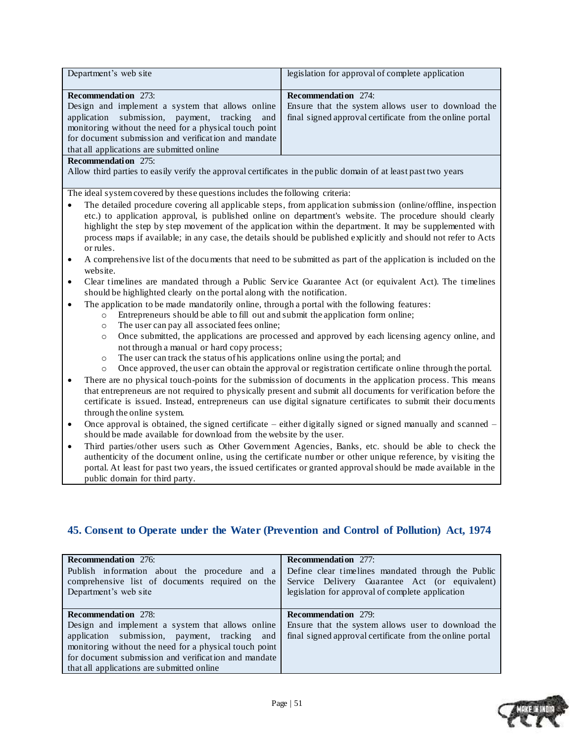| Department's web site | legislation for approval of complete application |
|---|---|
| **Recommendation 273:** Design and implement a system that allows online application submission, payment, tracking and monitoring without the need for a physical touch point for document submission and verification and mandate that all applications are submitted online | **Recommendation 274:** Ensure that the system allows user to download the final signed approval certificate from the online portal |
| **Recommendation 275:** Allow third parties to easily verify the approval certificates in the public domain of at least past two years | |

The ideal system covered by these questions includes the following criteria:

- The detailed procedure covering all applicable steps, from application submission (online/offline, inspection etc.) to application approval, is published online on department's website. The procedure should clearly highlight the step by step movement of the application within the department. It may be supplemented with process maps if available; in any case, the details should be published explicitly and should not refer to Acts or rules.
- A comprehensive list of the documents that need to be submitted as part of the application is included on the website.
- Clear timelines are mandated through a Public Service Guarantee Act (or equivalent Act). The timelines should be highlighted clearly on the portal along with the notification.
- The application to be made mandatorily online, through a portal with the following features:
  - Entrepreneurs should be able to fill out and submit the application form online;
  - The user can pay all associated fees online;
  - Once submitted, the applications are processed and approved by each licensing agency online, and not through a manual or hard copy process;
  - The user can track the status of his applications online using the portal; and
  - Once approved, the user can obtain the approval or registration certificate online through the portal.
- There are no physical touch-points for the submission of documents in the application process. This means that entrepreneurs are not required to physically present and submit all documents for verification before the certificate is issued. Instead, entrepreneurs can use digital signature certificates to submit their documents through the online system.
- Once approval is obtained, the signed certificate – either digitally signed or signed manually and scanned – should be made available for download from the website by the user.
- Third parties/other users such as Other Government Agencies, Banks, etc. should be able to check the authenticity of the document online, using the certificate number or other unique reference, by visiting the portal. At least for past two years, the issued certificates or granted approval should be made available in the public domain for third party.

## 45. Consent to Operate under the Water (Prevention and Control of Pollution) Act, 1974

| **Recommendation 276:** Publish information about the procedure and a comprehensive list of documents required on the Department's web site | **Recommendation 277:** Define clear timelines mandated through the Public Service Delivery Guarantee Act (or equivalent) legislation for approval of complete application |
|---|---|
| **Recommendation 278:** Design and implement a system that allows online application submission, payment, tracking and monitoring without the need for a physical touch point for document submission and verification and mandate that all applications are submitted online | **Recommendation 279:** Ensure that the system allows user to download the final signed approval certificate from the online portal |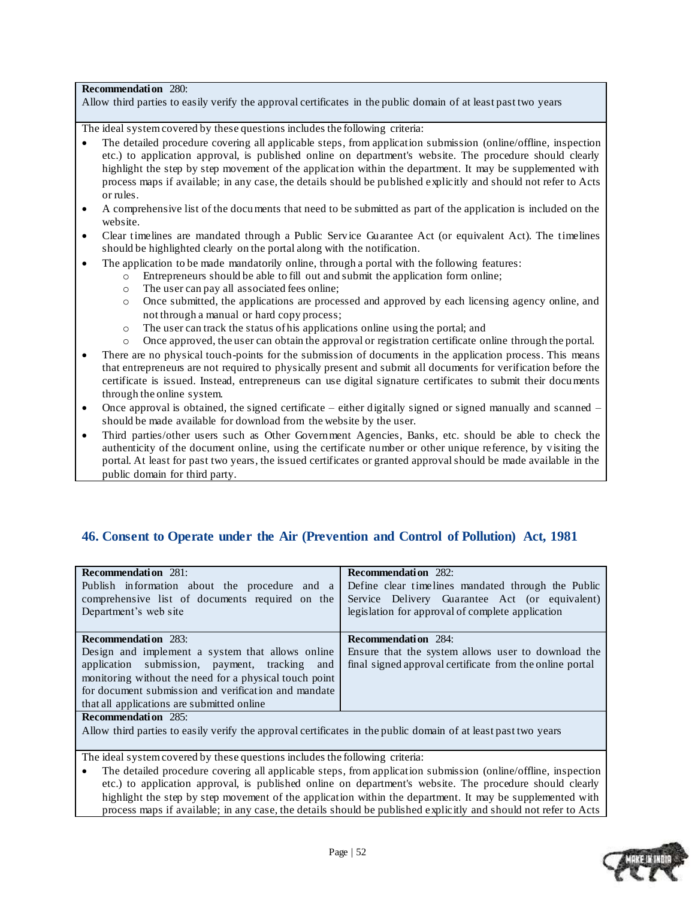**Recommendation 280:**
Allow third parties to easily verify the approval certificates in the public domain of at least past two years

The ideal system covered by these questions includes the following criteria:

- The detailed procedure covering all applicable steps, from application submission (online/offline, inspection etc.) to application approval, is published online on department's website. The procedure should clearly highlight the step by step movement of the application within the department. It may be supplemented with process maps if available; in any case, the details should be published explicitly and should not refer to Acts or rules.
- A comprehensive list of the documents that need to be submitted as part of the application is included on the website.
- Clear timelines are mandated through a Public Service Guarantee Act (or equivalent Act). The timelines should be highlighted clearly on the portal along with the notification.
- The application to be made mandatorily online, through a portal with the following features:
    - Entrepreneurs should be able to fill out and submit the application form online;
    - The user can pay all associated fees online;
    - Once submitted, the applications are processed and approved by each licensing agency online, and not through a manual or hard copy process;
    - The user can track the status of his applications online using the portal; and
    - Once approved, the user can obtain the approval or registration certificate online through the portal.
- There are no physical touch-points for the submission of documents in the application process. This means that entrepreneurs are not required to physically present and submit all documents for verification before the certificate is issued. Instead, entrepreneurs can use digital signature certificates to submit their documents through the online system.
- Once approval is obtained, the signed certificate – either digitally signed or signed manually and scanned – should be made available for download from the website by the user.
- Third parties/other users such as Other Government Agencies, Banks, etc. should be able to check the authenticity of the document online, using the certificate number or other unique reference, by visiting the portal. At least for past two years, the issued certificates or granted approval should be made available in the public domain for third party.

## 46. Consent to Operate under the Air (Prevention and Control of Pollution) Act, 1981

| | |
|---|---|
| **Recommendation 281:** Publish information about the procedure and a comprehensive list of documents required on the Department's web site | **Recommendation 282:** Define clear timelines mandated through the Public Service Delivery Guarantee Act (or equivalent) legislation for approval of complete application |
| **Recommendation 283:** Design and implement a system that allows online application submission, payment, tracking and monitoring without the need for a physical touch point for document submission and verification and mandate that all applications are submitted online | **Recommendation 284:** Ensure that the system allows user to download the final signed approval certificate from the online portal |

**Recommendation 285:**
Allow third parties to easily verify the approval certificates in the public domain of at least past two years

The ideal system covered by these questions includes the following criteria:

- The detailed procedure covering all applicable steps, from application submission (online/offline, inspection etc.) to application approval, is published online on department's website. The procedure should clearly highlight the step by step movement of the application within the department. It may be supplemented with process maps if available; in any case, the details should be published explicitly and should not refer to Acts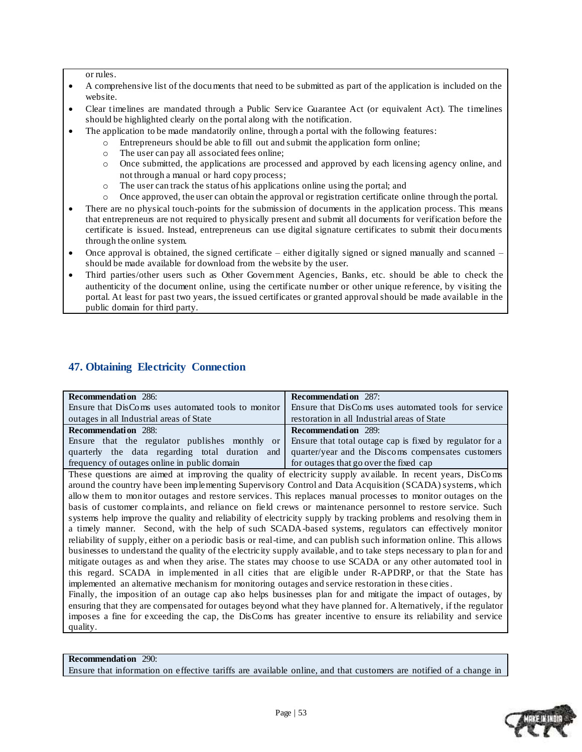or rules.

- A comprehensive list of the documents that need to be submitted as part of the application is included on the website.
- Clear timelines are mandated through a Public Service Guarantee Act (or equivalent Act). The timelines should be highlighted clearly on the portal along with the notification.
- The application to be made mandatorily online, through a portal with the following features:
    - Entrepreneurs should be able to fill out and submit the application form online;
    - The user can pay all associated fees online;
    - Once submitted, the applications are processed and approved by each licensing agency online, and not through a manual or hard copy process;
    - The user can track the status of his applications online using the portal; and
    - Once approved, the user can obtain the approval or registration certificate online through the portal.
- There are no physical touch-points for the submission of documents in the application process. This means that entrepreneurs are not required to physically present and submit all documents for verification before the certificate is issued. Instead, entrepreneurs can use digital signature certificates to submit their documents through the online system.
- Once approval is obtained, the signed certificate – either digitally signed or signed manually and scanned – should be made available for download from the website by the user.
- Third parties/other users such as Other Government Agencies, Banks, etc. should be able to check the authenticity of the document online, using the certificate number or other unique reference, by visiting the portal. At least for past two years, the issued certificates or granted approval should be made available in the public domain for third party.

## 47. Obtaining Electricity Connection

| **Recommendation** 286: Ensure that DisComs uses automated tools to monitor outages in all Industrial areas of State | **Recommendation** 287: Ensure that DisComs uses automated tools for service restoration in all Industrial areas of State |
|---|---|
| **Recommendation** 288: Ensure that the regulator publishes monthly or quarterly the data regarding total duration and frequency of outages online in public domain | **Recommendation** 289: Ensure that total outage cap is fixed by regulator for a quarter/year and the Discoms compensates customers for outages that go over the fixed cap |

These questions are aimed at improving the quality of electricity supply available. In recent years, DisComs around the country have been implementing Supervisory Control and Data Acquisition (SCADA) systems, which allow them to monitor outages and restore services. This replaces manual processes to monitor outages on the basis of customer complaints, and reliance on field crews or maintenance personnel to restore service. Such systems help improve the quality and reliability of electricity supply by tracking problems and resolving them in a timely manner. Second, with the help of such SCADA-based systems, regulators can effectively monitor reliability of supply, either on a periodic basis or real-time, and can publish such information online. This allows businesses to understand the quality of the electricity supply available, and to take steps necessary to plan for and mitigate outages as and when they arise. The states may choose to use SCADA or any other automated tool in this regard. SCADA in implemented in all cities that are eligible under R-APDRP, or that the State has implemented an alternative mechanism for monitoring outages and service restoration in these cities.

Finally, the imposition of an outage cap also helps businesses plan for and mitigate the impact of outages, by ensuring that they are compensated for outages beyond what they have planned for. Alternatively, if the regulator imposes a fine for exceeding the cap, the DisComs has greater incentive to ensure its reliability and service quality.

**Recommendation** 290:
Ensure that information on effective tariffs are available online, and that customers are notified of a change in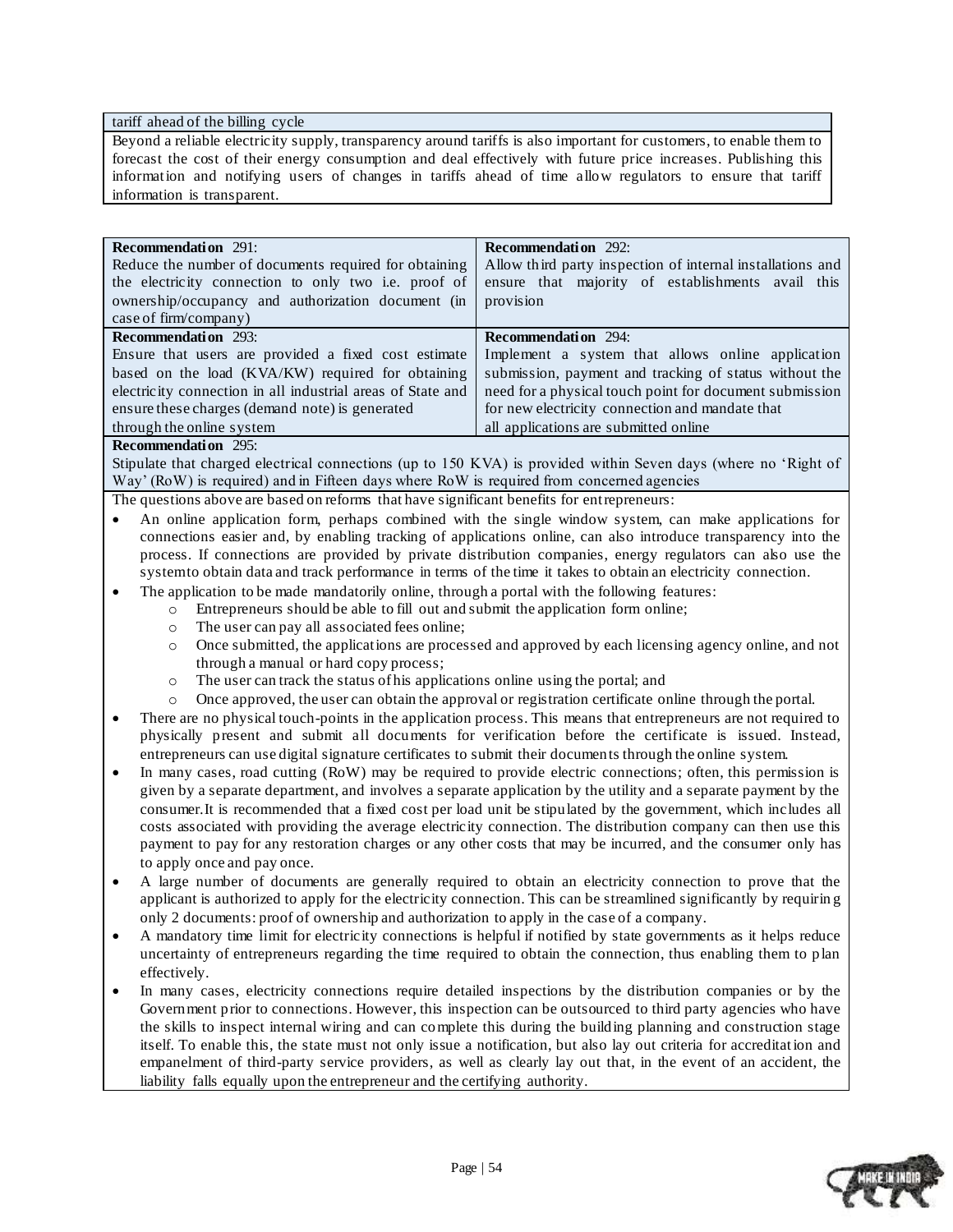| tariff ahead of the billing cycle |
|---|
| Beyond a reliable electricity supply, transparency around tariffs is also important for customers, to enable them to forecast the cost of their energy consumption and deal effectively with future price increases. Publishing this information and notifying users of changes in tariffs ahead of time allow regulators to ensure that tariff information is transparent. |

| **Recommendation 291:** Reduce the number of documents required for obtaining the electricity connection to only two i.e. proof of ownership/occupancy and authorization document (in case of firm/company) | **Recommendation 292:** Allow third party inspection of internal installations and ensure that majority of establishments avail this provision |
|---|---|
| **Recommendation 293:** Ensure that users are provided a fixed cost estimate based on the load (KVA/KW) required for obtaining electricity connection in all industrial areas of State and ensure these charges (demand note) is generated through the online system | **Recommendation 294:** Implement a system that allows online application submission, payment and tracking of status without the need for a physical touch point for document submission for new electricity connection and mandate that all applications are submitted online |
| **Recommendation 295:** Stipulate that charged electrical connections (up to 150 KVA) is provided within Seven days (where no 'Right of Way' (RoW) is required) and in Fifteen days where RoW is required from concerned agencies | |

The questions above are based on reforms that have significant benefits for entrepreneurs:

- An online application form, perhaps combined with the single window system, can make applications for connections easier and, by enabling tracking of applications online, can also introduce transparency into the process. If connections are provided by private distribution companies, energy regulators can also use the system to obtain data and track performance in terms of the time it takes to obtain an electricity connection.
- The application to be made mandatorily online, through a portal with the following features:
  - Entrepreneurs should be able to fill out and submit the application form online;
  - The user can pay all associated fees online;
  - Once submitted, the applications are processed and approved by each licensing agency online, and not through a manual or hard copy process;
  - The user can track the status of his applications online using the portal; and
  - Once approved, the user can obtain the approval or registration certificate online through the portal.
- There are no physical touch-points in the application process. This means that entrepreneurs are not required to physically present and submit all documents for verification before the certificate is issued. Instead, entrepreneurs can use digital signature certificates to submit their documents through the online system.
- In many cases, road cutting (RoW) may be required to provide electric connections; often, this permission is given by a separate department, and involves a separate application by the utility and a separate payment by the consumer. It is recommended that a fixed cost per load unit be stipulated by the government, which includes all costs associated with providing the average electricity connection. The distribution company can then use this payment to pay for any restoration charges or any other costs that may be incurred, and the consumer only has to apply once and pay once.
- A large number of documents are generally required to obtain an electricity connection to prove that the applicant is authorized to apply for the electricity connection. This can be streamlined significantly by requiring only 2 documents: proof of ownership and authorization to apply in the case of a company.
- A mandatory time limit for electricity connections is helpful if notified by state governments as it helps reduce uncertainty of entrepreneurs regarding the time required to obtain the connection, thus enabling them to plan effectively.
- In many cases, electricity connections require detailed inspections by the distribution companies or by the Government prior to connections. However, this inspection can be outsourced to third party agencies who have the skills to inspect internal wiring and can complete this during the building planning and construction stage itself. To enable this, the state must not only issue a notification, but also lay out criteria for accreditation and empanelment of third-party service providers, as well as clearly lay out that, in the event of an accident, the liability falls equally upon the entrepreneur and the certifying authority.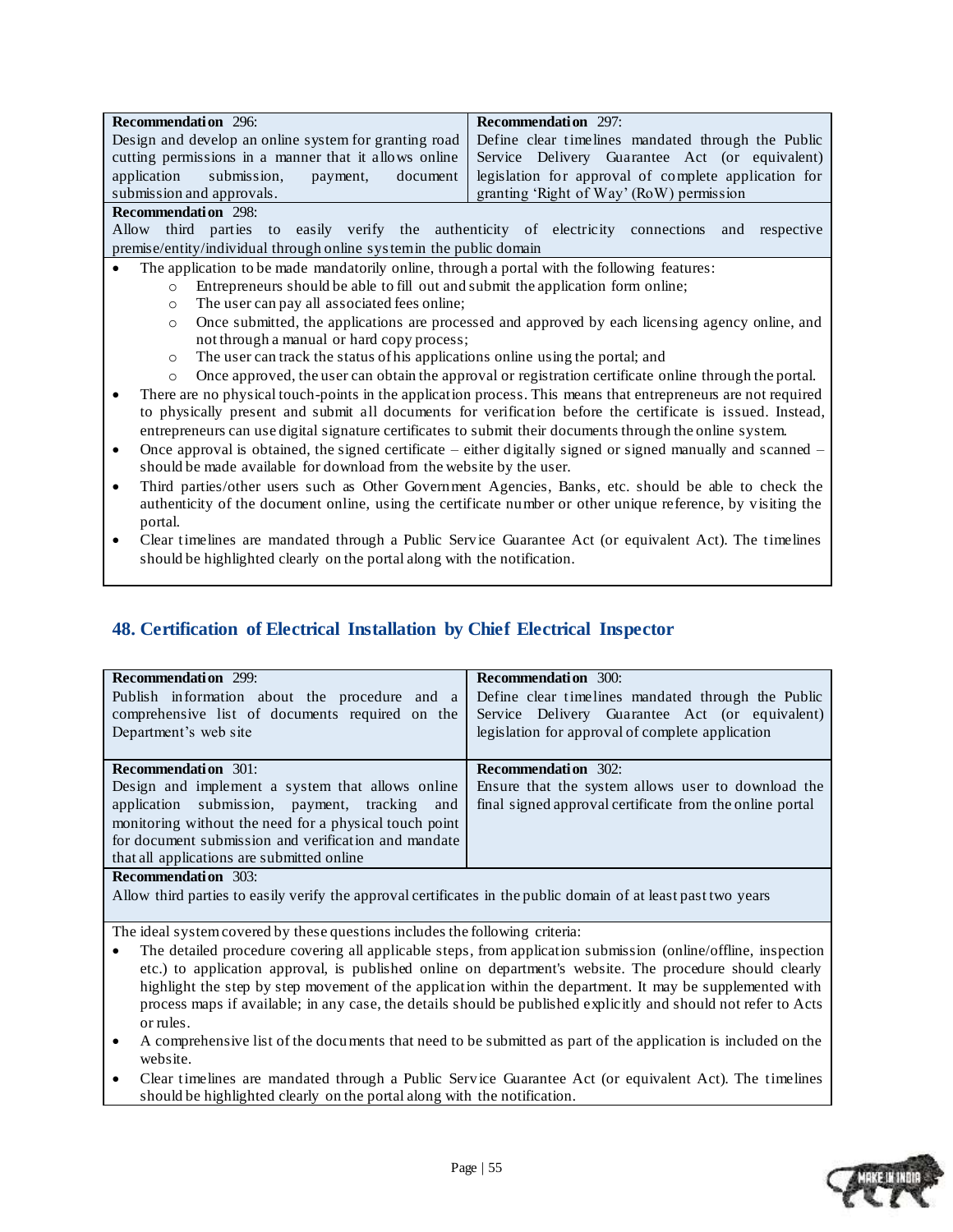| **Recommendation 296:** Design and develop an online system for granting road cutting permissions in a manner that it allows online application submission, payment, document submission and approvals. | **Recommendation 297:** Define clear timelines mandated through the Public Service Delivery Guarantee Act (or equivalent) legislation for approval of complete application for granting 'Right of Way' (RoW) permission |
|---|---|
| **Recommendation 298:** Allow third parties to easily verify the authenticity of electricity connections and respective premise/entity/individual through online system in the public domain | |

- The application to be made mandatorily online, through a portal with the following features:
  - Entrepreneurs should be able to fill out and submit the application form online;
  - The user can pay all associated fees online;
  - Once submitted, the applications are processed and approved by each licensing agency online, and not through a manual or hard copy process;
  - The user can track the status of his applications online using the portal; and
  - Once approved, the user can obtain the approval or registration certificate online through the portal.
- There are no physical touch-points in the application process. This means that entrepreneurs are not required to physically present and submit all documents for verification before the certificate is issued. Instead, entrepreneurs can use digital signature certificates to submit their documents through the online system.
- Once approval is obtained, the signed certificate – either digitally signed or signed manually and scanned – should be made available for download from the website by the user.
- Third parties/other users such as Other Government Agencies, Banks, etc. should be able to check the authenticity of the document online, using the certificate number or other unique reference, by visiting the portal.
- Clear timelines are mandated through a Public Service Guarantee Act (or equivalent Act). The timelines should be highlighted clearly on the portal along with the notification.

## 48. Certification of Electrical Installation by Chief Electrical Inspector

| **Recommendation 299:** Publish information about the procedure and a comprehensive list of documents required on the Department's web site | **Recommendation 300:** Define clear timelines mandated through the Public Service Delivery Guarantee Act (or equivalent) legislation for approval of complete application |
|---|---|
| **Recommendation 301:** Design and implement a system that allows online application submission, payment, tracking and monitoring without the need for a physical touch point for document submission and verification and mandate that all applications are submitted online | **Recommendation 302:** Ensure that the system allows user to download the final signed approval certificate from the online portal |
| **Recommendation 303:** Allow third parties to easily verify the approval certificates in the public domain of at least past two years | |

The ideal system covered by these questions includes the following criteria:

- The detailed procedure covering all applicable steps, from application submission (online/offline, inspection etc.) to application approval, is published online on department's website. The procedure should clearly highlight the step by step movement of the application within the department. It may be supplemented with process maps if available; in any case, the details should be published explicitly and should not refer to Acts or rules.
- A comprehensive list of the documents that need to be submitted as part of the application is included on the website.
- Clear timelines are mandated through a Public Service Guarantee Act (or equivalent Act). The timelines should be highlighted clearly on the portal along with the notification.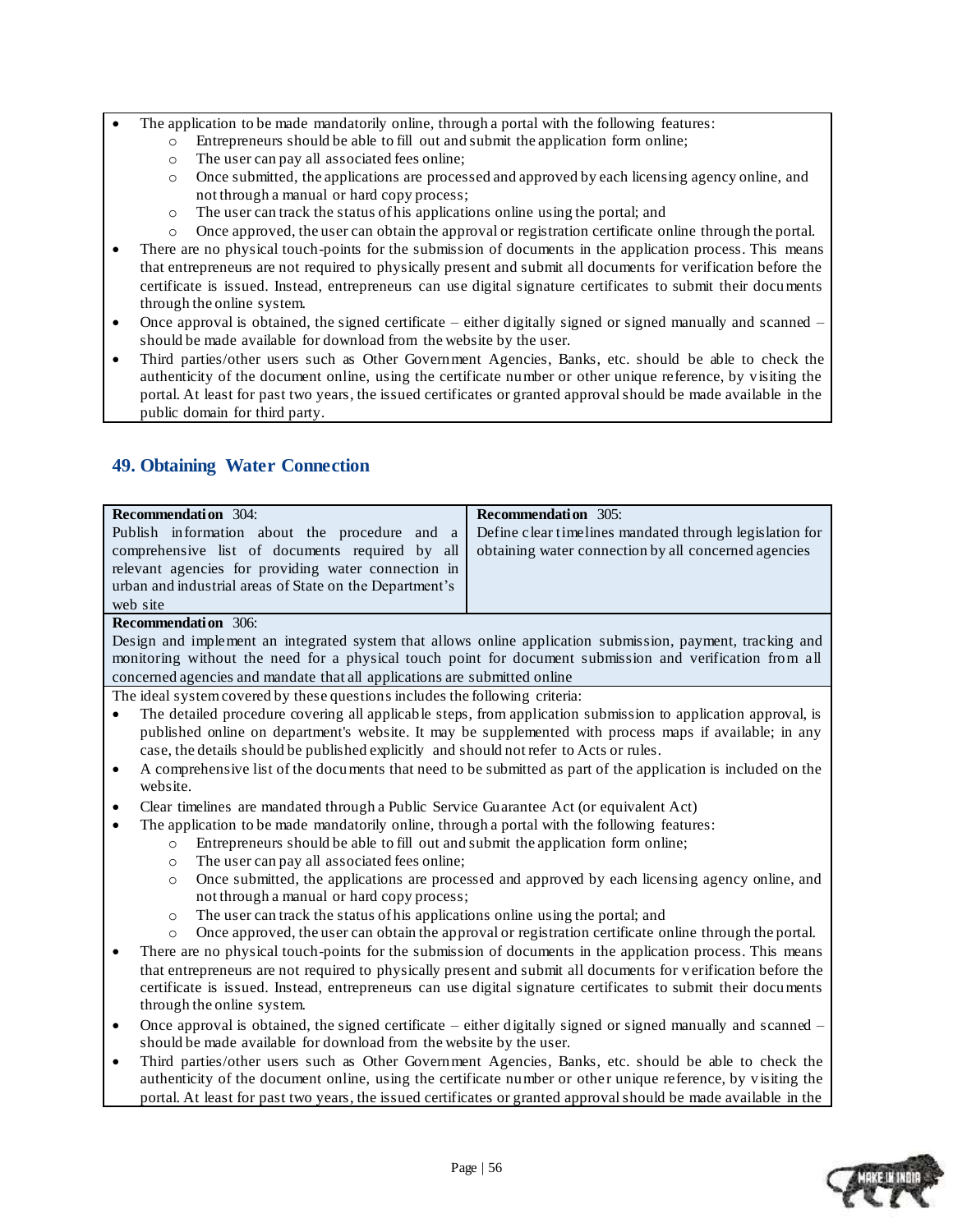- The application to be made mandatorily online, through a portal with the following features:
  - Entrepreneurs should be able to fill out and submit the application form online;
  - The user can pay all associated fees online;
  - Once submitted, the applications are processed and approved by each licensing agency online, and not through a manual or hard copy process;
  - The user can track the status of his applications online using the portal; and
  - Once approved, the user can obtain the approval or registration certificate online through the portal.
- There are no physical touch-points for the submission of documents in the application process. This means that entrepreneurs are not required to physically present and submit all documents for verification before the certificate is issued. Instead, entrepreneurs can use digital signature certificates to submit their documents through the online system.
- Once approval is obtained, the signed certificate – either digitally signed or signed manually and scanned – should be made available for download from the website by the user.
- Third parties/other users such as Other Government Agencies, Banks, etc. should be able to check the authenticity of the document online, using the certificate number or other unique reference, by visiting the portal. At least for past two years, the issued certificates or granted approval should be made available in the public domain for third party.

## 49. Obtaining Water Connection

| **Recommendation** 304: Publish information about the procedure and a comprehensive list of documents required by all relevant agencies for providing water connection in urban and industrial areas of State on the Department's web site | **Recommendation** 305: Define clear timelines mandated through legislation for obtaining water connection by all concerned agencies |
|---|---|

**Recommendation** 306:
Design and implement an integrated system that allows online application submission, payment, tracking and monitoring without the need for a physical touch point for document submission and verification from all concerned agencies and mandate that all applications are submitted online

The ideal system covered by these questions includes the following criteria:

- The detailed procedure covering all applicable steps, from application submission to application approval, is published online on department's website. It may be supplemented with process maps if available; in any case, the details should be published explicitly and should not refer to Acts or rules.
- A comprehensive list of the documents that need to be submitted as part of the application is included on the website.
- Clear timelines are mandated through a Public Service Guarantee Act (or equivalent Act)
- The application to be made mandatorily online, through a portal with the following features:
  - Entrepreneurs should be able to fill out and submit the application form online;
  - The user can pay all associated fees online;
  - Once submitted, the applications are processed and approved by each licensing agency online, and not through a manual or hard copy process;
  - The user can track the status of his applications online using the portal; and
  - Once approved, the user can obtain the approval or registration certificate online through the portal.
- There are no physical touch-points for the submission of documents in the application process. This means that entrepreneurs are not required to physically present and submit all documents for verification before the certificate is issued. Instead, entrepreneurs can use digital signature certificates to submit their documents through the online system.
- Once approval is obtained, the signed certificate – either digitally signed or signed manually and scanned – should be made available for download from the website by the user.
- Third parties/other users such as Other Government Agencies, Banks, etc. should be able to check the authenticity of the document online, using the certificate number or other unique reference, by visiting the portal. At least for past two years, the issued certificates or granted approval should be made available in the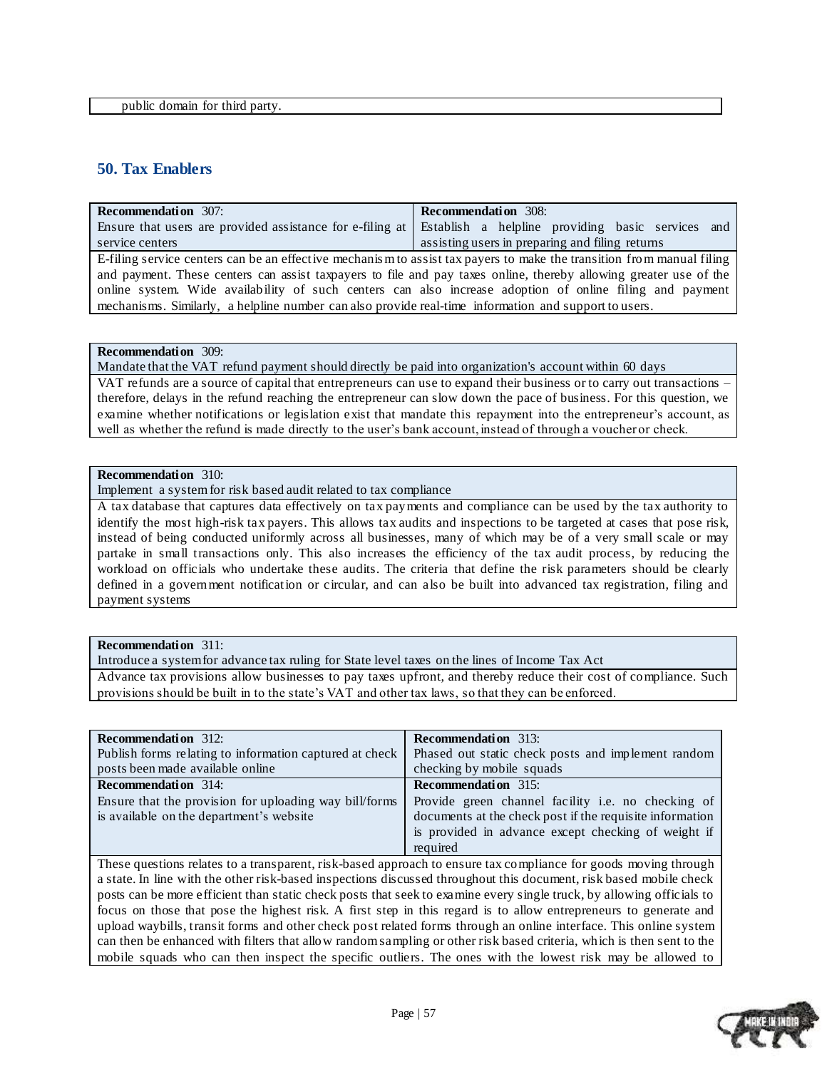public domain for third party.

## 50. Tax Enablers

| **Recommendation 307:** Ensure that users are provided assistance for e-filing at service centers | **Recommendation 308:** Establish a helpline providing basic services and assisting users in preparing and filing returns |
|---|---|

E-filing service centers can be an effective mechanism to assist tax payers to make the transition from manual filing and payment. These centers can assist taxpayers to file and pay taxes online, thereby allowing greater use of the online system. Wide availability of such centers can also increase adoption of online filing and payment mechanisms. Similarly, a helpline number can also provide real-time information and support to users.

**Recommendation 309:**
Mandate that the VAT refund payment should directly be paid into organization's account within 60 days

VAT refunds are a source of capital that entrepreneurs can use to expand their business or to carry out transactions – therefore, delays in the refund reaching the entrepreneur can slow down the pace of business. For this question, we examine whether notifications or legislation exist that mandate this repayment into the entrepreneur's account, as well as whether the refund is made directly to the user's bank account, instead of through a voucher or check.

**Recommendation 310:**
Implement a system for risk based audit related to tax compliance

A tax database that captures data effectively on tax payments and compliance can be used by the tax authority to identify the most high-risk tax payers. This allows tax audits and inspections to be targeted at cases that pose risk, instead of being conducted uniformly across all businesses, many of which may be of a very small scale or may partake in small transactions only. This also increases the efficiency of the tax audit process, by reducing the workload on officials who undertake these audits. The criteria that define the risk parameters should be clearly defined in a government notification or circular, and can also be built into advanced tax registration, filing and payment systems

**Recommendation 311:**
Introduce a system for advance tax ruling for State level taxes on the lines of Income Tax Act

Advance tax provisions allow businesses to pay taxes upfront, and thereby reduce their cost of compliance. Such provisions should be built in to the state's VAT and other tax laws, so that they can be enforced.

| **Recommendation 312:** Publish forms relating to information captured at check posts been made available online | **Recommendation 313:** Phased out static check posts and implement random checking by mobile squads |
|---|---|
| **Recommendation 314:** Ensure that the provision for uploading way bill/forms is available on the department's website | **Recommendation 315:** Provide green channel facility i.e. no checking of documents at the check post if the requisite information is provided in advance except checking of weight if required |

These questions relates to a transparent, risk-based approach to ensure tax compliance for goods moving through a state. In line with the other risk-based inspections discussed throughout this document, risk based mobile check posts can be more efficient than static check posts that seek to examine every single truck, by allowing officials to focus on those that pose the highest risk. A first step in this regard is to allow entrepreneurs to generate and upload waybills, transit forms and other check post related forms through an online interface. This online system can then be enhanced with filters that allow random sampling or other risk based criteria, which is then sent to the mobile squads who can then inspect the specific outliers. The ones with the lowest risk may be allowed to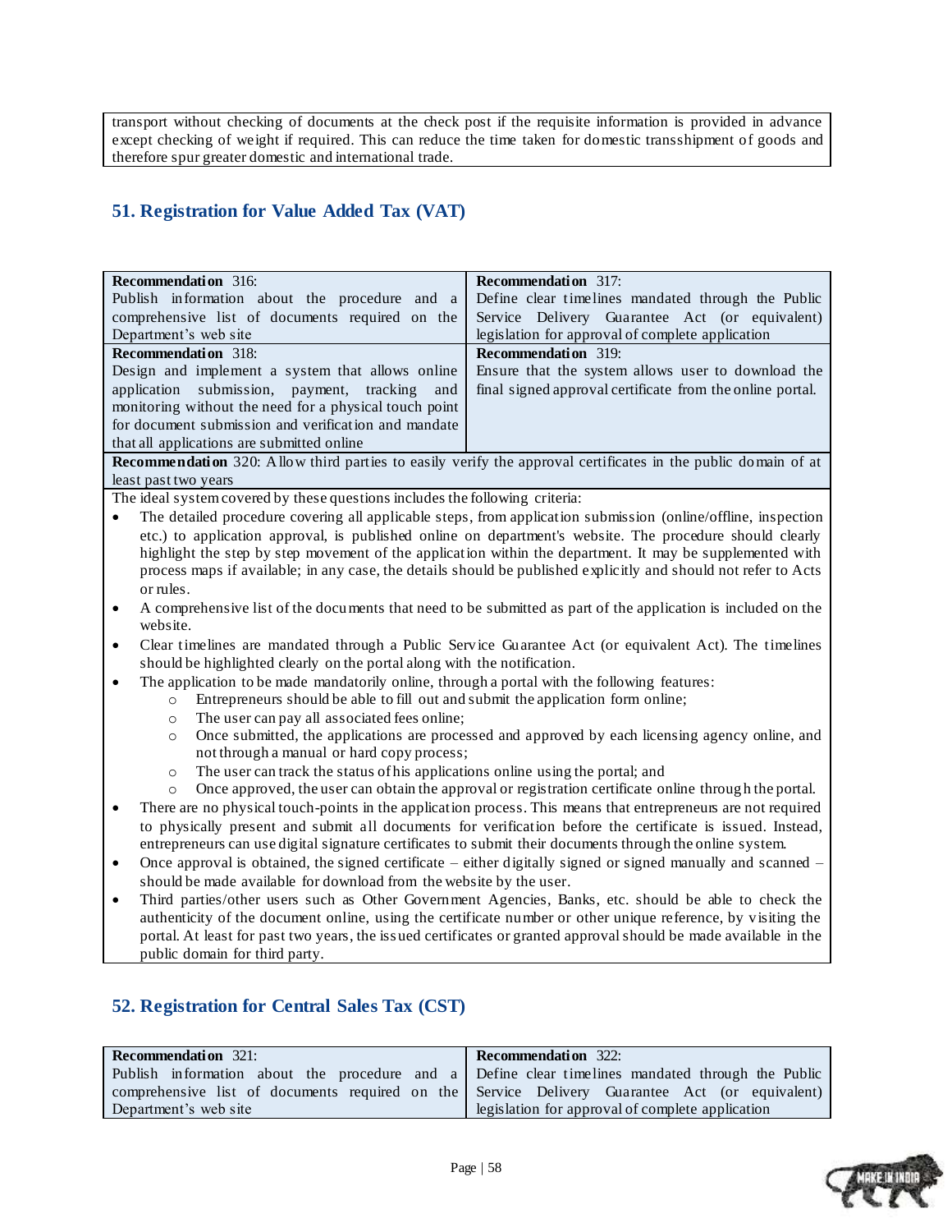transport without checking of documents at the check post if the requisite information is provided in advance except checking of weight if required. This can reduce the time taken for domestic transshipment of goods and therefore spur greater domestic and international trade.

## 51. Registration for Value Added Tax (VAT)

| **Recommendation** 316: Publish information about the procedure and a comprehensive list of documents required on the Department's web site | **Recommendation** 317: Define clear timelines mandated through the Public Service Delivery Guarantee Act (or equivalent) legislation for approval of complete application |
|---|---|
| **Recommendation** 318: Design and implement a system that allows online application submission, payment, tracking and monitoring without the need for a physical touch point for document submission and verification and mandate that all applications are submitted online | **Recommendation** 319: Ensure that the system allows user to download the final signed approval certificate from the online portal. |
| **Recommendation** 320: Allow third parties to easily verify the approval certificates in the public domain of at least past two years | |

The ideal system covered by these questions includes the following criteria:

- The detailed procedure covering all applicable steps, from application submission (online/offline, inspection etc.) to application approval, is published online on department's website. The procedure should clearly highlight the step by step movement of the application within the department. It may be supplemented with process maps if available; in any case, the details should be published explicitly and should not refer to Acts or rules.
- A comprehensive list of the documents that need to be submitted as part of the application is included on the website.
- Clear timelines are mandated through a Public Service Guarantee Act (or equivalent Act). The timelines should be highlighted clearly on the portal along with the notification.
- The application to be made mandatorily online, through a portal with the following features:
  - Entrepreneurs should be able to fill out and submit the application form online;
  - The user can pay all associated fees online;
  - Once submitted, the applications are processed and approved by each licensing agency online, and not through a manual or hard copy process;
  - The user can track the status of his applications online using the portal; and
  - Once approved, the user can obtain the approval or registration certificate online through the portal.
- There are no physical touch-points in the application process. This means that entrepreneurs are not required to physically present and submit all documents for verification before the certificate is issued. Instead, entrepreneurs can use digital signature certificates to submit their documents through the online system.
- Once approval is obtained, the signed certificate – either digitally signed or signed manually and scanned – should be made available for download from the website by the user.
- Third parties/other users such as Other Government Agencies, Banks, etc. should be able to check the authenticity of the document online, using the certificate number or other unique reference, by visiting the portal. At least for past two years, the issued certificates or granted approval should be made available in the public domain for third party.

## 52. Registration for Central Sales Tax (CST)

| **Recommendation** 321: Publish information about the procedure and a comprehensive list of documents required on the Department's web site | **Recommendation** 322: Define clear timelines mandated through the Public Service Delivery Guarantee Act (or equivalent) legislation for approval of complete application |
|---|---|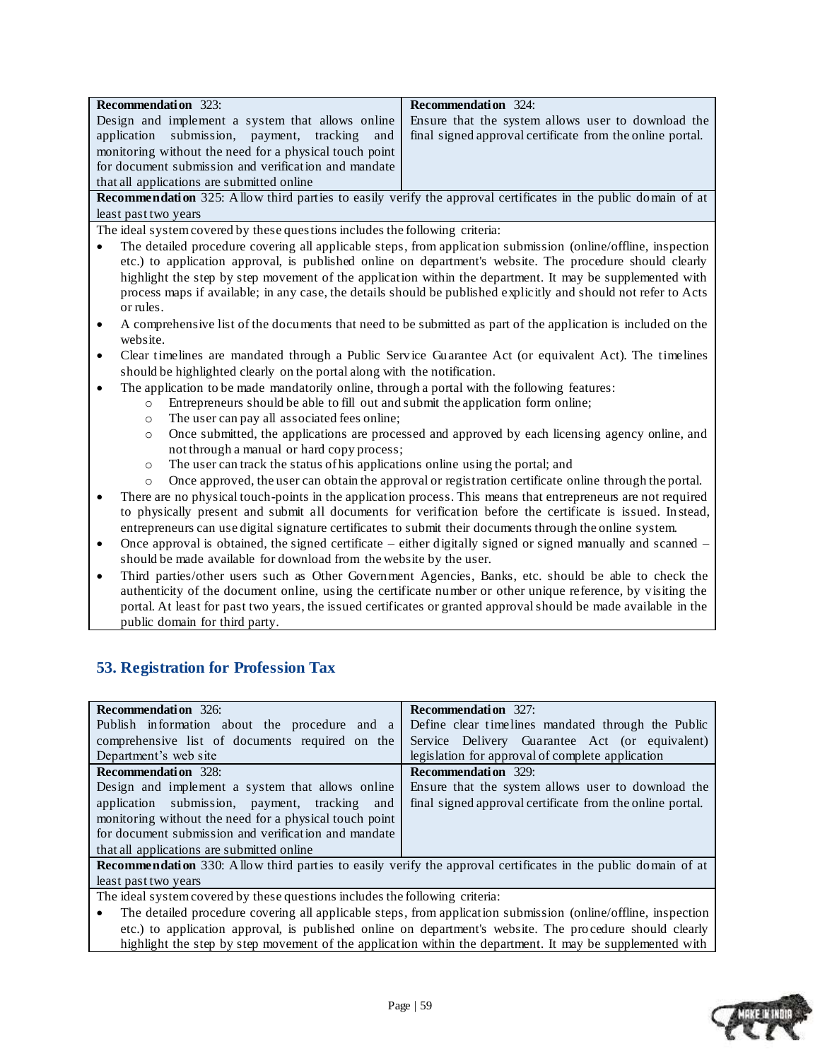| **Recommendation** 323: Design and implement a system that allows online application submission, payment, tracking and monitoring without the need for a physical touch point for document submission and verification and mandate that all applications are submitted online | **Recommendation** 324: Ensure that the system allows user to download the final signed approval certificate from the online portal. |
|---|---|
| **Recommendation** 325: Allow third parties to easily verify the approval certificates in the public domain of at least past two years | |

The ideal system covered by these questions includes the following criteria:

- The detailed procedure covering all applicable steps, from application submission (online/offline, inspection etc.) to application approval, is published online on department's website. The procedure should clearly highlight the step by step movement of the application within the department. It may be supplemented with process maps if available; in any case, the details should be published explicitly and should not refer to Acts or rules.
- A comprehensive list of the documents that need to be submitted as part of the application is included on the website.
- Clear timelines are mandated through a Public Service Guarantee Act (or equivalent Act). The timelines should be highlighted clearly on the portal along with the notification.
- The application to be made mandatorily online, through a portal with the following features:
  - Entrepreneurs should be able to fill out and submit the application form online;
  - The user can pay all associated fees online;
  - Once submitted, the applications are processed and approved by each licensing agency online, and not through a manual or hard copy process;
  - The user can track the status of his applications online using the portal; and
  - Once approved, the user can obtain the approval or registration certificate online through the portal.
- There are no physical touch-points in the application process. This means that entrepreneurs are not required to physically present and submit all documents for verification before the certificate is issued. Instead, entrepreneurs can use digital signature certificates to submit their documents through the online system.
- Once approval is obtained, the signed certificate – either digitally signed or signed manually and scanned – should be made available for download from the website by the user.
- Third parties/other users such as Other Government Agencies, Banks, etc. should be able to check the authenticity of the document online, using the certificate number or other unique reference, by visiting the portal. At least for past two years, the issued certificates or granted approval should be made available in the public domain for third party.

## 53. Registration for Profession Tax

| **Recommendation** 326: Publish information about the procedure and a comprehensive list of documents required on the Department's web site | **Recommendation** 327: Define clear timelines mandated through the Public Service Delivery Guarantee Act (or equivalent) legislation for approval of complete application |
|---|---|
| **Recommendation** 328: Design and implement a system that allows online application submission, payment, tracking and monitoring without the need for a physical touch point for document submission and verification and mandate that all applications are submitted online | **Recommendation** 329: Ensure that the system allows user to download the final signed approval certificate from the online portal. |
| **Recommendation** 330: Allow third parties to easily verify the approval certificates in the public domain of at least past two years | |

The ideal system covered by these questions includes the following criteria:

- The detailed procedure covering all applicable steps, from application submission (online/offline, inspection etc.) to application approval, is published online on department's website. The procedure should clearly highlight the step by step movement of the application within the department. It may be supplemented with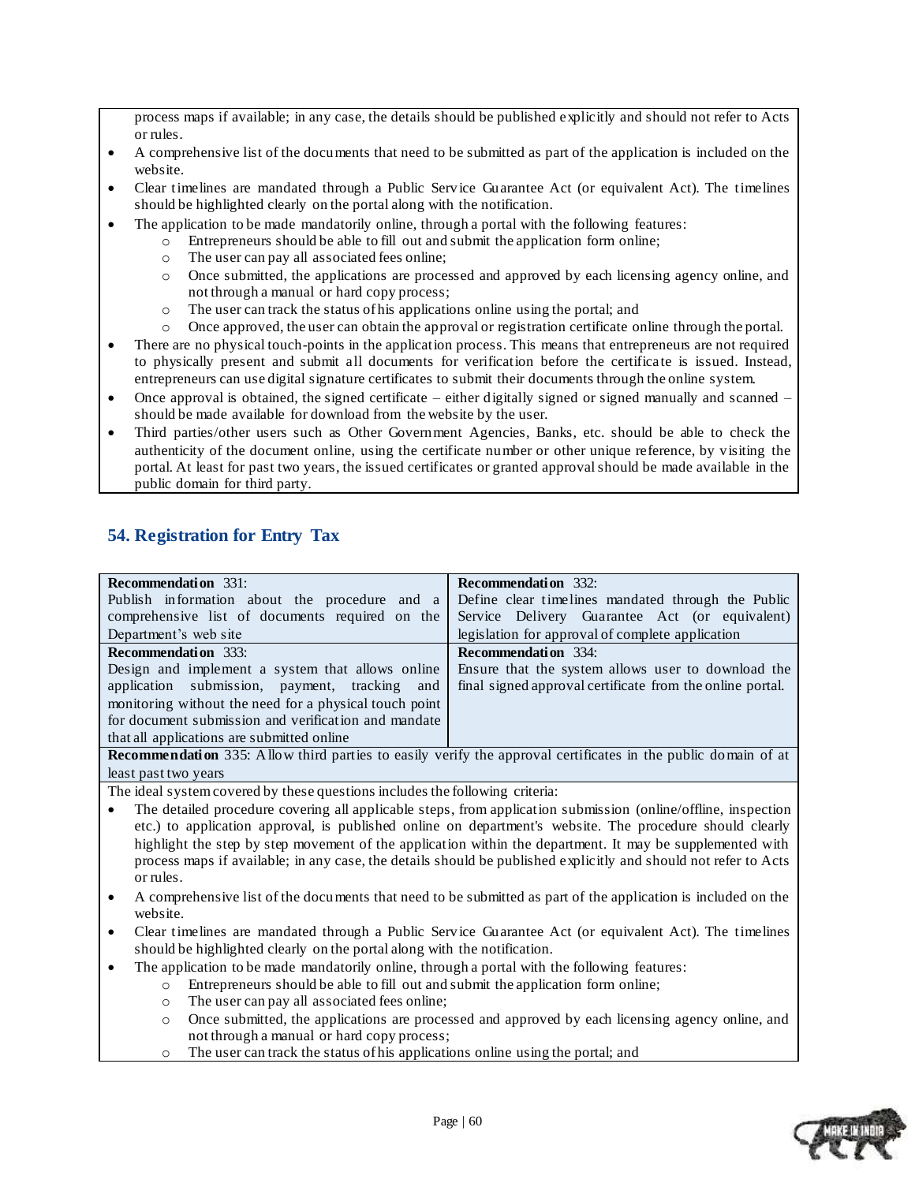process maps if available; in any case, the details should be published explicitly and should not refer to Acts or rules.

- A comprehensive list of the documents that need to be submitted as part of the application is included on the website.
- Clear timelines are mandated through a Public Service Guarantee Act (or equivalent Act). The timelines should be highlighted clearly on the portal along with the notification.
- The application to be made mandatorily online, through a portal with the following features:
  - Entrepreneurs should be able to fill out and submit the application form online;
  - The user can pay all associated fees online;
  - Once submitted, the applications are processed and approved by each licensing agency online, and not through a manual or hard copy process;
  - The user can track the status of his applications online using the portal; and
  - Once approved, the user can obtain the approval or registration certificate online through the portal.
- There are no physical touch-points in the application process. This means that entrepreneurs are not required to physically present and submit all documents for verification before the certificate is issued. Instead, entrepreneurs can use digital signature certificates to submit their documents through the online system.
- Once approval is obtained, the signed certificate – either digitally signed or signed manually and scanned – should be made available for download from the website by the user.
- Third parties/other users such as Other Government Agencies, Banks, etc. should be able to check the authenticity of the document online, using the certificate number or other unique reference, by visiting the portal. At least for past two years, the issued certificates or granted approval should be made available in the public domain for third party.

## 54. Registration for Entry Tax

| | |
|---|---|
| **Recommendation** 331: Publish information about the procedure and a comprehensive list of documents required on the Department's web site | **Recommendation** 332: Define clear timelines mandated through the Public Service Delivery Guarantee Act (or equivalent) legislation for approval of complete application |
| **Recommendation** 333: Design and implement a system that allows online application submission, payment, tracking and monitoring without the need for a physical touch point for document submission and verification and mandate that all applications are submitted online | **Recommendation** 334: Ensure that the system allows user to download the final signed approval certificate from the online portal. |
| **Recommendation** 335: Allow third parties to easily verify the approval certificates in the public domain of at least past two years | |

The ideal system covered by these questions includes the following criteria:

- The detailed procedure covering all applicable steps, from application submission (online/offline, inspection etc.) to application approval, is published online on department's website. The procedure should clearly highlight the step by step movement of the application within the department. It may be supplemented with process maps if available; in any case, the details should be published explicitly and should not refer to Acts or rules.
- A comprehensive list of the documents that need to be submitted as part of the application is included on the website.
- Clear timelines are mandated through a Public Service Guarantee Act (or equivalent Act). The timelines should be highlighted clearly on the portal along with the notification.
- The application to be made mandatorily online, through a portal with the following features:
  - Entrepreneurs should be able to fill out and submit the application form online;
  - The user can pay all associated fees online;
  - Once submitted, the applications are processed and approved by each licensing agency online, and not through a manual or hard copy process;
  - The user can track the status of his applications online using the portal; and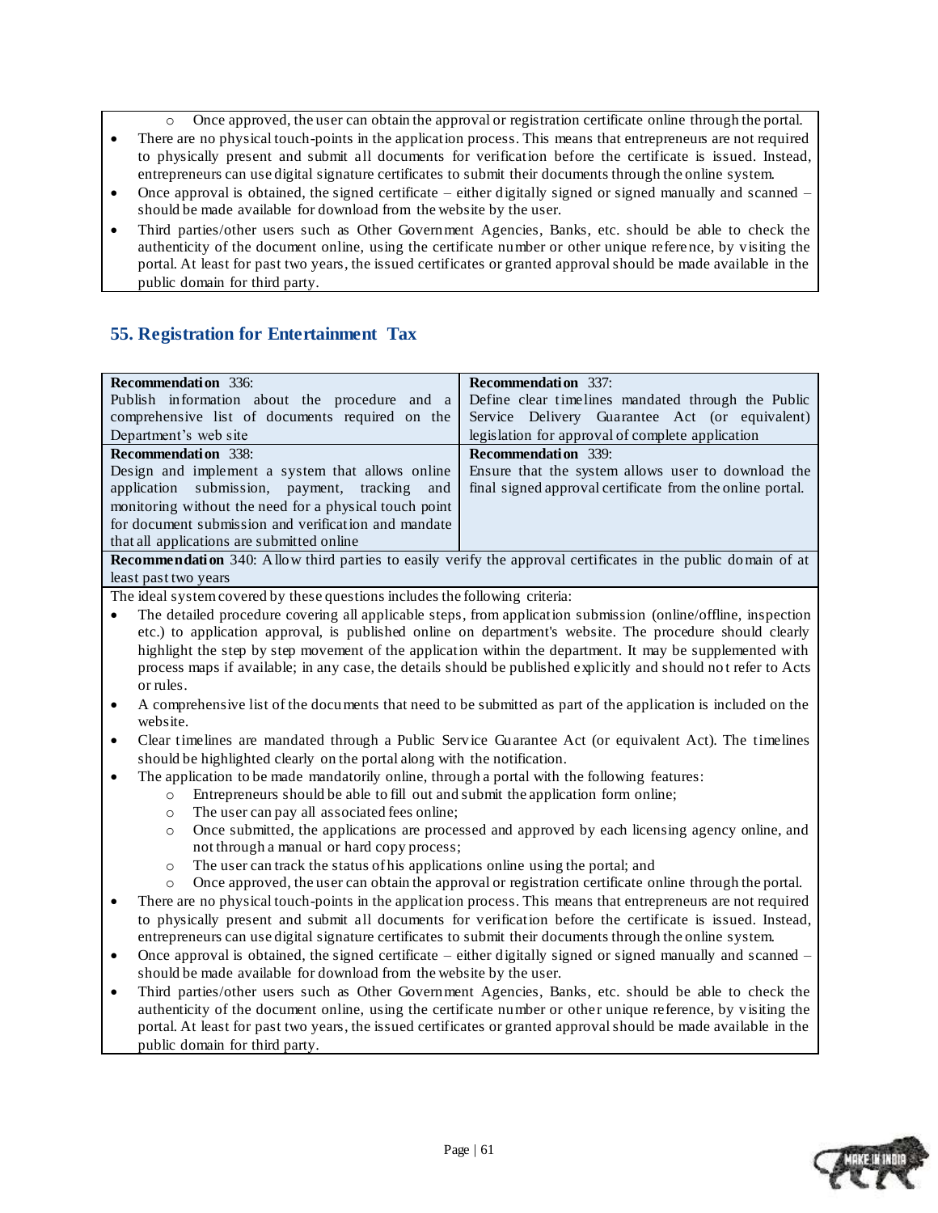- Once approved, the user can obtain the approval or registration certificate online through the portal.

- There are no physical touch-points in the application process. This means that entrepreneurs are not required to physically present and submit all documents for verification before the certificate is issued. Instead, entrepreneurs can use digital signature certificates to submit their documents through the online system.
- Once approval is obtained, the signed certificate – either digitally signed or signed manually and scanned – should be made available for download from the website by the user.
- Third parties/other users such as Other Government Agencies, Banks, etc. should be able to check the authenticity of the document online, using the certificate number or other unique reference, by visiting the portal. At least for past two years, the issued certificates or granted approval should be made available in the public domain for third party.

## 55. Registration for Entertainment Tax

| **Recommendation** 336: Publish information about the procedure and a comprehensive list of documents required on the Department's web site | **Recommendation** 337: Define clear timelines mandated through the Public Service Delivery Guarantee Act (or equivalent) legislation for approval of complete application |
|---|---|
| **Recommendation** 338: Design and implement a system that allows online application submission, payment, tracking and monitoring without the need for a physical touch point for document submission and verification and mandate that all applications are submitted online | **Recommendation** 339: Ensure that the system allows user to download the final signed approval certificate from the online portal. |

**Recommendation** 340: Allow third parties to easily verify the approval certificates in the public domain of at least past two years

The ideal system covered by these questions includes the following criteria:

- The detailed procedure covering all applicable steps, from application submission (online/offline, inspection etc.) to application approval, is published online on department's website. The procedure should clearly highlight the step by step movement of the application within the department. It may be supplemented with process maps if available; in any case, the details should be published explicitly and should not refer to Acts or rules.
- A comprehensive list of the documents that need to be submitted as part of the application is included on the website.
- Clear timelines are mandated through a Public Service Guarantee Act (or equivalent Act). The timelines should be highlighted clearly on the portal along with the notification.
- The application to be made mandatorily online, through a portal with the following features:
  - Entrepreneurs should be able to fill out and submit the application form online;
  - The user can pay all associated fees online;
  - Once submitted, the applications are processed and approved by each licensing agency online, and not through a manual or hard copy process;
  - The user can track the status of his applications online using the portal; and
  - Once approved, the user can obtain the approval or registration certificate online through the portal.
- There are no physical touch-points in the application process. This means that entrepreneurs are not required to physically present and submit all documents for verification before the certificate is issued. Instead, entrepreneurs can use digital signature certificates to submit their documents through the online system.
- Once approval is obtained, the signed certificate – either digitally signed or signed manually and scanned – should be made available for download from the website by the user.
- Third parties/other users such as Other Government Agencies, Banks, etc. should be able to check the authenticity of the document online, using the certificate number or other unique reference, by visiting the portal. At least for past two years, the issued certificates or granted approval should be made available in the public domain for third party.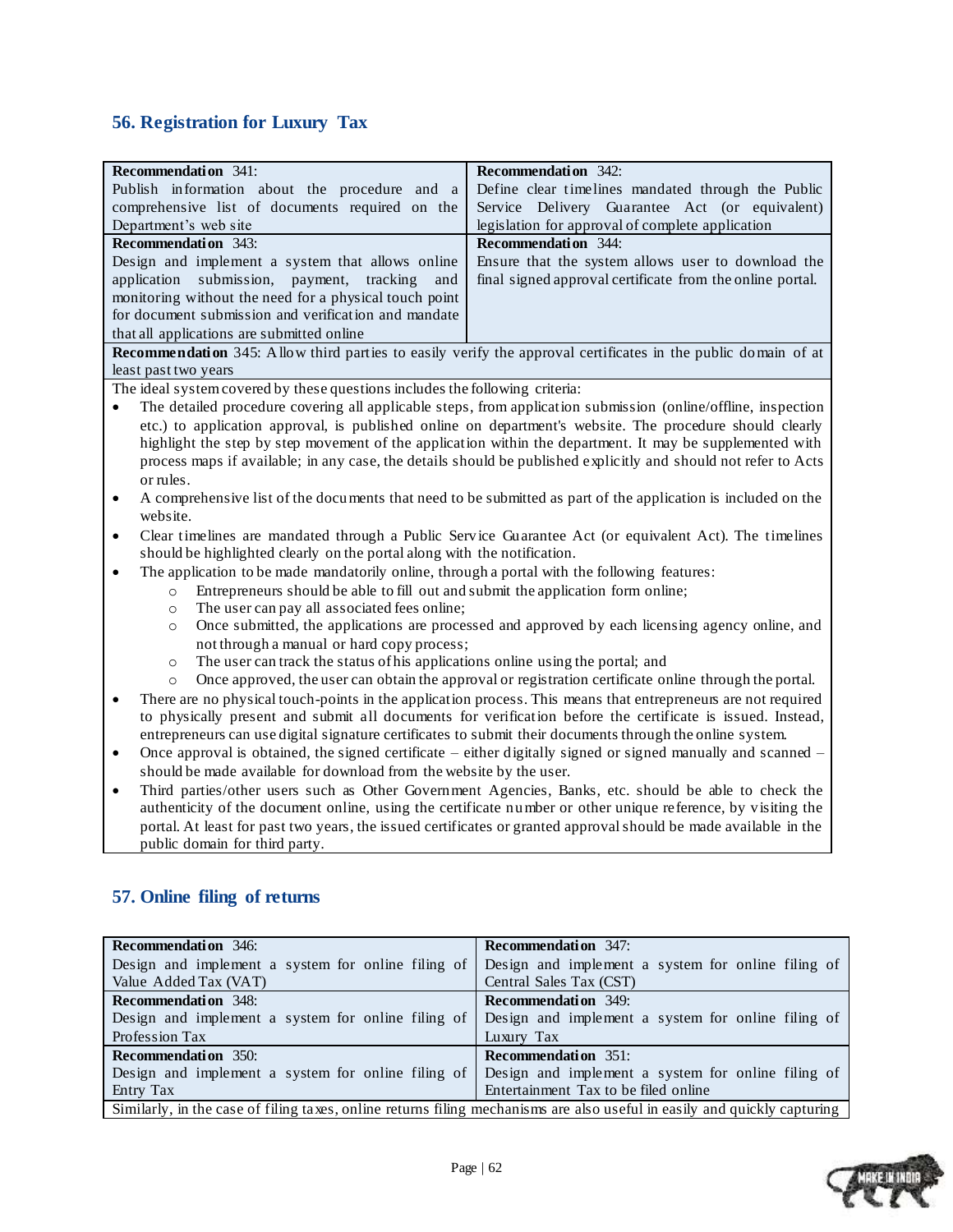## 56. Registration for Luxury Tax

| **Recommendation** 341: Publish information about the procedure and a comprehensive list of documents required on the Department's web site | **Recommendation** 342: Define clear timelines mandated through the Public Service Delivery Guarantee Act (or equivalent) legislation for approval of complete application |
|---|---|
| **Recommendation** 343: Design and implement a system that allows online application submission, payment, tracking and monitoring without the need for a physical touch point for document submission and verification and mandate that all applications are submitted online | **Recommendation** 344: Ensure that the system allows user to download the final signed approval certificate from the online portal. |
| **Recommendation** 345: Allow third parties to easily verify the approval certificates in the public domain of at least past two years | |

The ideal system covered by these questions includes the following criteria:

- The detailed procedure covering all applicable steps, from application submission (online/offline, inspection etc.) to application approval, is published online on department's website. The procedure should clearly highlight the step by step movement of the application within the department. It may be supplemented with process maps if available; in any case, the details should be published explicitly and should not refer to Acts or rules.
- A comprehensive list of the documents that need to be submitted as part of the application is included on the website.
- Clear timelines are mandated through a Public Service Guarantee Act (or equivalent Act). The timelines should be highlighted clearly on the portal along with the notification.
- The application to be made mandatorily online, through a portal with the following features:
  - Entrepreneurs should be able to fill out and submit the application form online;
  - The user can pay all associated fees online;
  - Once submitted, the applications are processed and approved by each licensing agency online, and not through a manual or hard copy process;
  - The user can track the status of his applications online using the portal; and
  - Once approved, the user can obtain the approval or registration certificate online through the portal.
- There are no physical touch-points in the application process. This means that entrepreneurs are not required to physically present and submit all documents for verification before the certificate is issued. Instead, entrepreneurs can use digital signature certificates to submit their documents through the online system.
- Once approval is obtained, the signed certificate – either digitally signed or signed manually and scanned – should be made available for download from the website by the user.
- Third parties/other users such as Other Government Agencies, Banks, etc. should be able to check the authenticity of the document online, using the certificate number or other unique reference, by visiting the portal. At least for past two years, the issued certificates or granted approval should be made available in the public domain for third party.

## 57. Online filing of returns

| **Recommendation** 346: Design and implement a system for online filing of Value Added Tax (VAT) | **Recommendation** 347: Design and implement a system for online filing of Central Sales Tax (CST) |
|---|---|
| **Recommendation** 348: Design and implement a system for online filing of Profession Tax | **Recommendation** 349: Design and implement a system for online filing of Luxury Tax |
| **Recommendation** 350: Design and implement a system for online filing of Entry Tax | **Recommendation** 351: Design and implement a system for online filing of Entertainment Tax to be filed online |

Similarly, in the case of filing taxes, online returns filing mechanisms are also useful in easily and quickly capturing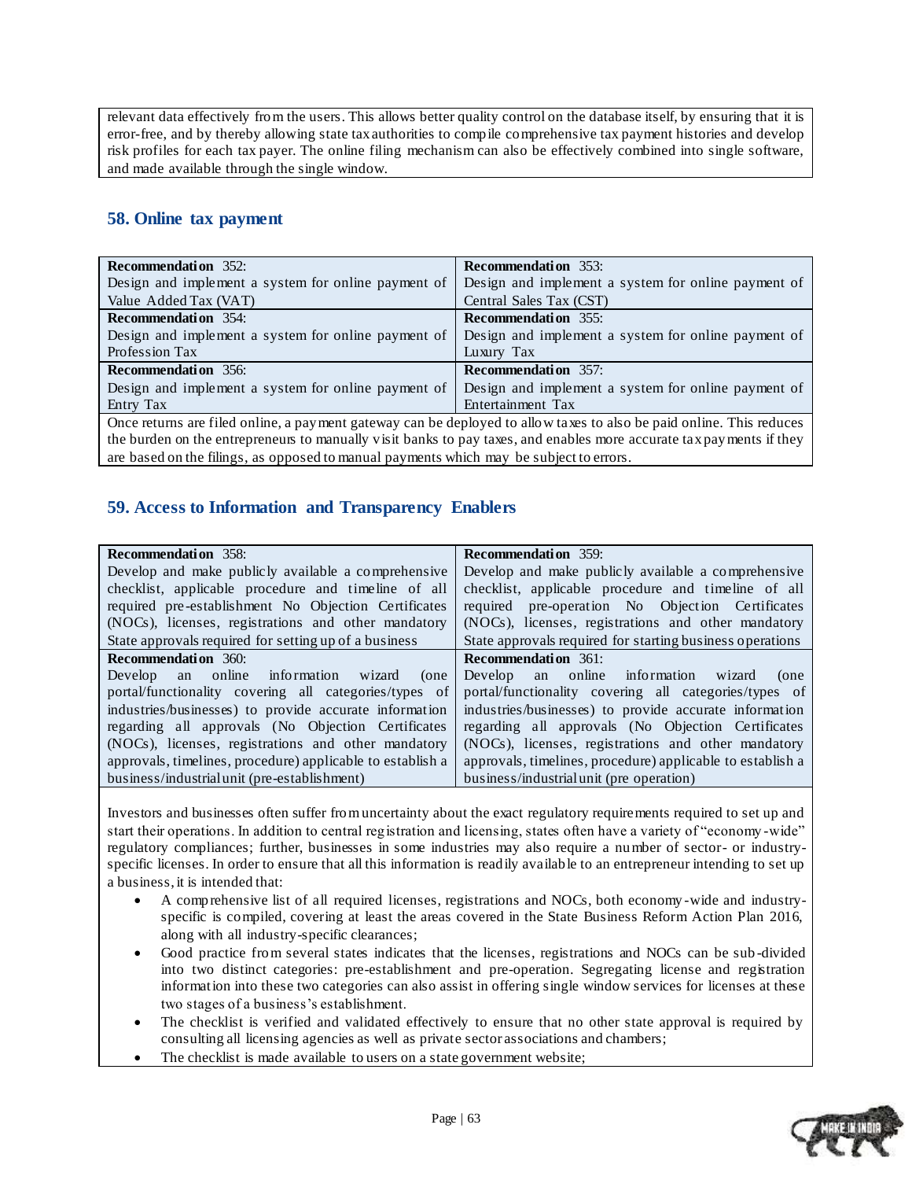relevant data effectively from the users. This allows better quality control on the database itself, by ensuring that it is error-free, and by thereby allowing state tax authorities to compile comprehensive tax payment histories and develop risk profiles for each tax payer. The online filing mechanism can also be effectively combined into single software, and made available through the single window.

## 58. Online tax payment

| **Recommendation** 352: Design and implement a system for online payment of Value Added Tax (VAT) | **Recommendation** 353: Design and implement a system for online payment of Central Sales Tax (CST) |
|---|---|
| **Recommendation** 354: Design and implement a system for online payment of Profession Tax | **Recommendation** 355: Design and implement a system for online payment of Luxury Tax |
| **Recommendation** 356: Design and implement a system for online payment of Entry Tax | **Recommendation** 357: Design and implement a system for online payment of Entertainment Tax |

Once returns are filed online, a payment gateway can be deployed to allow taxes to also be paid online. This reduces the burden on the entrepreneurs to manually visit banks to pay taxes, and enables more accurate tax payments if they are based on the filings, as opposed to manual payments which may be subject to errors.

## 59. Access to Information and Transparency Enablers

| **Recommendation** 358: Develop and make publicly available a comprehensive checklist, applicable procedure and timeline of all required pre-establishment No Objection Certificates (NOCs), licenses, registrations and other mandatory State approvals required for setting up of a business | **Recommendation** 359: Develop and make publicly available a comprehensive checklist, applicable procedure and timeline of all required pre-operation No Objection Certificates (NOCs), licenses, registrations and other mandatory State approvals required for starting business operations |
|---|---|
| **Recommendation** 360: Develop an online information wizard (one portal/functionality covering all categories/types of industries/businesses) to provide accurate information regarding all approvals (No Objection Certificates (NOCs), licenses, registrations and other mandatory approvals, timelines, procedure) applicable to establish a business/industrial unit (pre-establishment) | **Recommendation** 361: Develop an online information wizard (one portal/functionality covering all categories/types of industries/businesses) to provide accurate information regarding all approvals (No Objection Certificates (NOCs), licenses, registrations and other mandatory approvals, timelines, procedure) applicable to establish a business/industrial unit (pre operation) |

Investors and businesses often suffer from uncertainty about the exact regulatory requirements required to set up and start their operations. In addition to central registration and licensing, states often have a variety of "economy-wide" regulatory compliances; further, businesses in some industries may also require a number of sector- or industry-specific licenses. In order to ensure that all this information is readily available to an entrepreneur intending to set up a business, it is intended that:

- A comprehensive list of all required licenses, registrations and NOCs, both economy-wide and industry-specific is compiled, covering at least the areas covered in the State Business Reform Action Plan 2016, along with all industry-specific clearances;
- Good practice from several states indicates that the licenses, registrations and NOCs can be sub-divided into two distinct categories: pre-establishment and pre-operation. Segregating license and registration information into these two categories can also assist in offering single window services for licenses at these two stages of a business's establishment.
- The checklist is verified and validated effectively to ensure that no other state approval is required by consulting all licensing agencies as well as private sector associations and chambers;
- The checklist is made available to users on a state government website;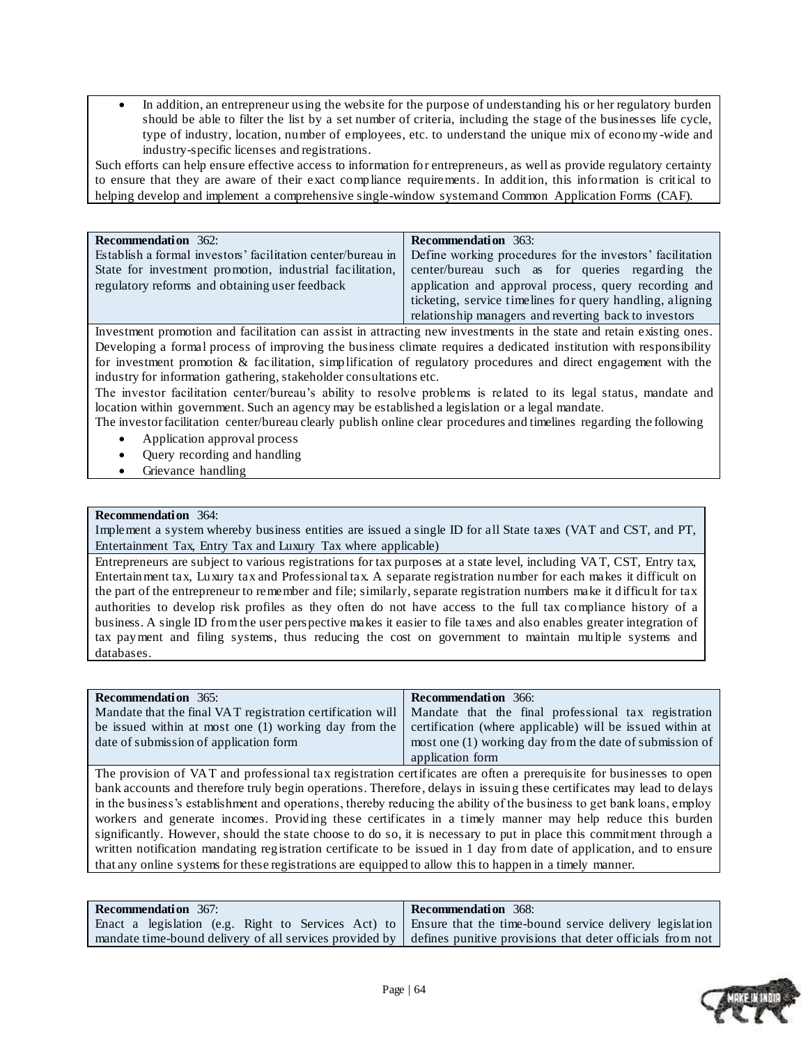- In addition, an entrepreneur using the website for the purpose of understanding his or her regulatory burden should be able to filter the list by a set number of criteria, including the stage of the businesses life cycle, type of industry, location, number of employees, etc. to understand the unique mix of economy-wide and industry-specific licenses and registrations.

Such efforts can help ensure effective access to information for entrepreneurs, as well as provide regulatory certainty to ensure that they are aware of their exact compliance requirements. In addition, this information is critical to helping develop and implement a comprehensive single-window system and Common Application Forms (CAF).

| **Recommendation** 362: | **Recommendation** 363: |
|---|---|
| Establish a formal investors' facilitation center/bureau in State for investment promotion, industrial facilitation, regulatory reforms and obtaining user feedback | Define working procedures for the investors' facilitation center/bureau such as for queries regarding the application and approval process, query recording and ticketing, service timelines for query handling, aligning relationship managers and reverting back to investors |

Investment promotion and facilitation can assist in attracting new investments in the state and retain existing ones. Developing a formal process of improving the business climate requires a dedicated institution with responsibility for investment promotion & facilitation, simplification of regulatory procedures and direct engagement with the industry for information gathering, stakeholder consultations etc.

The investor facilitation center/bureau's ability to resolve problems is related to its legal status, mandate and location within government. Such an agency may be established a legislation or a legal mandate.

The investor facilitation center/bureau clearly publish online clear procedures and timelines regarding the following

- Application approval process
- Query recording and handling
- Grievance handling

**Recommendation** 364:
Implement a system whereby business entities are issued a single ID for all State taxes (VAT and CST, and PT, Entertainment Tax, Entry Tax and Luxury Tax where applicable)

Entrepreneurs are subject to various registrations for tax purposes at a state level, including VAT, CST, Entry tax, Entertainment tax, Luxury tax and Professional tax. A separate registration number for each makes it difficult on the part of the entrepreneur to remember and file; similarly, separate registration numbers make it difficult for tax authorities to develop risk profiles as they often do not have access to the full tax compliance history of a business. A single ID from the user perspective makes it easier to file taxes and also enables greater integration of tax payment and filing systems, thus reducing the cost on government to maintain multiple systems and databases.

| **Recommendation** 365: | **Recommendation** 366: |
|---|---|
| Mandate that the final VAT registration certification will be issued within at most one (1) working day from the date of submission of application form | Mandate that the final professional tax registration certification (where applicable) will be issued within at most one (1) working day from the date of submission of application form |

The provision of VAT and professional tax registration certificates are often a prerequisite for businesses to open bank accounts and therefore truly begin operations. Therefore, delays in issuing these certificates may lead to delays in the business's establishment and operations, thereby reducing the ability of the business to get bank loans, employ workers and generate incomes. Providing these certificates in a timely manner may help reduce this burden significantly. However, should the state choose to do so, it is necessary to put in place this commitment through a written notification mandating registration certificate to be issued in 1 day from date of application, and to ensure that any online systems for these registrations are equipped to allow this to happen in a timely manner.

| **Recommendation** 367: | **Recommendation** 368: |
|---|---|
| Enact a legislation (e.g. Right to Services Act) to mandate time-bound delivery of all services provided by | Ensure that the time-bound service delivery legislation defines punitive provisions that deter officials from not |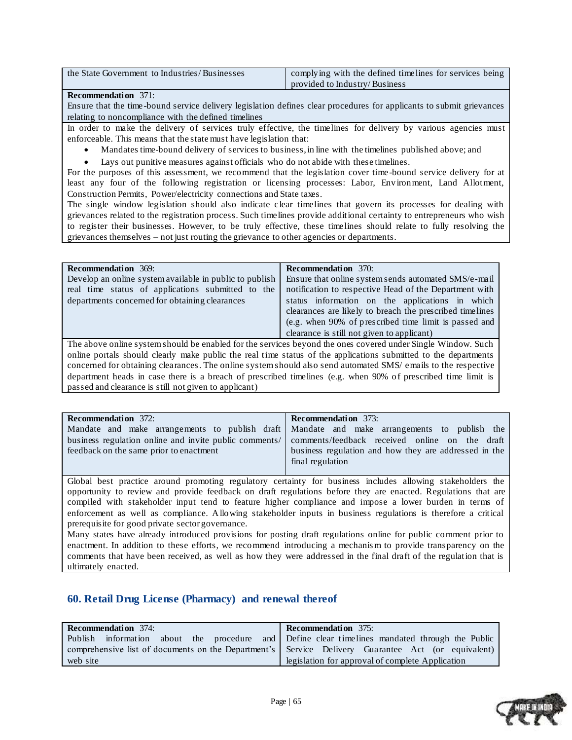| the State Government to Industries/Businesses | complying with the defined timelines for services being provided to Industry/Business |
|---|---|

**Recommendation** 371:
Ensure that the time-bound service delivery legislation defines clear procedures for applicants to submit grievances relating to noncompliance with the defined timelines

In order to make the delivery of services truly effective, the timelines for delivery by various agencies must enforceable. This means that the state must have legislation that:

- Mandates time-bound delivery of services to business, in line with the timelines published above; and
- Lays out punitive measures against officials who do not abide with these timelines.

For the purposes of this assessment, we recommend that the legislation cover time-bound service delivery for at least any four of the following registration or licensing processes: Labor, Environment, Land Allotment, Construction Permits, Power/electricity connections and State taxes.

The single window legislation should also indicate clear timelines that govern its processes for dealing with grievances related to the registration process. Such timelines provide additional certainty to entrepreneurs who wish to register their businesses. However, to be truly effective, these timelines should relate to fully resolving the grievances themselves – not just routing the grievance to other agencies or departments.

| **Recommendation** 369: Develop an online system available in public to publish real time status of applications submitted to the departments concerned for obtaining clearances | **Recommendation** 370: Ensure that online system sends automated SMS/e-mail notification to respective Head of the Department with status information on the applications in which clearances are likely to breach the prescribed timelines (e.g. when 90% of prescribed time limit is passed and clearance is still not given to applicant) |
|---|---|

The above online system should be enabled for the services beyond the ones covered under Single Window. Such online portals should clearly make public the real time status of the applications submitted to the departments concerned for obtaining clearances. The online system should also send automated SMS/ emails to the respective department heads in case there is a breach of prescribed timelines (e.g. when 90% of prescribed time limit is passed and clearance is still not given to applicant)

| **Recommendation** 372: Mandate and make arrangements to publish draft business regulation online and invite public comments/ feedback on the same prior to enactment | **Recommendation** 373: Mandate and make arrangements to publish the comments/feedback received online on the draft business regulation and how they are addressed in the final regulation |
|---|---|

Global best practice around promoting regulatory certainty for business includes allowing stakeholders the opportunity to review and provide feedback on draft regulations before they are enacted. Regulations that are compiled with stakeholder input tend to feature higher compliance and impose a lower burden in terms of enforcement as well as compliance. Allowing stakeholder inputs in business regulations is therefore a critical prerequisite for good private sector governance.

Many states have already introduced provisions for posting draft regulations online for public comment prior to enactment. In addition to these efforts, we recommend introducing a mechanism to provide transparency on the comments that have been received, as well as how they were addressed in the final draft of the regulation that is ultimately enacted.

## 60. Retail Drug License (Pharmacy) and renewal thereof

| **Recommendation** 374: Publish information about the procedure and comprehensive list of documents on the Department's web site | **Recommendation** 375: Define clear timelines mandated through the Public Service Delivery Guarantee Act (or equivalent) legislation for approval of complete Application |
|---|---|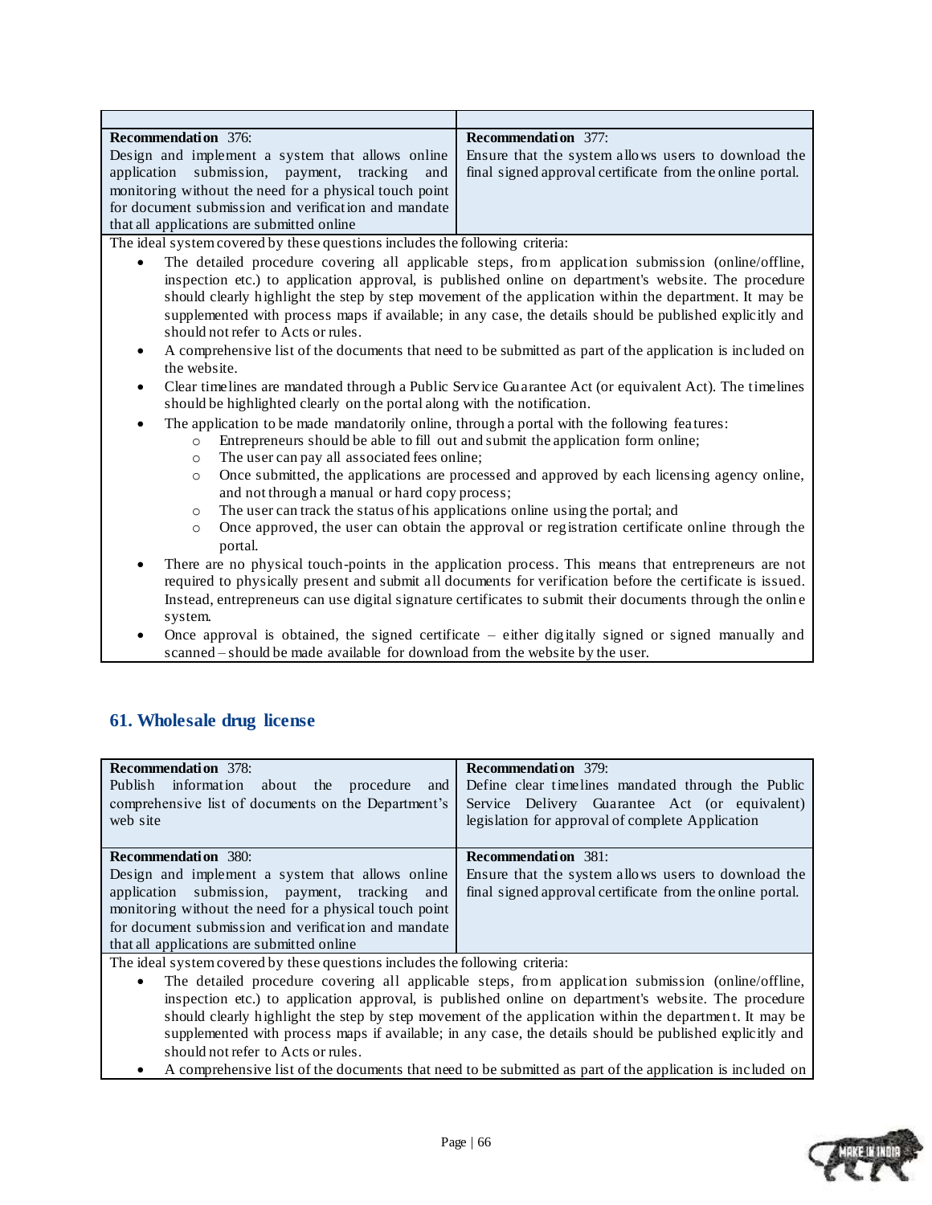| | |
|---|---|
| **Recommendation** 376:<br>Design and implement a system that allows online application submission, payment, tracking and monitoring without the need for a physical touch point for document submission and verification and mandate that all applications are submitted online | **Recommendation** 377:<br>Ensure that the system allows users to download the final signed approval certificate from the online portal. |

The ideal system covered by these questions includes the following criteria:

- The detailed procedure covering all applicable steps, from application submission (online/offline, inspection etc.) to application approval, is published online on department's website. The procedure should clearly highlight the step by step movement of the application within the department. It may be supplemented with process maps if available; in any case, the details should be published explicitly and should not refer to Acts or rules.
- A comprehensive list of the documents that need to be submitted as part of the application is included on the website.
- Clear timelines are mandated through a Public Service Guarantee Act (or equivalent Act). The timelines should be highlighted clearly on the portal along with the notification.
- The application to be made mandatorily online, through a portal with the following features:
  - Entrepreneurs should be able to fill out and submit the application form online;
  - The user can pay all associated fees online;
  - Once submitted, the applications are processed and approved by each licensing agency online, and not through a manual or hard copy process;
  - The user can track the status of his applications online using the portal; and
  - Once approved, the user can obtain the approval or registration certificate online through the portal.
- There are no physical touch-points in the application process. This means that entrepreneurs are not required to physically present and submit all documents for verification before the certificate is issued. Instead, entrepreneurs can use digital signature certificates to submit their documents through the online system.
- Once approval is obtained, the signed certificate – either digitally signed or signed manually and scanned – should be made available for download from the website by the user.

## 61. Wholesale drug license

| | |
|---|---|
| **Recommendation** 378:<br>Publish information about the procedure and comprehensive list of documents on the Department's web site | **Recommendation** 379:<br>Define clear timelines mandated through the Public Service Delivery Guarantee Act (or equivalent) legislation for approval of complete Application |
| **Recommendation** 380:<br>Design and implement a system that allows online application submission, payment, tracking and monitoring without the need for a physical touch point for document submission and verification and mandate that all applications are submitted online | **Recommendation** 381:<br>Ensure that the system allows users to download the final signed approval certificate from the online portal. |

The ideal system covered by these questions includes the following criteria:

- The detailed procedure covering all applicable steps, from application submission (online/offline, inspection etc.) to application approval, is published online on department's website. The procedure should clearly highlight the step by step movement of the application within the department. It may be supplemented with process maps if available; in any case, the details should be published explicitly and should not refer to Acts or rules.
- A comprehensive list of the documents that need to be submitted as part of the application is included on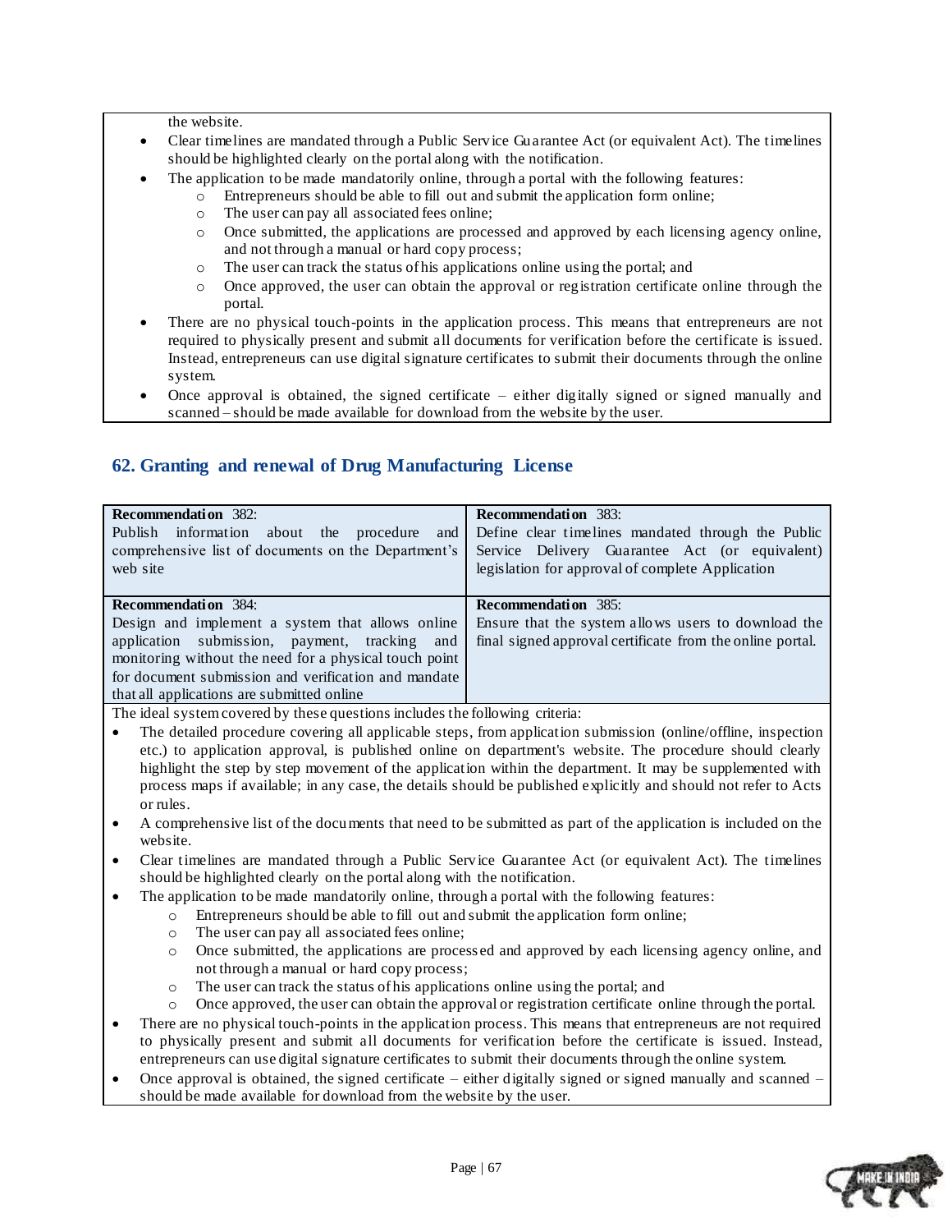the website.

- Clear timelines are mandated through a Public Service Guarantee Act (or equivalent Act). The timelines should be highlighted clearly on the portal along with the notification.
- The application to be made mandatorily online, through a portal with the following features:
  - Entrepreneurs should be able to fill out and submit the application form online;
  - The user can pay all associated fees online;
  - Once submitted, the applications are processed and approved by each licensing agency online, and not through a manual or hard copy process;
  - The user can track the status of his applications online using the portal; and
  - Once approved, the user can obtain the approval or registration certificate online through the portal.
- There are no physical touch-points in the application process. This means that entrepreneurs are not required to physically present and submit all documents for verification before the certificate is issued. Instead, entrepreneurs can use digital signature certificates to submit their documents through the online system.
- Once approval is obtained, the signed certificate – either digitally signed or signed manually and scanned – should be made available for download from the website by the user.

## 62. Granting and renewal of Drug Manufacturing License

| **Recommendation 382:** Publish information about the procedure and comprehensive list of documents on the Department's web site | **Recommendation 383:** Define clear timelines mandated through the Public Service Delivery Guarantee Act (or equivalent) legislation for approval of complete Application |
|---|---|
| **Recommendation 384:** Design and implement a system that allows online application submission, payment, tracking and monitoring without the need for a physical touch point for document submission and verification and mandate that all applications are submitted online | **Recommendation 385:** Ensure that the system allows users to download the final signed approval certificate from the online portal. |

The ideal system covered by these questions includes the following criteria:

- The detailed procedure covering all applicable steps, from application submission (online/offline, inspection etc.) to application approval, is published online on department's website. The procedure should clearly highlight the step by step movement of the application within the department. It may be supplemented with process maps if available; in any case, the details should be published explicitly and should not refer to Acts or rules.
- A comprehensive list of the documents that need to be submitted as part of the application is included on the website.
- Clear timelines are mandated through a Public Service Guarantee Act (or equivalent Act). The timelines should be highlighted clearly on the portal along with the notification.
- The application to be made mandatorily online, through a portal with the following features:
  - Entrepreneurs should be able to fill out and submit the application form online;
  - The user can pay all associated fees online;
  - Once submitted, the applications are processed and approved by each licensing agency online, and not through a manual or hard copy process;
  - The user can track the status of his applications online using the portal; and
  - Once approved, the user can obtain the approval or registration certificate online through the portal.
- There are no physical touch-points in the application process. This means that entrepreneurs are not required to physically present and submit all documents for verification before the certificate is issued. Instead, entrepreneurs can use digital signature certificates to submit their documents through the online system.
- Once approval is obtained, the signed certificate – either digitally signed or signed manually and scanned – should be made available for download from the website by the user.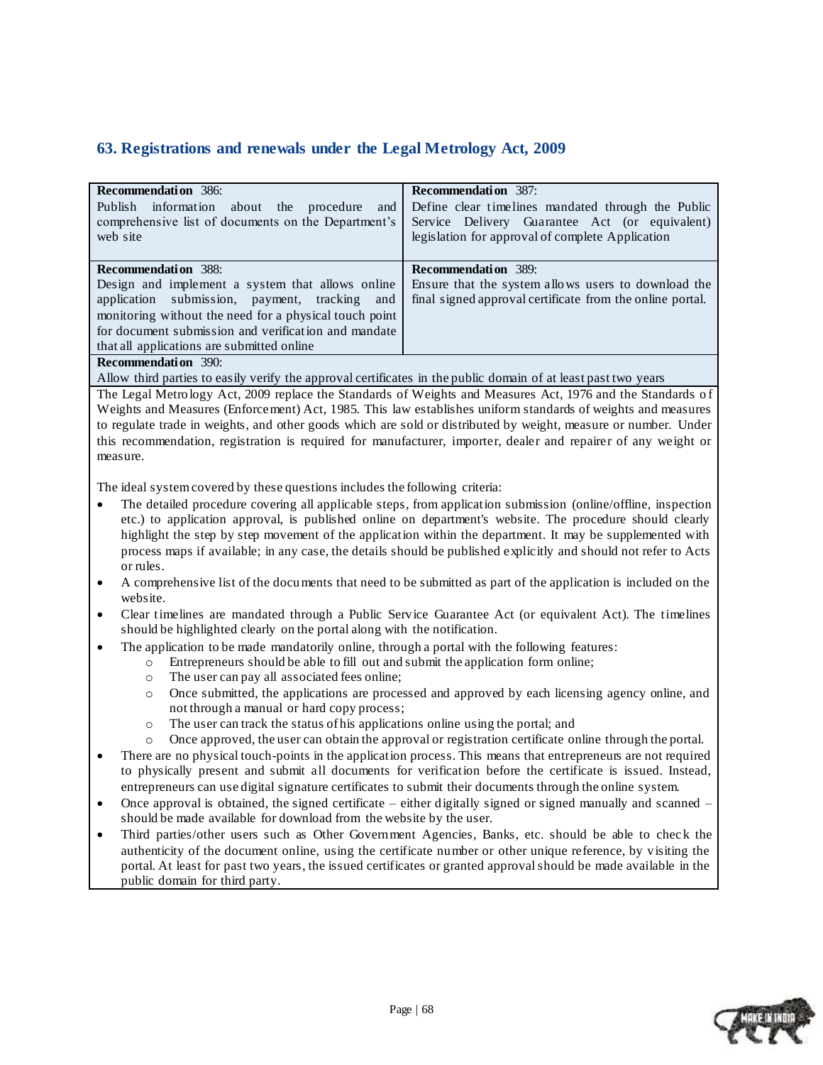## 63. Registrations and renewals under the Legal Metrology Act, 2009

| **Recommendation** 386:<br>Publish information about the procedure and comprehensive list of documents on the Department's web site | **Recommendation** 387:<br>Define clear timelines mandated through the Public Service Delivery Guarantee Act (or equivalent) legislation for approval of complete Application |
|---|---|
| **Recommendation** 388:<br>Design and implement a system that allows online application submission, payment, tracking and monitoring without the need for a physical touch point for document submission and verification and mandate that all applications are submitted online | **Recommendation** 389:<br>Ensure that the system allows users to download the final signed approval certificate from the online portal. |
| **Recommendation** 390:<br>Allow third parties to easily verify the approval certificates in the public domain of at least past two years | |

The Legal Metrology Act, 2009 replace the Standards of Weights and Measures Act, 1976 and the Standards of Weights and Measures (Enforcement) Act, 1985. This law establishes uniform standards of weights and measures to regulate trade in weights, and other goods which are sold or distributed by weight, measure or number. Under this recommendation, registration is required for manufacturer, importer, dealer and repairer of any weight or measure.

The ideal system covered by these questions includes the following criteria:

- The detailed procedure covering all applicable steps, from application submission (online/offline, inspection etc.) to application approval, is published online on department's website. The procedure should clearly highlight the step by step movement of the application within the department. It may be supplemented with process maps if available; in any case, the details should be published explicitly and should not refer to Acts or rules.
- A comprehensive list of the documents that need to be submitted as part of the application is included on the website.
- Clear timelines are mandated through a Public Service Guarantee Act (or equivalent Act). The timelines should be highlighted clearly on the portal along with the notification.
- The application to be made mandatorily online, through a portal with the following features:
  - Entrepreneurs should be able to fill out and submit the application form online;
  - The user can pay all associated fees online;
  - Once submitted, the applications are processed and approved by each licensing agency online, and not through a manual or hard copy process;
  - The user can track the status of his applications online using the portal; and
  - Once approved, the user can obtain the approval or registration certificate online through the portal.
- There are no physical touch-points in the application process. This means that entrepreneurs are not required to physically present and submit all documents for verification before the certificate is issued. Instead, entrepreneurs can use digital signature certificates to submit their documents through the online system.
- Once approval is obtained, the signed certificate – either digitally signed or signed manually and scanned – should be made available for download from the website by the user.
- Third parties/other users such as Other Government Agencies, Banks, etc. should be able to check the authenticity of the document online, using the certificate number or other unique reference, by visiting the portal. At least for past two years, the issued certificates or granted approval should be made available in the public domain for third party.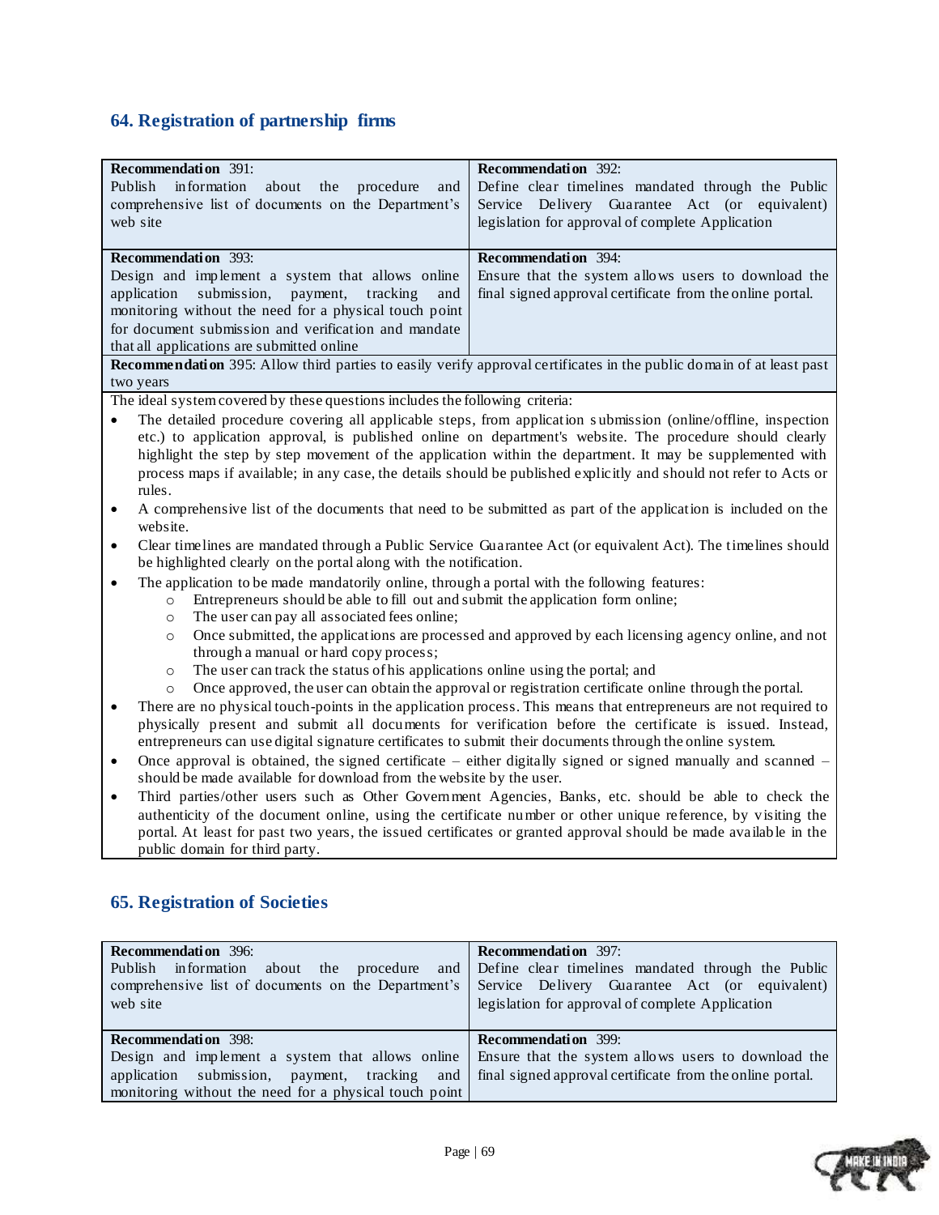## 64. Registration of partnership firms

| | |
|---|---|
| **Recommendation** 391: Publish information about the procedure and comprehensive list of documents on the Department's web site | **Recommendation** 392: Define clear timelines mandated through the Public Service Delivery Guarantee Act (or equivalent) legislation for approval of complete Application |
| **Recommendation** 393: Design and implement a system that allows online application submission, payment, tracking and monitoring without the need for a physical touch point for document submission and verification and mandate that all applications are submitted online | **Recommendation** 394: Ensure that the system allows users to download the final signed approval certificate from the online portal. |

**Recommendation** 395: Allow third parties to easily verify approval certificates in the public domain of at least past two years

The ideal system covered by these questions includes the following criteria:

- The detailed procedure covering all applicable steps, from application submission (online/offline, inspection etc.) to application approval, is published online on department's website. The procedure should clearly highlight the step by step movement of the application within the department. It may be supplemented with process maps if available; in any case, the details should be published explicitly and should not refer to Acts or rules.
- A comprehensive list of the documents that need to be submitted as part of the application is included on the website.
- Clear timelines are mandated through a Public Service Guarantee Act (or equivalent Act). The timelines should be highlighted clearly on the portal along with the notification.
- The application to be made mandatorily online, through a portal with the following features:
  - Entrepreneurs should be able to fill out and submit the application form online;
  - The user can pay all associated fees online;
  - Once submitted, the applications are processed and approved by each licensing agency online, and not through a manual or hard copy process;
  - The user can track the status of his applications online using the portal; and
  - Once approved, the user can obtain the approval or registration certificate online through the portal.
- There are no physical touch-points in the application process. This means that entrepreneurs are not required to physically present and submit all documents for verification before the certificate is issued. Instead, entrepreneurs can use digital signature certificates to submit their documents through the online system.
- Once approval is obtained, the signed certificate – either digitally signed or signed manually and scanned – should be made available for download from the website by the user.
- Third parties/other users such as Other Government Agencies, Banks, etc. should be able to check the authenticity of the document online, using the certificate number or other unique reference, by visiting the portal. At least for past two years, the issued certificates or granted approval should be made available in the public domain for third party.

## 65. Registration of Societies

| | |
|---|---|
| **Recommendation** 396: Publish information about the procedure and comprehensive list of documents on the Department's web site | **Recommendation** 397: Define clear timelines mandated through the Public Service Delivery Guarantee Act (or equivalent) legislation for approval of complete Application |
| **Recommendation** 398: Design and implement a system that allows online application submission, payment, tracking and monitoring without the need for a physical touch point | **Recommendation** 399: Ensure that the system allows users to download the final signed approval certificate from the online portal. |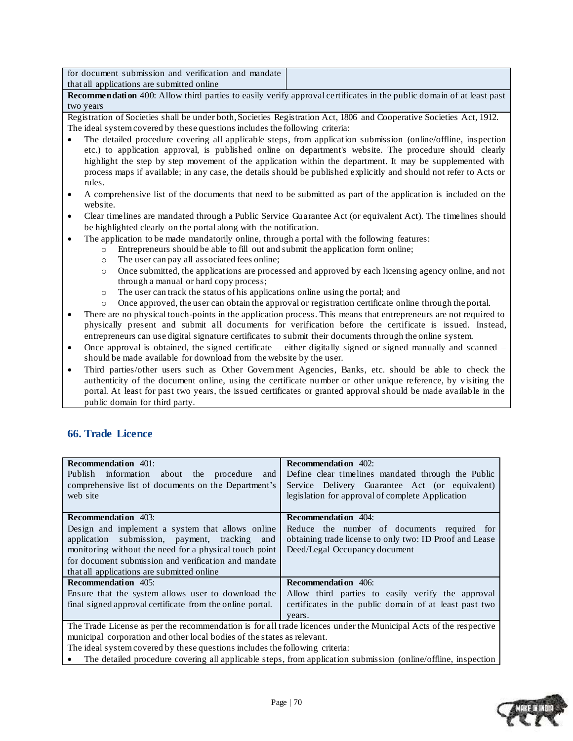| for document submission and verification and mandate that all applications are submitted online | |
|---|---|

**Recommendation** 400: Allow third parties to easily verify approval certificates in the public domain of at least past two years

Registration of Societies shall be under both, Societies Registration Act, 1806 and Cooperative Societies Act, 1912.
The ideal system covered by these questions includes the following criteria:

- The detailed procedure covering all applicable steps, from application submission (online/offline, inspection etc.) to application approval, is published online on department's website. The procedure should clearly highlight the step by step movement of the application within the department. It may be supplemented with process maps if available; in any case, the details should be published explicitly and should not refer to Acts or rules.
- A comprehensive list of the documents that need to be submitted as part of the application is included on the website.
- Clear timelines are mandated through a Public Service Guarantee Act (or equivalent Act). The timelines should be highlighted clearly on the portal along with the notification.
- The application to be made mandatorily online, through a portal with the following features:
  - Entrepreneurs should be able to fill out and submit the application form online;
  - The user can pay all associated fees online;
  - Once submitted, the applications are processed and approved by each licensing agency online, and not through a manual or hard copy process;
  - The user can track the status of his applications online using the portal; and
  - Once approved, the user can obtain the approval or registration certificate online through the portal.
- There are no physical touch-points in the application process. This means that entrepreneurs are not required to physically present and submit all documents for verification before the certificate is issued. Instead, entrepreneurs can use digital signature certificates to submit their documents through the online system.
- Once approval is obtained, the signed certificate – either digitally signed or signed manually and scanned – should be made available for download from the website by the user.
- Third parties/other users such as Other Government Agencies, Banks, etc. should be able to check the authenticity of the document online, using the certificate number or other unique reference, by visiting the portal. At least for past two years, the issued certificates or granted approval should be made available in the public domain for third party.

## 66. Trade Licence

| **Recommendation** 401: Publish information about the procedure and comprehensive list of documents on the Department's web site | **Recommendation** 402: Define clear timelines mandated through the Public Service Delivery Guarantee Act (or equivalent) legislation for approval of complete Application |
|---|---|
| **Recommendation** 403: Design and implement a system that allows online application submission, payment, tracking and monitoring without the need for a physical touch point for document submission and verification and mandate that all applications are submitted online | **Recommendation** 404: Reduce the number of documents required for obtaining trade license to only two: ID Proof and Lease Deed/Legal Occupancy document |
| **Recommendation** 405: Ensure that the system allows user to download the final signed approval certificate from the online portal. | **Recommendation** 406: Allow third parties to easily verify the approval certificates in the public domain of at least past two years. |

The Trade License as per the recommendation is for all trade licences under the Municipal Acts of the respective municipal corporation and other local bodies of the states as relevant.
The ideal system covered by these questions includes the following criteria:

- The detailed procedure covering all applicable steps, from application submission (online/offline, inspection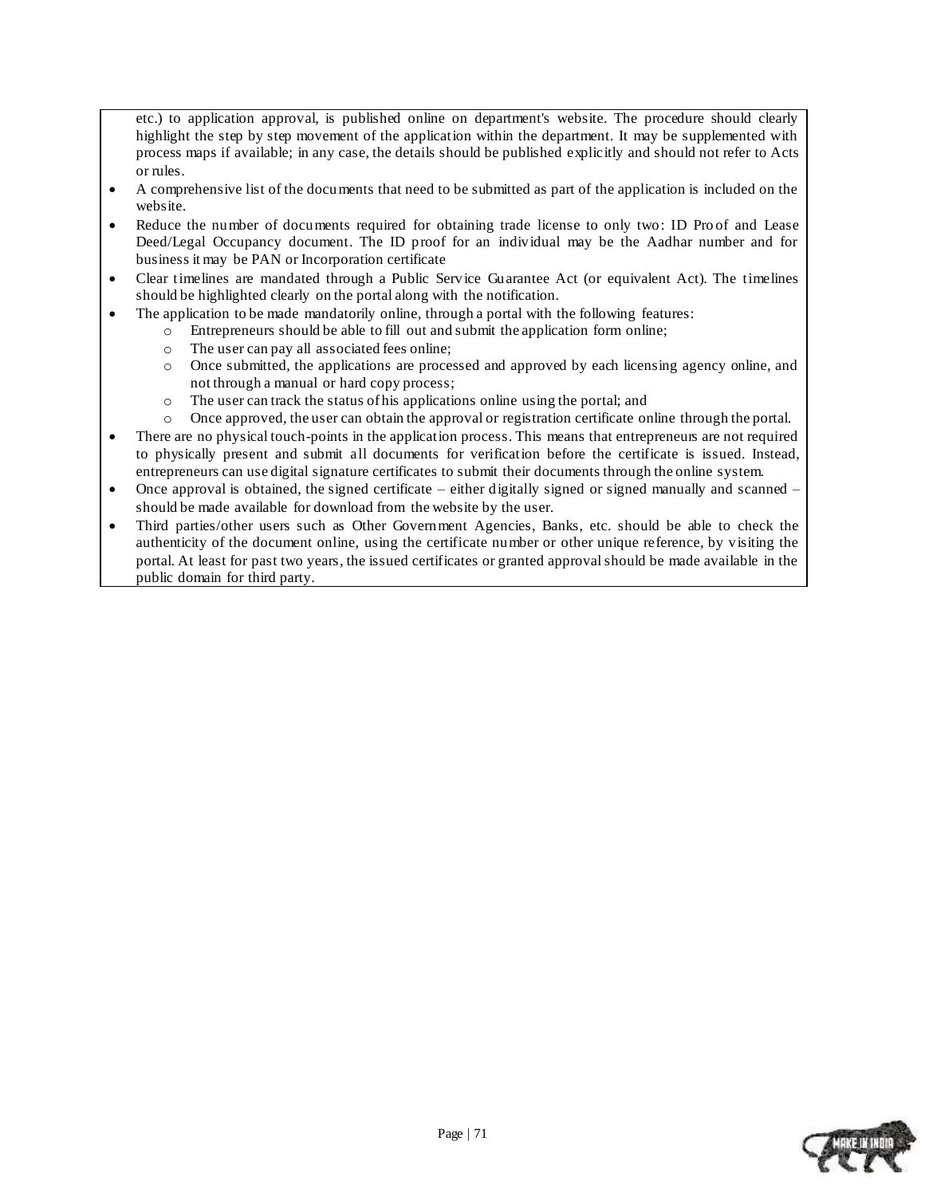etc.) to application approval, is published online on department's website. The procedure should clearly highlight the step by step movement of the application within the department. It may be supplemented with process maps if available; in any case, the details should be published explicitly and should not refer to Acts or rules.

- A comprehensive list of the documents that need to be submitted as part of the application is included on the website.
- Reduce the number of documents required for obtaining trade license to only two: ID Proof and Lease Deed/Legal Occupancy document. The ID proof for an individual may be the Aadhar number and for business it may be PAN or Incorporation certificate
- Clear timelines are mandated through a Public Service Guarantee Act (or equivalent Act). The timelines should be highlighted clearly on the portal along with the notification.
- The application to be made mandatorily online, through a portal with the following features:
    - Entrepreneurs should be able to fill out and submit the application form online;
    - The user can pay all associated fees online;
    - Once submitted, the applications are processed and approved by each licensing agency online, and not through a manual or hard copy process;
    - The user can track the status of his applications online using the portal; and
    - Once approved, the user can obtain the approval or registration certificate online through the portal.
- There are no physical touch-points in the application process. This means that entrepreneurs are not required to physically present and submit all documents for verification before the certificate is issued. Instead, entrepreneurs can use digital signature certificates to submit their documents through the online system.
- Once approval is obtained, the signed certificate – either digitally signed or signed manually and scanned – should be made available for download from the website by the user.
- Third parties/other users such as Other Government Agencies, Banks, etc. should be able to check the authenticity of the document online, using the certificate number or other unique reference, by visiting the portal. At least for past two years, the issued certificates or granted approval should be made available in the public domain for third party.